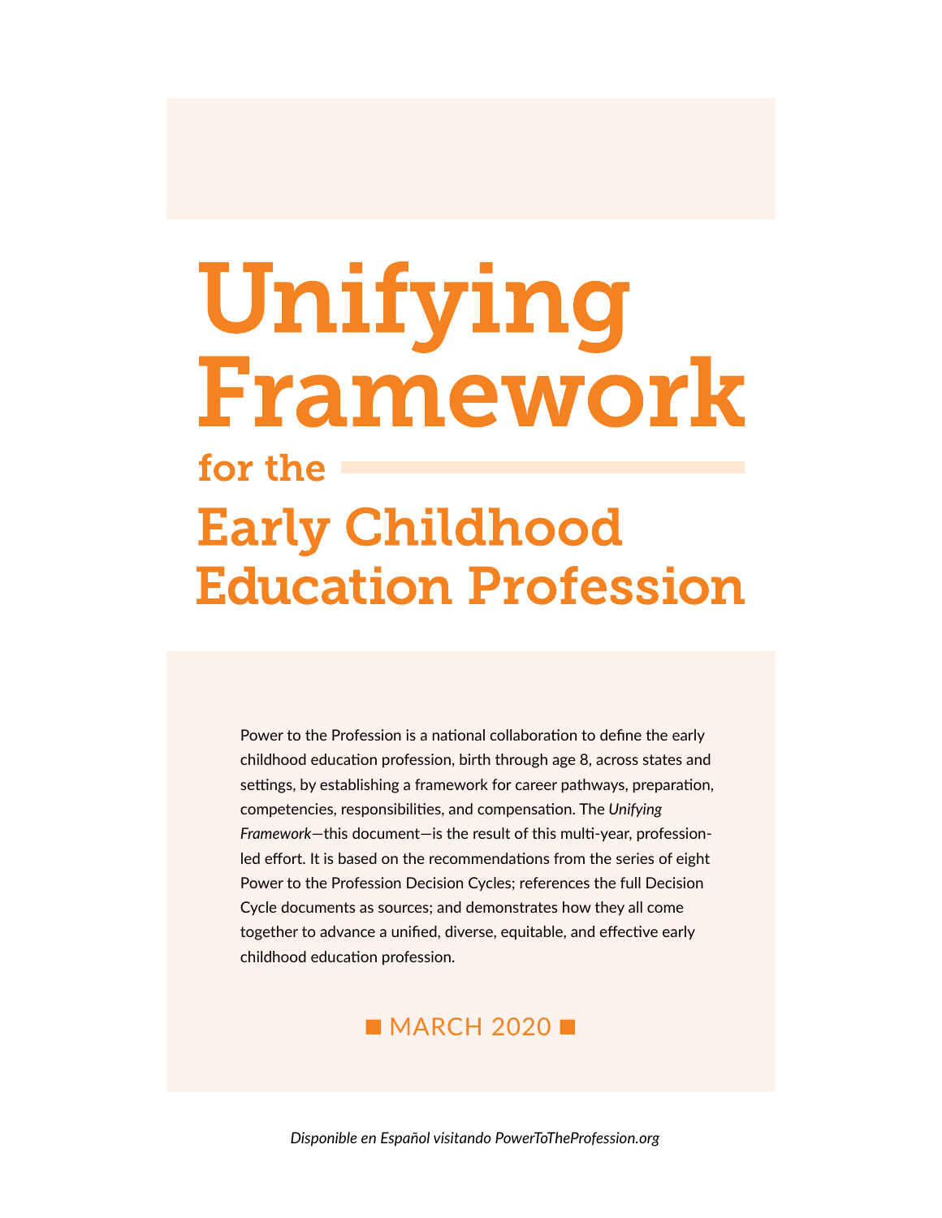# Unifying Framework for the Early Childhood Education Profession

Power to the Profession is a national collaboration to define the early childhood education profession, birth through age 8, across states and settings, by establishing a framework for career pathways, preparation, competencies, responsibilities, and compensation. The *Unifying Framework*—this document—is the result of this multi-year, profession-led effort. It is based on the recommendations from the series of eight Power to the Profession Decision Cycles; references the full Decision Cycle documents as sources; and demonstrates how they all come together to advance a unified, diverse, equitable, and effective early childhood education profession.

■ MARCH 2020 ■

*Disponible en Español visitando PowerToTheProfession.org*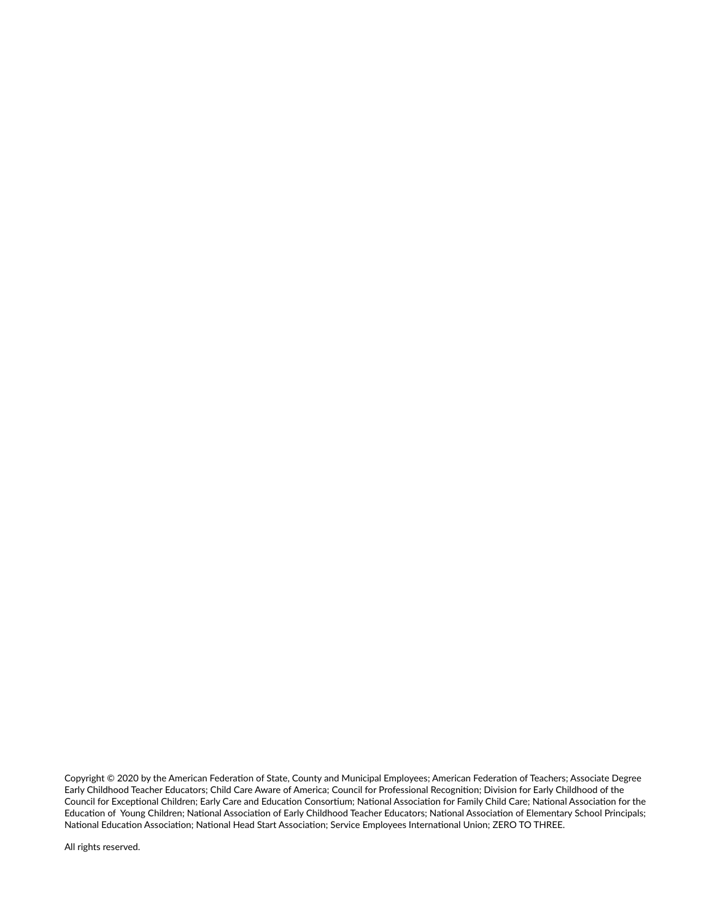Copyright © 2020 by the American Federation of State, County and Municipal Employees; American Federation of Teachers; Associate Degree Early Childhood Teacher Educators; Child Care Aware of America; Council for Professional Recognition; Division for Early Childhood of the Council for Exceptional Children; Early Care and Education Consortium; National Association for Family Child Care; National Association for the Education of Young Children; National Association of Early Childhood Teacher Educators; National Association of Elementary School Principals; National Education Association; National Head Start Association; Service Employees International Union; ZERO TO THREE.

All rights reserved.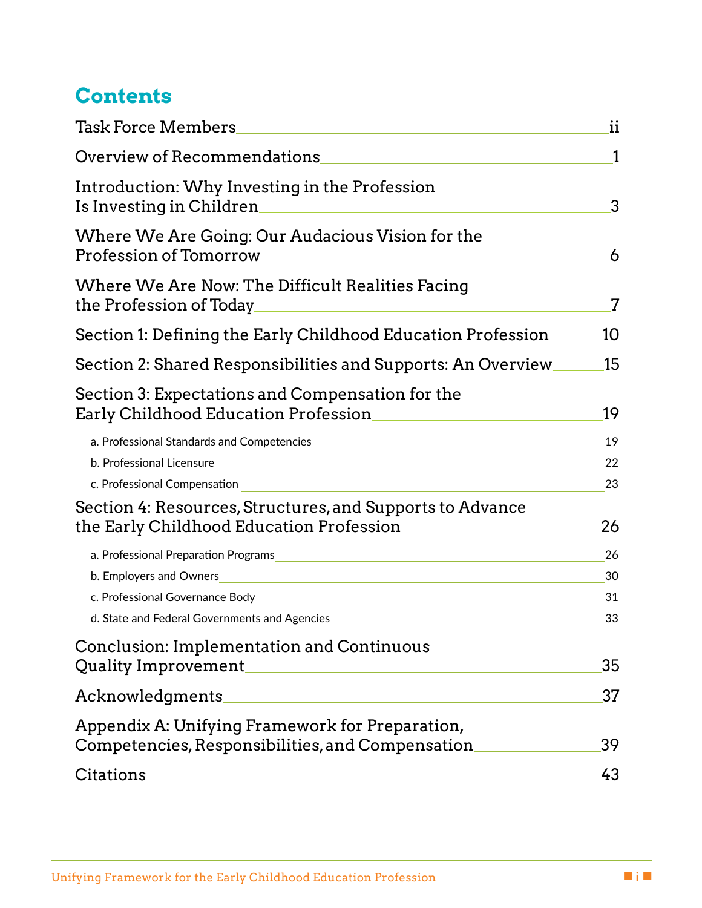# Contents

Task Force Members ii

Overview of Recommendations 1

Introduction: Why Investing in the Profession Is Investing in Children 3

Where We Are Going: Our Audacious Vision for the Profession of Tomorrow 6

Where We Are Now: The Difficult Realities Facing the Profession of Today 7

Section 1: Defining the Early Childhood Education Profession 10

Section 2: Shared Responsibilities and Supports: An Overview 15

Section 3: Expectations and Compensation for the Early Childhood Education Profession 19

- a. Professional Standards and Competencies 19
- b. Professional Licensure 22
- c. Professional Compensation 23

Section 4: Resources, Structures, and Supports to Advance the Early Childhood Education Profession 26

- a. Professional Preparation Programs 26
- b. Employers and Owners 30
- c. Professional Governance Body 31
- d. State and Federal Governments and Agencies 33

Conclusion: Implementation and Continuous Quality Improvement 35

Acknowledgments 37

Appendix A: Unifying Framework for Preparation, Competencies, Responsibilities, and Compensation 39

Citations 43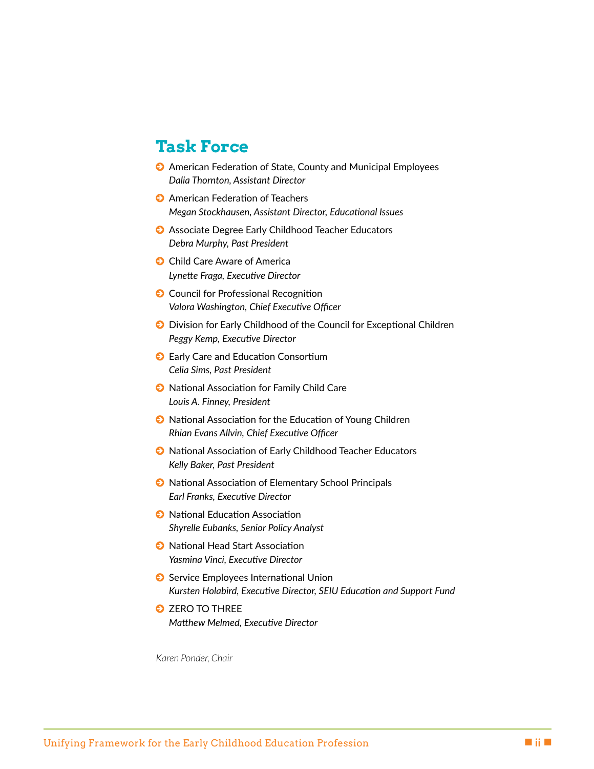## Task Force

- American Federation of State, County and Municipal Employees
  *Dalia Thornton, Assistant Director*
- American Federation of Teachers
  *Megan Stockhausen, Assistant Director, Educational Issues*
- Associate Degree Early Childhood Teacher Educators
  *Debra Murphy, Past President*
- Child Care Aware of America
  *Lynette Fraga, Executive Director*
- Council for Professional Recognition
  *Valora Washington, Chief Executive Officer*
- Division for Early Childhood of the Council for Exceptional Children
  *Peggy Kemp, Executive Director*
- Early Care and Education Consortium
  *Celia Sims, Past President*
- National Association for Family Child Care
  *Louis A. Finney, President*
- National Association for the Education of Young Children
  *Rhian Evans Allvin, Chief Executive Officer*
- National Association of Early Childhood Teacher Educators
  *Kelly Baker, Past President*
- National Association of Elementary School Principals
  *Earl Franks, Executive Director*
- National Education Association
  *Shyrelle Eubanks, Senior Policy Analyst*
- National Head Start Association
  *Yasmina Vinci, Executive Director*
- Service Employees International Union
  *Kursten Holabird, Executive Director, SEIU Education and Support Fund*
- ZERO TO THREE
  *Matthew Melmed, Executive Director*

*Karen Ponder, Chair*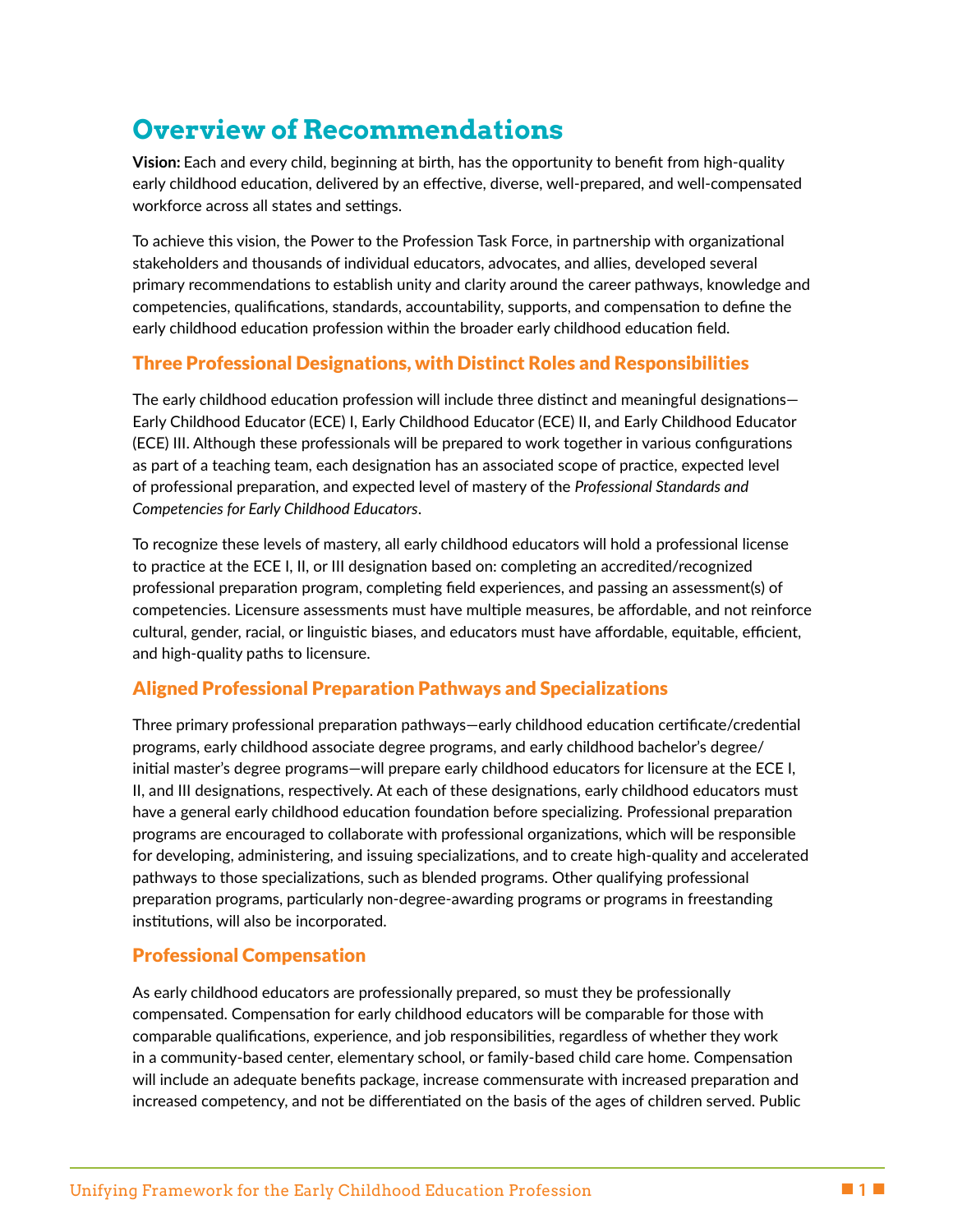# Overview of Recommendations

**Vision:** Each and every child, beginning at birth, has the opportunity to benefit from high-quality early childhood education, delivered by an effective, diverse, well-prepared, and well-compensated workforce across all states and settings.

To achieve this vision, the Power to the Profession Task Force, in partnership with organizational stakeholders and thousands of individual educators, advocates, and allies, developed several primary recommendations to establish unity and clarity around the career pathways, knowledge and competencies, qualifications, standards, accountability, supports, and compensation to define the early childhood education profession within the broader early childhood education field.

## Three Professional Designations, with Distinct Roles and Responsibilities

The early childhood education profession will include three distinct and meaningful designations—Early Childhood Educator (ECE) I, Early Childhood Educator (ECE) II, and Early Childhood Educator (ECE) III. Although these professionals will be prepared to work together in various configurations as part of a teaching team, each designation has an associated scope of practice, expected level of professional preparation, and expected level of mastery of the *Professional Standards and Competencies for Early Childhood Educators*.

To recognize these levels of mastery, all early childhood educators will hold a professional license to practice at the ECE I, II, or III designation based on: completing an accredited/recognized professional preparation program, completing field experiences, and passing an assessment(s) of competencies. Licensure assessments must have multiple measures, be affordable, and not reinforce cultural, gender, racial, or linguistic biases, and educators must have affordable, equitable, efficient, and high-quality paths to licensure.

## Aligned Professional Preparation Pathways and Specializations

Three primary professional preparation pathways—early childhood education certificate/credential programs, early childhood associate degree programs, and early childhood bachelor's degree/initial master's degree programs—will prepare early childhood educators for licensure at the ECE I, II, and III designations, respectively. At each of these designations, early childhood educators must have a general early childhood education foundation before specializing. Professional preparation programs are encouraged to collaborate with professional organizations, which will be responsible for developing, administering, and issuing specializations, and to create high-quality and accelerated pathways to those specializations, such as blended programs. Other qualifying professional preparation programs, particularly non-degree-awarding programs or programs in freestanding institutions, will also be incorporated.

## Professional Compensation

As early childhood educators are professionally prepared, so must they be professionally compensated. Compensation for early childhood educators will be comparable for those with comparable qualifications, experience, and job responsibilities, regardless of whether they work in a community-based center, elementary school, or family-based child care home. Compensation will include an adequate benefits package, increase commensurate with increased preparation and increased competency, and not be differentiated on the basis of the ages of children served. Public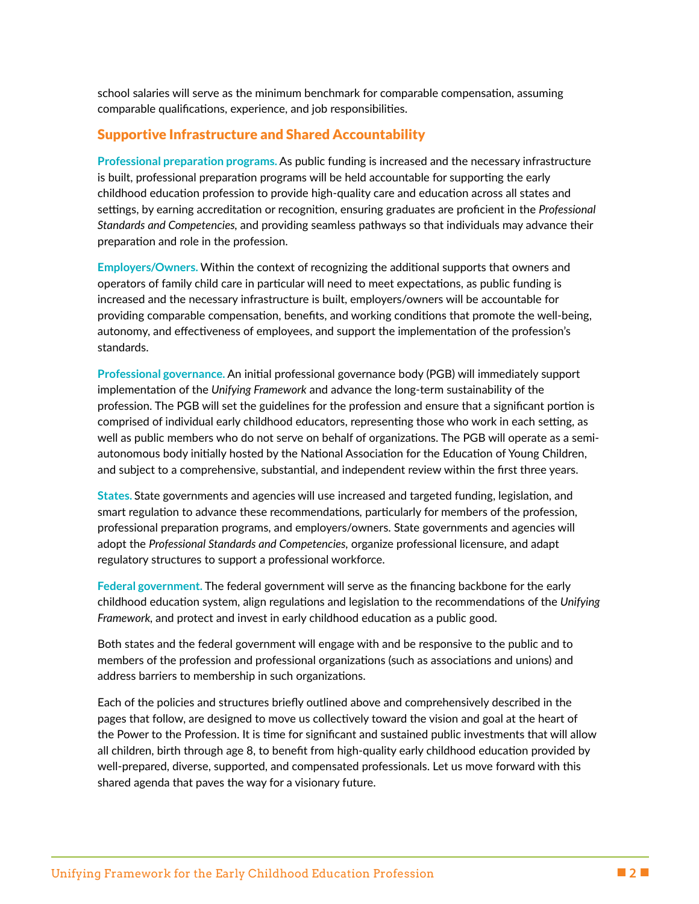school salaries will serve as the minimum benchmark for comparable compensation, assuming comparable qualifications, experience, and job responsibilities.

## Supportive Infrastructure and Shared Accountability

**Professional preparation programs.** As public funding is increased and the necessary infrastructure is built, professional preparation programs will be held accountable for supporting the early childhood education profession to provide high-quality care and education across all states and settings, by earning accreditation or recognition, ensuring graduates are proficient in the *Professional Standards and Competencies*, and providing seamless pathways so that individuals may advance their preparation and role in the profession.

**Employers/Owners.** Within the context of recognizing the additional supports that owners and operators of family child care in particular will need to meet expectations, as public funding is increased and the necessary infrastructure is built, employers/owners will be accountable for providing comparable compensation, benefits, and working conditions that promote the well-being, autonomy, and effectiveness of employees, and support the implementation of the profession's standards.

**Professional governance.** An initial professional governance body (PGB) will immediately support implementation of the *Unifying Framework* and advance the long-term sustainability of the profession. The PGB will set the guidelines for the profession and ensure that a significant portion is comprised of individual early childhood educators, representing those who work in each setting, as well as public members who do not serve on behalf of organizations. The PGB will operate as a semi-autonomous body initially hosted by the National Association for the Education of Young Children, and subject to a comprehensive, substantial, and independent review within the first three years.

**States.** State governments and agencies will use increased and targeted funding, legislation, and smart regulation to advance these recommendations, particularly for members of the profession, professional preparation programs, and employers/owners. State governments and agencies will adopt the *Professional Standards and Competencies*, organize professional licensure, and adapt regulatory structures to support a professional workforce.

**Federal government.** The federal government will serve as the financing backbone for the early childhood education system, align regulations and legislation to the recommendations of the *Unifying Framework*, and protect and invest in early childhood education as a public good.

Both states and the federal government will engage with and be responsive to the public and to members of the profession and professional organizations (such as associations and unions) and address barriers to membership in such organizations.

Each of the policies and structures briefly outlined above and comprehensively described in the pages that follow, are designed to move us collectively toward the vision and goal at the heart of the Power to the Profession. It is time for significant and sustained public investments that will allow all children, birth through age 8, to benefit from high-quality early childhood education provided by well-prepared, diverse, supported, and compensated professionals. Let us move forward with this shared agenda that paves the way for a visionary future.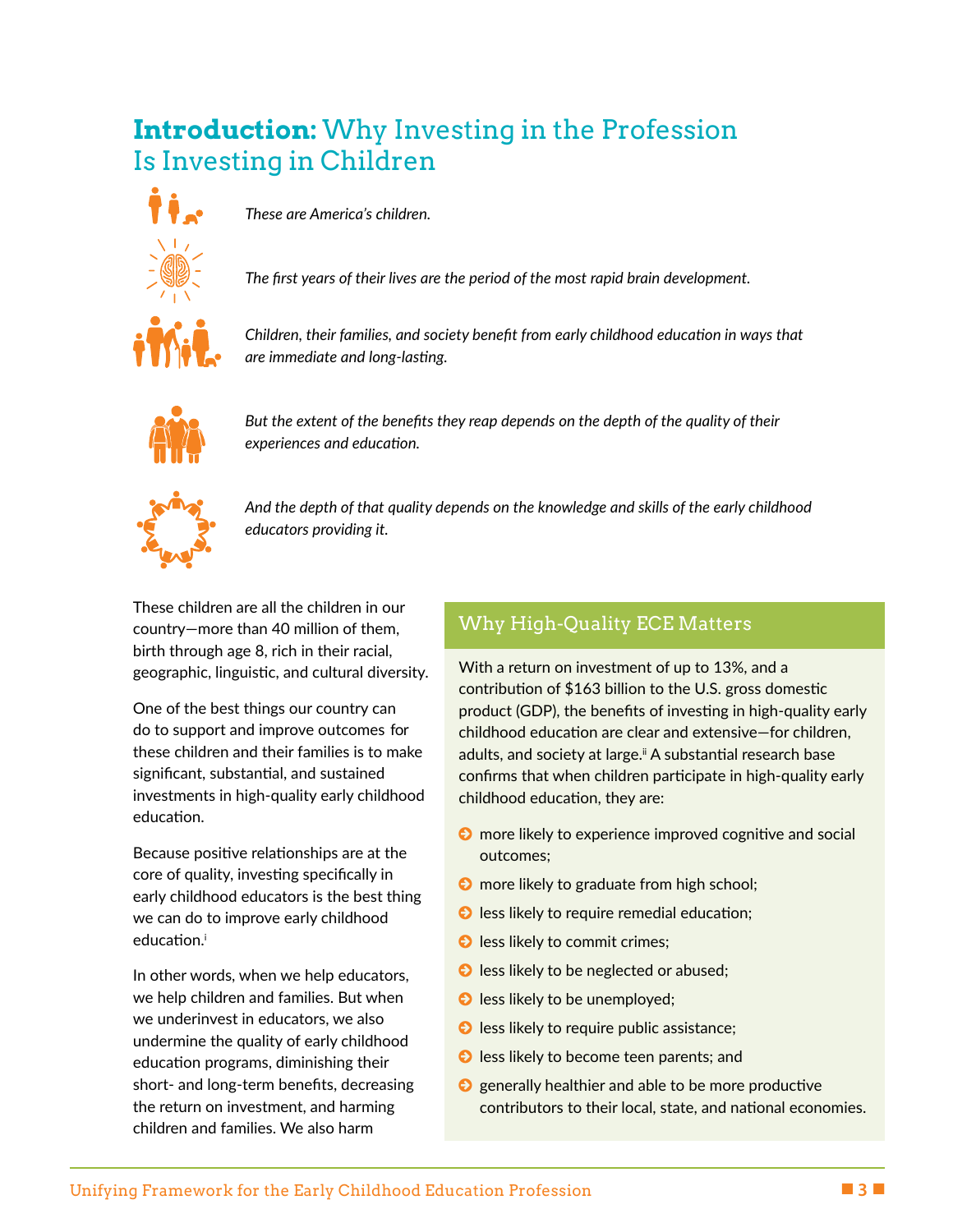# **Introduction:** Why Investing in the Profession Is Investing in Children

*These are America's children.*

*The first years of their lives are the period of the most rapid brain development.*

*Children, their families, and society benefit from early childhood education in ways that are immediate and long-lasting.*

*But the extent of the benefits they reap depends on the depth of the quality of their experiences and education.*

*And the depth of that quality depends on the knowledge and skills of the early childhood educators providing it.*

These children are all the children in our country—more than 40 million of them, birth through age 8, rich in their racial, geographic, linguistic, and cultural diversity.

One of the best things our country can do to support and improve outcomes for these children and their families is to make significant, substantial, and sustained investments in high-quality early childhood education.

Because positive relationships are at the core of quality, investing specifically in early childhood educators is the best thing we can do to improve early childhood education.[i]

In other words, when we help educators, we help children and families. But when we underinvest in educators, we also undermine the quality of early childhood education programs, diminishing their short- and long-term benefits, decreasing the return on investment, and harming children and families. We also harm

## Why High-Quality ECE Matters

With a return on investment of up to 13%, and a contribution of $163 billion to the U.S. gross domestic product (GDP), the benefits of investing in high-quality early childhood education are clear and extensive—for children, adults, and society at large.[ii] A substantial research base confirms that when children participate in high-quality early childhood education, they are:

- more likely to experience improved cognitive and social outcomes;
- more likely to graduate from high school;
- less likely to require remedial education;
- less likely to commit crimes;
- less likely to be neglected or abused;
- less likely to be unemployed;
- less likely to require public assistance;
- less likely to become teen parents; and
- generally healthier and able to be more productive contributors to their local, state, and national economies.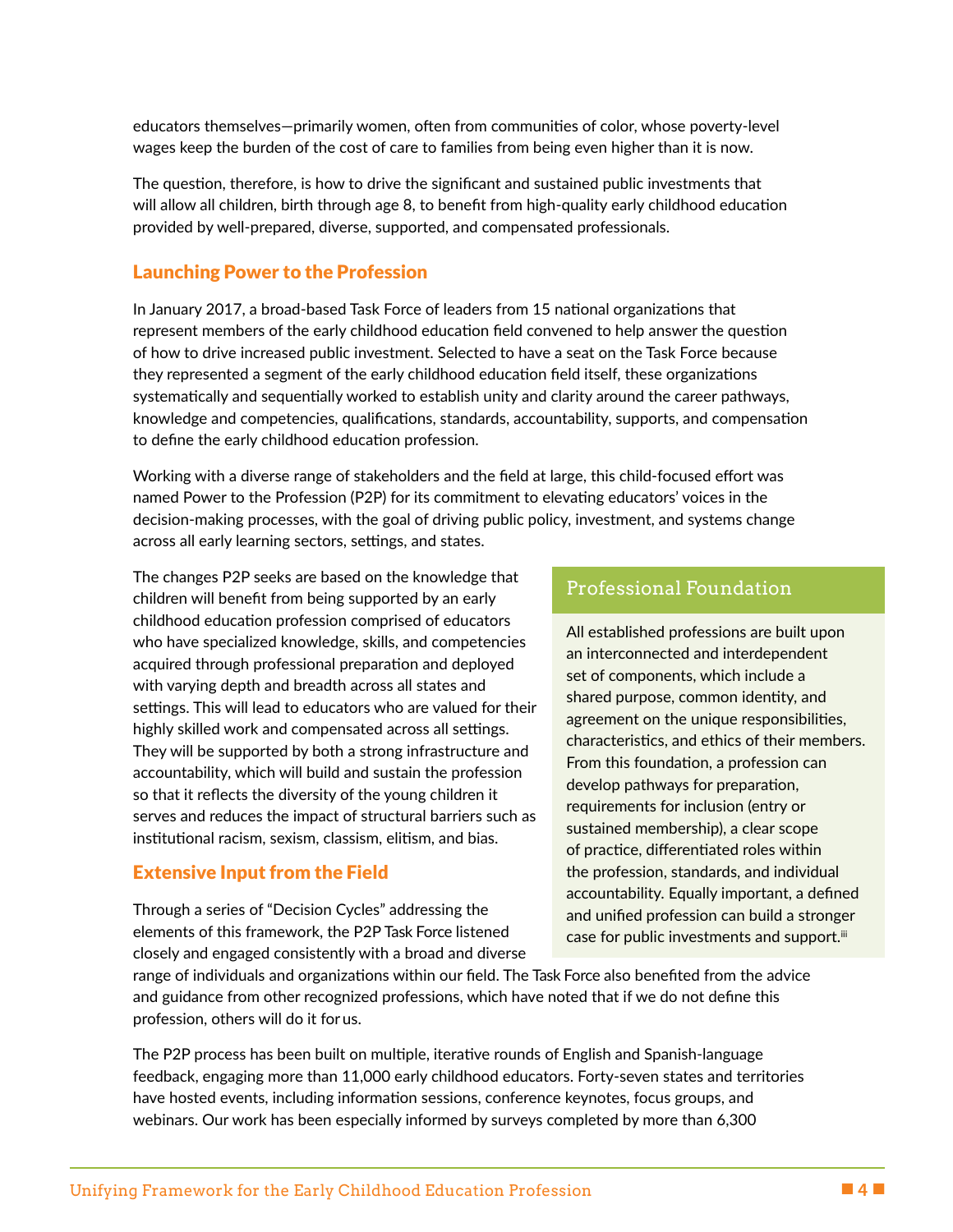educators themselves—primarily women, often from communities of color, whose poverty-level wages keep the burden of the cost of care to families from being even higher than it is now.

The question, therefore, is how to drive the significant and sustained public investments that will allow all children, birth through age 8, to benefit from high-quality early childhood education provided by well-prepared, diverse, supported, and compensated professionals.

## Launching Power to the Profession

In January 2017, a broad-based Task Force of leaders from 15 national organizations that represent members of the early childhood education field convened to help answer the question of how to drive increased public investment. Selected to have a seat on the Task Force because they represented a segment of the early childhood education field itself, these organizations systematically and sequentially worked to establish unity and clarity around the career pathways, knowledge and competencies, qualifications, standards, accountability, supports, and compensation to define the early childhood education profession.

Working with a diverse range of stakeholders and the field at large, this child-focused effort was named Power to the Profession (P2P) for its commitment to elevating educators' voices in the decision-making processes, with the goal of driving public policy, investment, and systems change across all early learning sectors, settings, and states.

The changes P2P seeks are based on the knowledge that children will benefit from being supported by an early childhood education profession comprised of educators who have specialized knowledge, skills, and competencies acquired through professional preparation and deployed with varying depth and breadth across all states and settings. This will lead to educators who are valued for their highly skilled work and compensated across all settings. They will be supported by both a strong infrastructure and accountability, which will build and sustain the profession so that it reflects the diversity of the young children it serves and reduces the impact of structural barriers such as institutional racism, sexism, classism, elitism, and bias.

### Professional Foundation

All established professions are built upon an interconnected and interdependent set of components, which include a shared purpose, common identity, and agreement on the unique responsibilities, characteristics, and ethics of their members. From this foundation, a profession can develop pathways for preparation, requirements for inclusion (entry or sustained membership), a clear scope of practice, differentiated roles within the profession, standards, and individual accountability. Equally important, a defined and unified profession can build a stronger case for public investments and support.[iii]

## Extensive Input from the Field

Through a series of "Decision Cycles" addressing the elements of this framework, the P2P Task Force listened closely and engaged consistently with a broad and diverse range of individuals and organizations within our field. The Task Force also benefited from the advice and guidance from other recognized professions, which have noted that if we do not define this profession, others will do it for us.

The P2P process has been built on multiple, iterative rounds of English and Spanish-language feedback, engaging more than 11,000 early childhood educators. Forty-seven states and territories have hosted events, including information sessions, conference keynotes, focus groups, and webinars. Our work has been especially informed by surveys completed by more than 6,300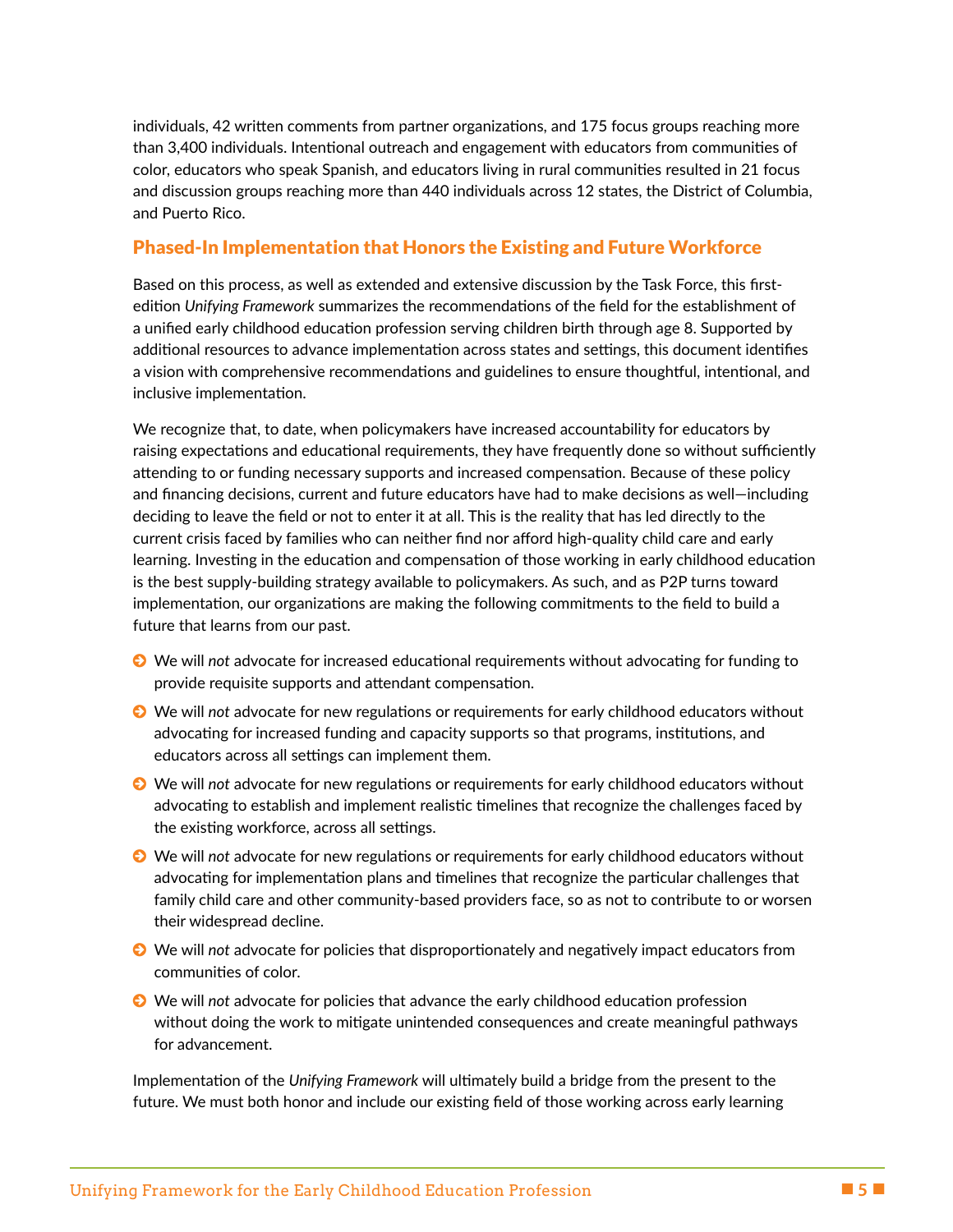individuals, 42 written comments from partner organizations, and 175 focus groups reaching more than 3,400 individuals. Intentional outreach and engagement with educators from communities of color, educators who speak Spanish, and educators living in rural communities resulted in 21 focus and discussion groups reaching more than 440 individuals across 12 states, the District of Columbia, and Puerto Rico.

## Phased-In Implementation that Honors the Existing and Future Workforce

Based on this process, as well as extended and extensive discussion by the Task Force, this first-edition *Unifying Framework* summarizes the recommendations of the field for the establishment of a unified early childhood education profession serving children birth through age 8. Supported by additional resources to advance implementation across states and settings, this document identifies a vision with comprehensive recommendations and guidelines to ensure thoughtful, intentional, and inclusive implementation.

We recognize that, to date, when policymakers have increased accountability for educators by raising expectations and educational requirements, they have frequently done so without sufficiently attending to or funding necessary supports and increased compensation. Because of these policy and financing decisions, current and future educators have had to make decisions as well—including deciding to leave the field or not to enter it at all. This is the reality that has led directly to the current crisis faced by families who can neither find nor afford high-quality child care and early learning. Investing in the education and compensation of those working in early childhood education is the best supply-building strategy available to policymakers. As such, and as P2P turns toward implementation, our organizations are making the following commitments to the field to build a future that learns from our past.

- We will *not* advocate for increased educational requirements without advocating for funding to provide requisite supports and attendant compensation.
- We will *not* advocate for new regulations or requirements for early childhood educators without advocating for increased funding and capacity supports so that programs, institutions, and educators across all settings can implement them.
- We will *not* advocate for new regulations or requirements for early childhood educators without advocating to establish and implement realistic timelines that recognize the challenges faced by the existing workforce, across all settings.
- We will *not* advocate for new regulations or requirements for early childhood educators without advocating for implementation plans and timelines that recognize the particular challenges that family child care and other community-based providers face, so as not to contribute to or worsen their widespread decline.
- We will *not* advocate for policies that disproportionately and negatively impact educators from communities of color.
- We will *not* advocate for policies that advance the early childhood education profession without doing the work to mitigate unintended consequences and create meaningful pathways for advancement.

Implementation of the *Unifying Framework* will ultimately build a bridge from the present to the future. We must both honor and include our existing field of those working across early learning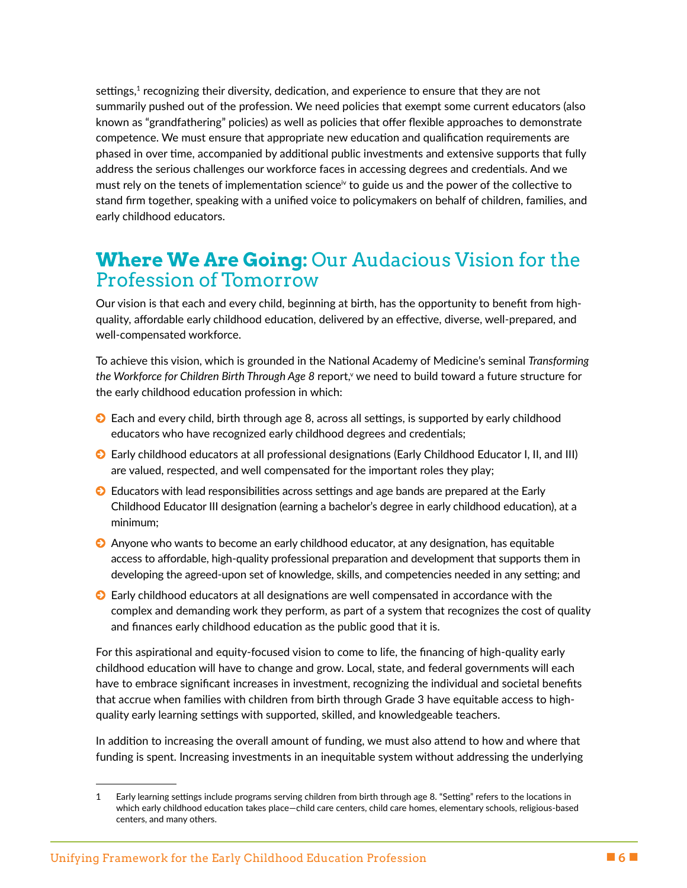settings,[1] recognizing their diversity, dedication, and experience to ensure that they are not summarily pushed out of the profession. We need policies that exempt some current educators (also known as "grandfathering" policies) as well as policies that offer flexible approaches to demonstrate competence. We must ensure that appropriate new education and qualification requirements are phased in over time, accompanied by additional public investments and extensive supports that fully address the serious challenges our workforce faces in accessing degrees and credentials. And we must rely on the tenets of implementation science[iv] to guide us and the power of the collective to stand firm together, speaking with a unified voice to policymakers on behalf of children, families, and early childhood educators.

## **Where We Are Going:** Our Audacious Vision for the Profession of Tomorrow

Our vision is that each and every child, beginning at birth, has the opportunity to benefit from high-quality, affordable early childhood education, delivered by an effective, diverse, well-prepared, and well-compensated workforce.

To achieve this vision, which is grounded in the National Academy of Medicine's seminal *Transforming the Workforce for Children Birth Through Age 8* report,[v] we need to build toward a future structure for the early childhood education profession in which:

- Each and every child, birth through age 8, across all settings, is supported by early childhood educators who have recognized early childhood degrees and credentials;
- Early childhood educators at all professional designations (Early Childhood Educator I, II, and III) are valued, respected, and well compensated for the important roles they play;
- Educators with lead responsibilities across settings and age bands are prepared at the Early Childhood Educator III designation (earning a bachelor's degree in early childhood education), at a minimum;
- Anyone who wants to become an early childhood educator, at any designation, has equitable access to affordable, high-quality professional preparation and development that supports them in developing the agreed-upon set of knowledge, skills, and competencies needed in any setting; and
- Early childhood educators at all designations are well compensated in accordance with the complex and demanding work they perform, as part of a system that recognizes the cost of quality and finances early childhood education as the public good that it is.

For this aspirational and equity-focused vision to come to life, the financing of high-quality early childhood education will have to change and grow. Local, state, and federal governments will each have to embrace significant increases in investment, recognizing the individual and societal benefits that accrue when families with children from birth through Grade 3 have equitable access to high-quality early learning settings with supported, skilled, and knowledgeable teachers.

In addition to increasing the overall amount of funding, we must also attend to how and where that funding is spent. Increasing investments in an inequitable system without addressing the underlying

---

1 Early learning settings include programs serving children from birth through age 8. "Setting" refers to the locations in which early childhood education takes place—child care centers, child care homes, elementary schools, religious-based centers, and many others.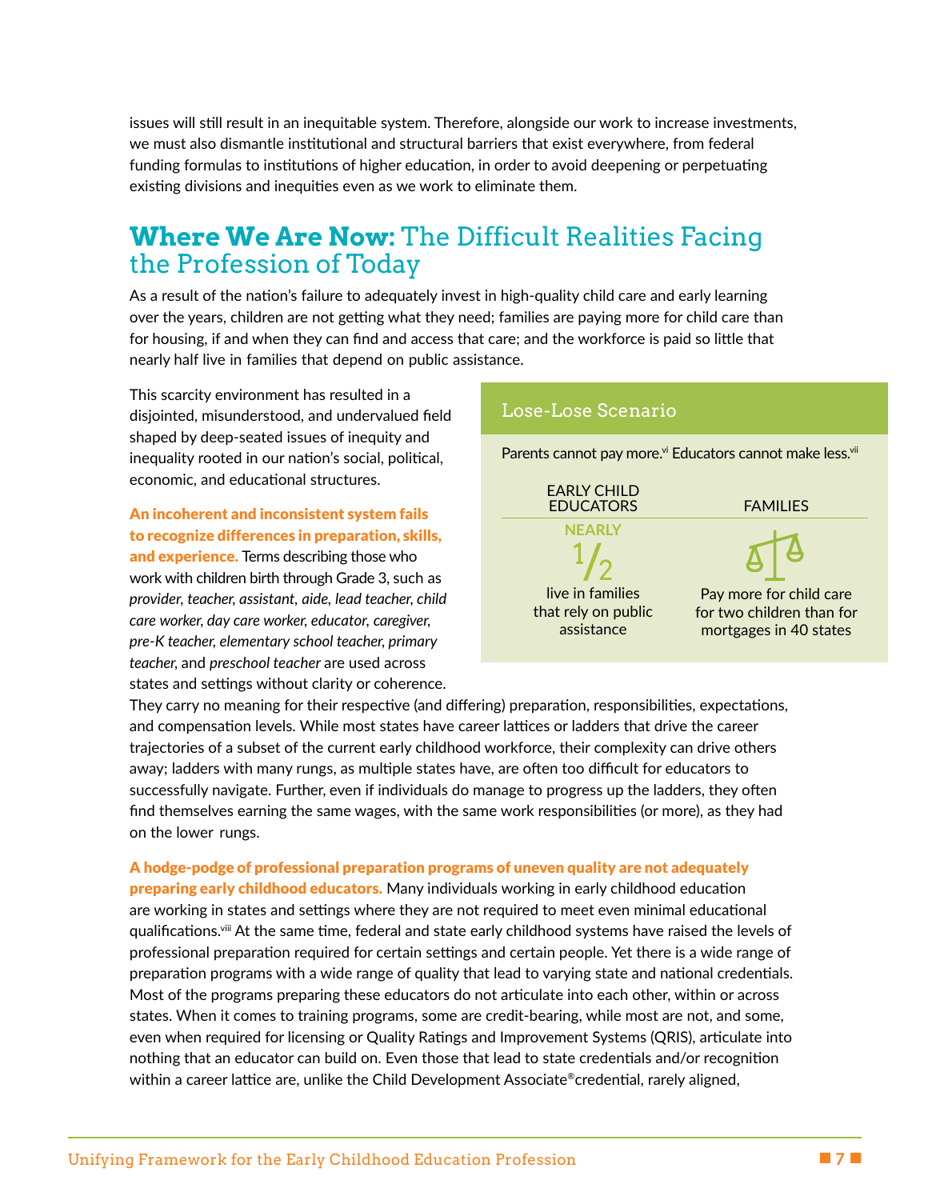issues will still result in an inequitable system. Therefore, alongside our work to increase investments, we must also dismantle institutional and structural barriers that exist everywhere, from federal funding formulas to institutions of higher education, in order to avoid deepening or perpetuating existing divisions and inequities even as we work to eliminate them.

## **Where We Are Now:** The Difficult Realities Facing the Profession of Today

As a result of the nation's failure to adequately invest in high-quality child care and early learning over the years, children are not getting what they need; families are paying more for child care than for housing, if and when they can find and access that care; and the workforce is paid so little that nearly half live in families that depend on public assistance.

This scarcity environment has resulted in a disjointed, misunderstood, and undervalued field shaped by deep-seated issues of inequity and inequality rooted in our nation's social, political, economic, and educational structures.

### Lose-Lose Scenario

Parents cannot pay more.[vi] Educators cannot make less.[vii]

| EARLY CHILD EDUCATORS | FAMILIES |
|---|---|
| NEARLY 1/2 live in families that rely on public assistance | Pay more for child care for two children than for mortgages in 40 states |

**An incoherent and inconsistent system fails to recognize differences in preparation, skills, and experience.** Terms describing those who work with children birth through Grade 3, such as *provider, teacher, assistant, aide, lead teacher, child care worker, day care worker, educator, caregiver, pre-K teacher, elementary school teacher, primary teacher*, and *preschool teacher* are used across states and settings without clarity or coherence. They carry no meaning for their respective (and differing) preparation, responsibilities, expectations, and compensation levels. While most states have career lattices or ladders that drive the career trajectories of a subset of the current early childhood workforce, their complexity can drive others away; ladders with many rungs, as multiple states have, are often too difficult for educators to successfully navigate. Further, even if individuals do manage to progress up the ladders, they often find themselves earning the same wages, with the same work responsibilities (or more), as they had on the lower rungs.

**A hodge-podge of professional preparation programs of uneven quality are not adequately preparing early childhood educators.** Many individuals working in early childhood education are working in states and settings where they are not required to meet even minimal educational qualifications.[viii] At the same time, federal and state early childhood systems have raised the levels of professional preparation required for certain settings and certain people. Yet there is a wide range of preparation programs with a wide range of quality that lead to varying state and national credentials. Most of the programs preparing these educators do not articulate into each other, within or across states. When it comes to training programs, some are credit-bearing, while most are not, and some, even when required for licensing or Quality Ratings and Improvement Systems (QRIS), articulate into nothing that an educator can build on. Even those that lead to state credentials and/or recognition within a career lattice are, unlike the Child Development Associate®credential, rarely aligned,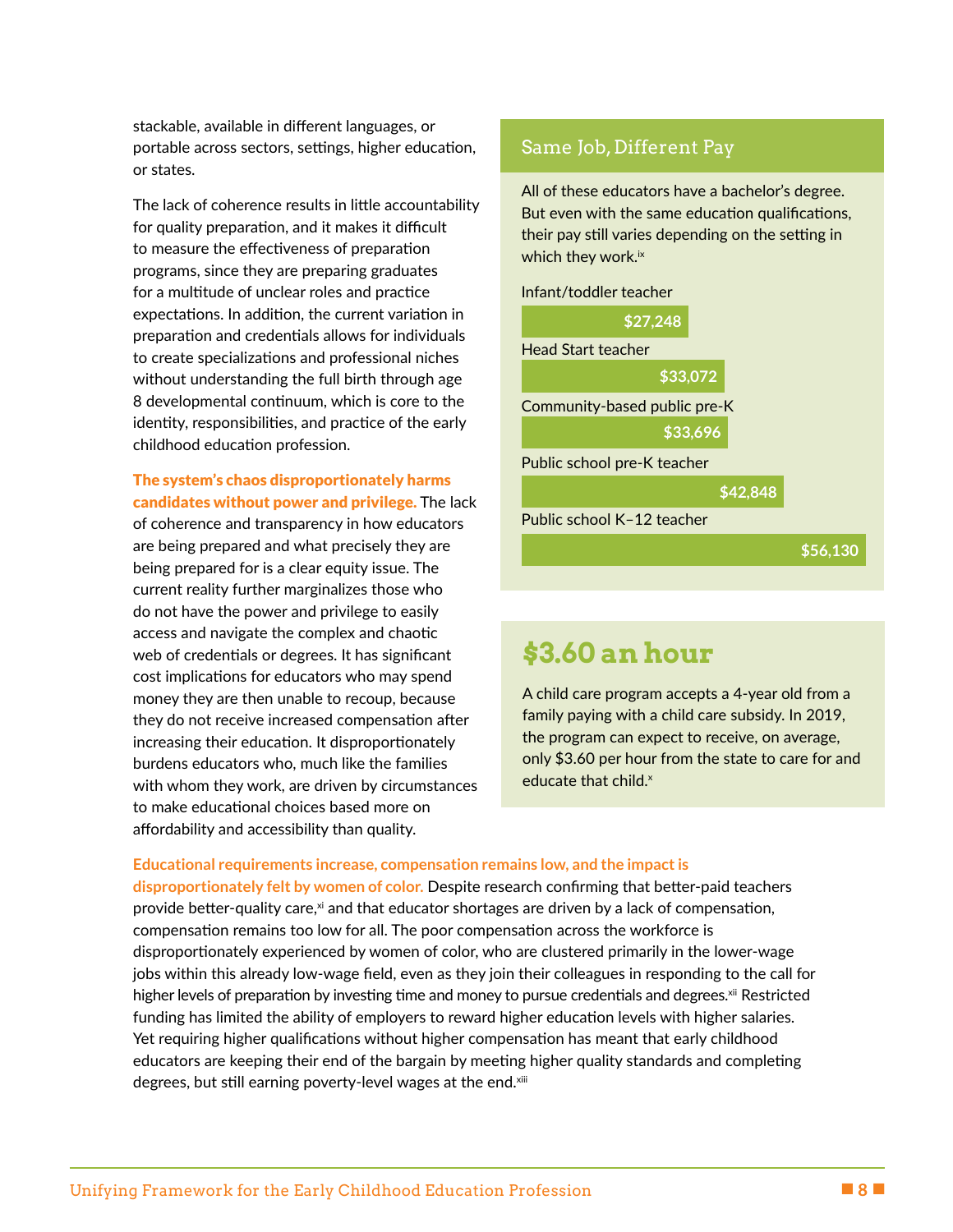stackable, available in different languages, or portable across sectors, settings, higher education, or states.

The lack of coherence results in little accountability for quality preparation, and it makes it difficult to measure the effectiveness of preparation programs, since they are preparing graduates for a multitude of unclear roles and practice expectations. In addition, the current variation in preparation and credentials allows for individuals to create specializations and professional niches without understanding the full birth through age 8 developmental continuum, which is core to the identity, responsibilities, and practice of the early childhood education profession.

**The system's chaos disproportionately harms candidates without power and privilege.** The lack of coherence and transparency in how educators are being prepared and what precisely they are being prepared for is a clear equity issue. The current reality further marginalizes those who do not have the power and privilege to easily access and navigate the complex and chaotic web of credentials or degrees. It has significant cost implications for educators who may spend money they are then unable to recoup, because they do not receive increased compensation after increasing their education. It disproportionately burdens educators who, much like the families with whom they work, are driven by circumstances to make educational choices based more on affordability and accessibility than quality.

## Same Job, Different Pay

All of these educators have a bachelor's degree. But even with the same education qualifications, their pay still varies depending on the setting in which they work.[ix]

Infant/toddler teacher
$27,248

Head Start teacher
$33,072

Community-based public pre-K
$33,696

Public school pre-K teacher
$42,848

Public school K–12 teacher
$56,130

## $3.60 an hour

A child care program accepts a 4-year old from a family paying with a child care subsidy. In 2019, the program can expect to receive, on average, only $3.60 per hour from the state to care for and educate that child.[x]

**Educational requirements increase, compensation remains low, and the impact is disproportionately felt by women of color.** Despite research confirming that better-paid teachers provide better-quality care,[xi] and that educator shortages are driven by a lack of compensation, compensation remains too low for all. The poor compensation across the workforce is disproportionately experienced by women of color, who are clustered primarily in the lower-wage jobs within this already low-wage field, even as they join their colleagues in responding to the call for higher levels of preparation by investing time and money to pursue credentials and degrees.[xii] Restricted funding has limited the ability of employers to reward higher education levels with higher salaries. Yet requiring higher qualifications without higher compensation has meant that early childhood educators are keeping their end of the bargain by meeting higher quality standards and completing degrees, but still earning poverty-level wages at the end.[xiii]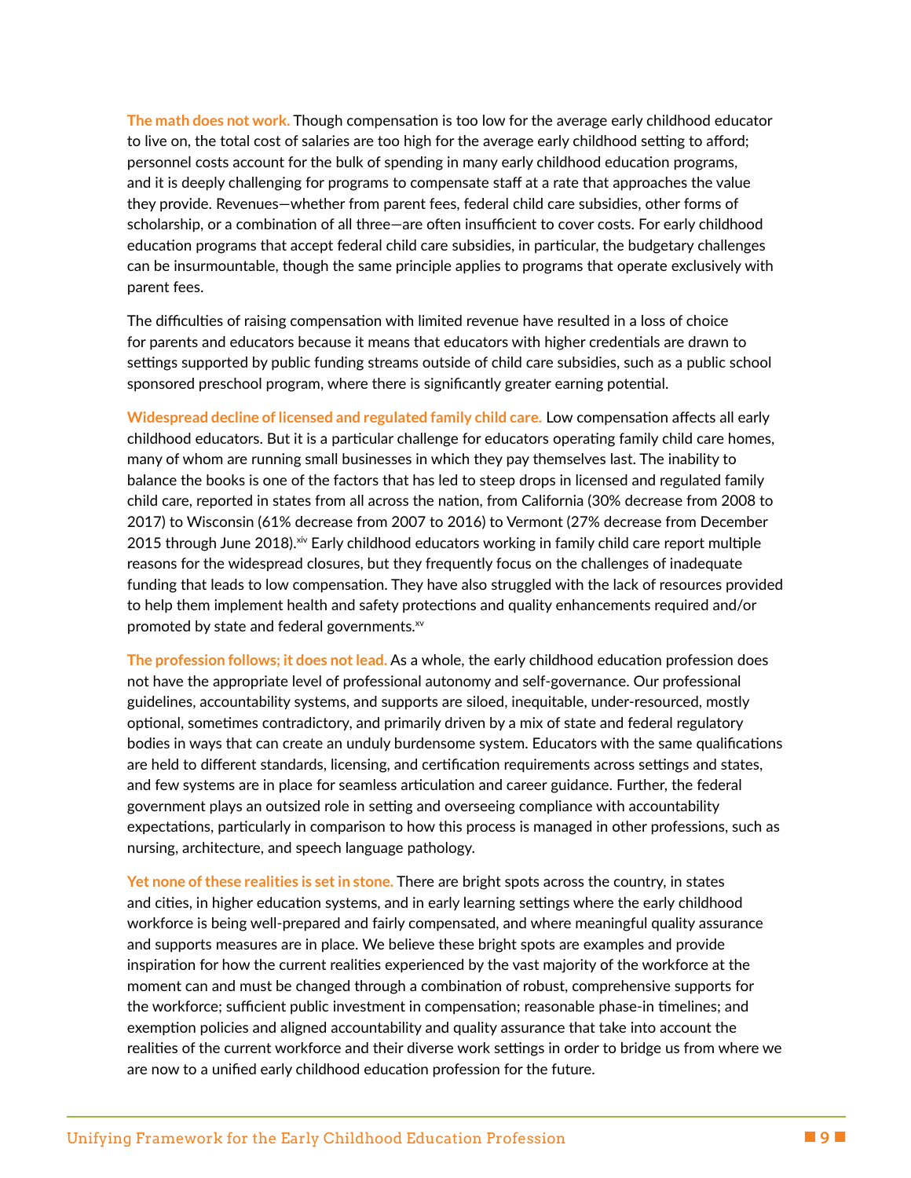**The math does not work.** Though compensation is too low for the average early childhood educator to live on, the total cost of salaries are too high for the average early childhood setting to afford; personnel costs account for the bulk of spending in many early childhood education programs, and it is deeply challenging for programs to compensate staff at a rate that approaches the value they provide. Revenues—whether from parent fees, federal child care subsidies, other forms of scholarship, or a combination of all three—are often insufficient to cover costs. For early childhood education programs that accept federal child care subsidies, in particular, the budgetary challenges can be insurmountable, though the same principle applies to programs that operate exclusively with parent fees.

The difficulties of raising compensation with limited revenue have resulted in a loss of choice for parents and educators because it means that educators with higher credentials are drawn to settings supported by public funding streams outside of child care subsidies, such as a public school sponsored preschool program, where there is significantly greater earning potential.

**Widespread decline of licensed and regulated family child care.** Low compensation affects all early childhood educators. But it is a particular challenge for educators operating family child care homes, many of whom are running small businesses in which they pay themselves last. The inability to balance the books is one of the factors that has led to steep drops in licensed and regulated family child care, reported in states from all across the nation, from California (30% decrease from 2008 to 2017) to Wisconsin (61% decrease from 2007 to 2016) to Vermont (27% decrease from December 2015 through June 2018).[xiv] Early childhood educators working in family child care report multiple reasons for the widespread closures, but they frequently focus on the challenges of inadequate funding that leads to low compensation. They have also struggled with the lack of resources provided to help them implement health and safety protections and quality enhancements required and/or promoted by state and federal governments.[xv]

**The profession follows; it does not lead.** As a whole, the early childhood education profession does not have the appropriate level of professional autonomy and self-governance. Our professional guidelines, accountability systems, and supports are siloed, inequitable, under-resourced, mostly optional, sometimes contradictory, and primarily driven by a mix of state and federal regulatory bodies in ways that can create an unduly burdensome system. Educators with the same qualifications are held to different standards, licensing, and certification requirements across settings and states, and few systems are in place for seamless articulation and career guidance. Further, the federal government plays an outsized role in setting and overseeing compliance with accountability expectations, particularly in comparison to how this process is managed in other professions, such as nursing, architecture, and speech language pathology.

**Yet none of these realities is set in stone.** There are bright spots across the country, in states and cities, in higher education systems, and in early learning settings where the early childhood workforce is being well-prepared and fairly compensated, and where meaningful quality assurance and supports measures are in place. We believe these bright spots are examples and provide inspiration for how the current realities experienced by the vast majority of the workforce at the moment can and must be changed through a combination of robust, comprehensive supports for the workforce; sufficient public investment in compensation; reasonable phase-in timelines; and exemption policies and aligned accountability and quality assurance that take into account the realities of the current workforce and their diverse work settings in order to bridge us from where we are now to a unified early childhood education profession for the future.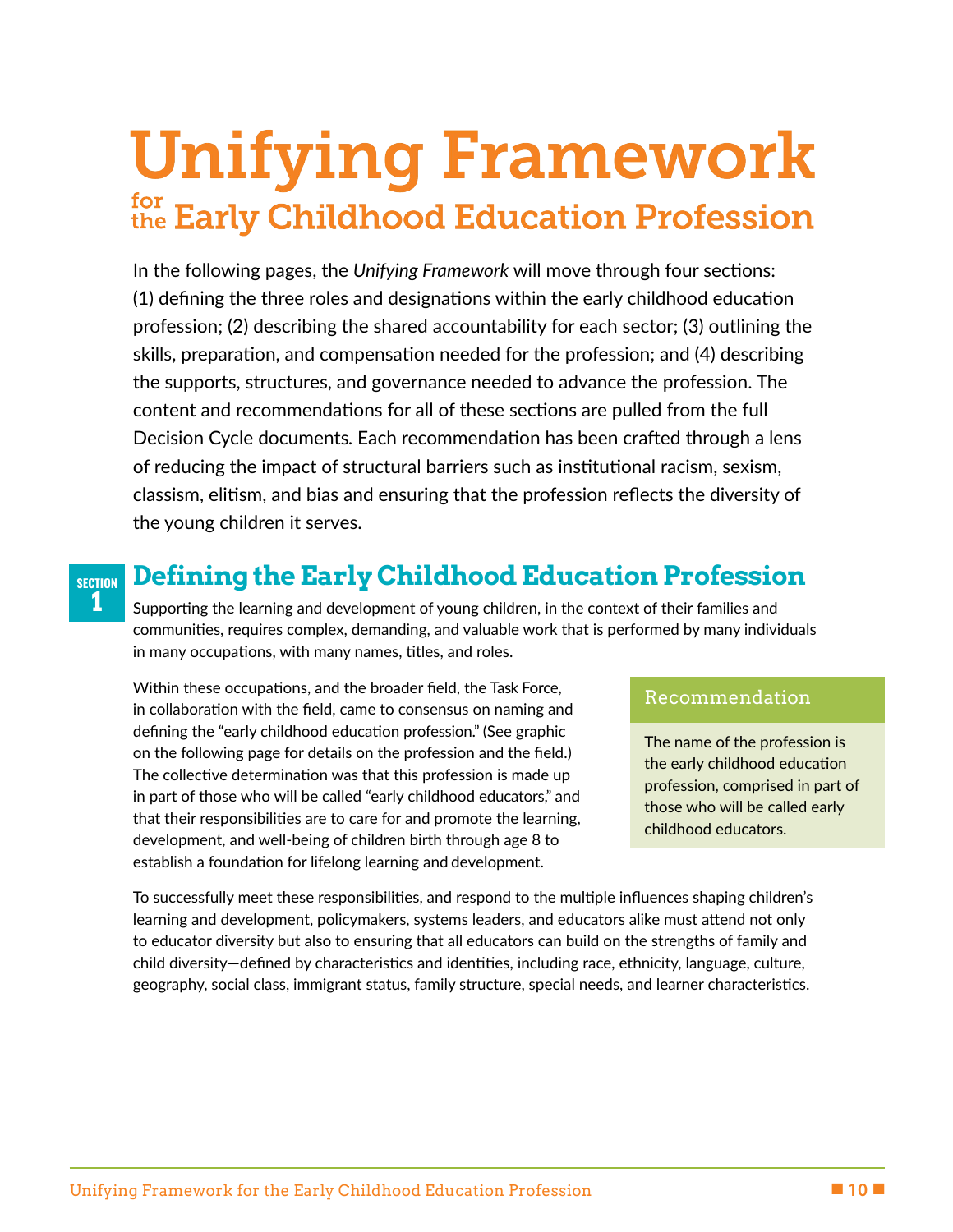# Unifying Framework

## for the Early Childhood Education Profession

In the following pages, the *Unifying Framework* will move through four sections: (1) defining the three roles and designations within the early childhood education profession; (2) describing the shared accountability for each sector; (3) outlining the skills, preparation, and compensation needed for the profession; and (4) describing the supports, structures, and governance needed to advance the profession. The content and recommendations for all of these sections are pulled from the full Decision Cycle documents. Each recommendation has been crafted through a lens of reducing the impact of structural barriers such as institutional racism, sexism, classism, elitism, and bias and ensuring that the profession reflects the diversity of the young children it serves.

## SECTION 1 Defining the Early Childhood Education Profession

Supporting the learning and development of young children, in the context of their families and communities, requires complex, demanding, and valuable work that is performed by many individuals in many occupations, with many names, titles, and roles.

Within these occupations, and the broader field, the Task Force, in collaboration with the field, came to consensus on naming and defining the "early childhood education profession." (See graphic on the following page for details on the profession and the field.) The collective determination was that this profession is made up in part of those who will be called "early childhood educators," and that their responsibilities are to care for and promote the learning, development, and well-being of children birth through age 8 to establish a foundation for lifelong learning and development.

> **Recommendation**
>
> The name of the profession is the early childhood education profession, comprised in part of those who will be called early childhood educators.

To successfully meet these responsibilities, and respond to the multiple influences shaping children's learning and development, policymakers, systems leaders, and educators alike must attend not only to educator diversity but also to ensuring that all educators can build on the strengths of family and child diversity—defined by characteristics and identities, including race, ethnicity, language, culture, geography, social class, immigrant status, family structure, special needs, and learner characteristics.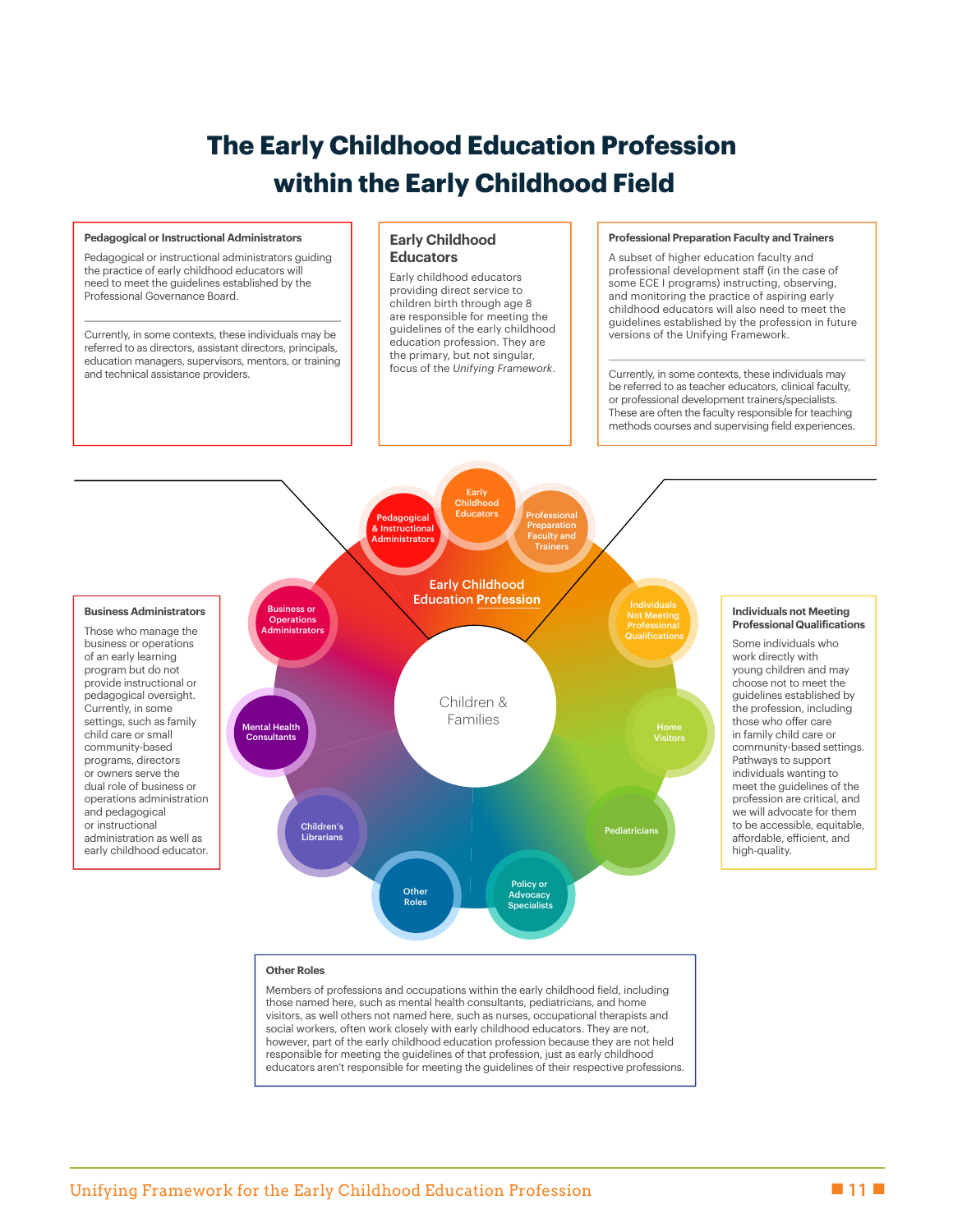# The Early Childhood Education Profession within the Early Childhood Field

### Pedagogical or Instructional Administrators

Pedagogical or instructional administrators guiding the practice of early childhood educators will need to meet the guidelines established by the Professional Governance Board.

Currently, in some contexts, these individuals may be referred to as directors, assistant directors, principals, education managers, supervisors, mentors, or training and technical assistance providers.

### Early Childhood Educators

Early childhood educators providing direct service to children birth through age 8 are responsible for meeting the guidelines of the early childhood education profession. They are the primary, but not singular, focus of the *Unifying Framework*.

### Professional Preparation Faculty and Trainers

A subset of higher education faculty and professional development staff (in the case of some ECE I programs) instructing, observing, and monitoring the practice of aspiring early childhood educators will also need to meet the guidelines established by the profession in future versions of the Unifying Framework.

Currently, in some contexts, these individuals may be referred to as teacher educators, clinical faculty, or professional development trainers/specialists. These are often the faculty responsible for teaching methods courses and supervising field experiences.

Early Childhood
Educators

Pedagogical
& Instructional
Administrators

Professional
Preparation
Faculty and
Trainers

Early Childhood
Education Profession

Individuals
Not Meeting
Professional
Qualifications

Business or
Operations
Administrators

Children &
Families

Mental Health
Consultants

Home
Visitors

Children's
Librarians

Pediatricians

Other
Roles

Policy or
Advocacy
Specialists

### Business Administrators

Those who manage the business or operations of an early learning program but do not provide instructional or pedagogical oversight. Currently, in some settings, such as family child care or small community-based programs, directors or owners serve the dual role of business or operations administration and pedagogical or instructional administration as well as early childhood educator.

### Individuals not Meeting Professional Qualifications

Some individuals who work directly with young children and may choose not to meet the guidelines established by the profession, including those who offer care in family child care or community-based settings. Pathways to support individuals wanting to meet the guidelines of the profession are critical, and we will advocate for them to be accessible, equitable, affordable, efficient, and high-quality.

### Other Roles

Members of professions and occupations within the early childhood field, including those named here, such as mental health consultants, pediatricians, and home visitors, as well others not named here, such as nurses, occupational therapists and social workers, often work closely with early childhood educators. They are not, however, part of the early childhood education profession because they are not held responsible for meeting the guidelines of that profession, just as early childhood educators aren't responsible for meeting the guidelines of their respective professions.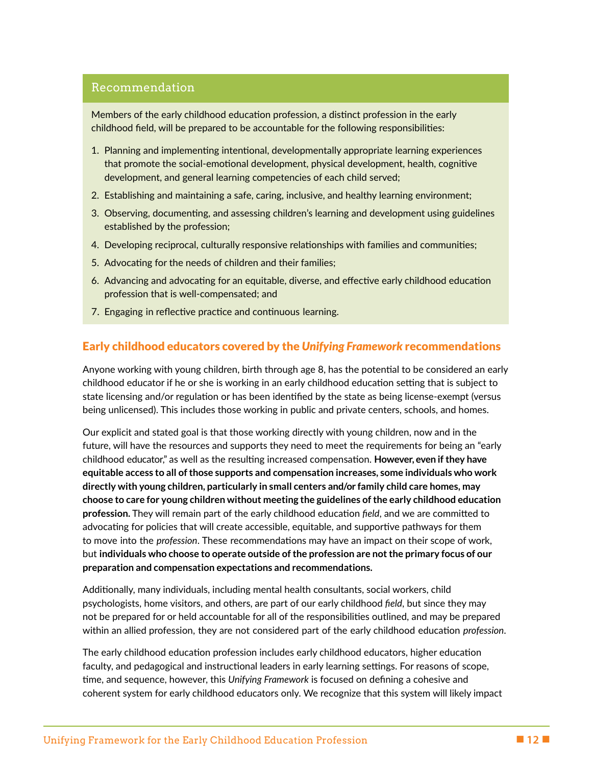## Recommendation

Members of the early childhood education profession, a distinct profession in the early childhood field, will be prepared to be accountable for the following responsibilities:

1. Planning and implementing intentional, developmentally appropriate learning experiences that promote the social-emotional development, physical development, health, cognitive development, and general learning competencies of each child served;
2. Establishing and maintaining a safe, caring, inclusive, and healthy learning environment;
3. Observing, documenting, and assessing children's learning and development using guidelines established by the profession;
4. Developing reciprocal, culturally responsive relationships with families and communities;
5. Advocating for the needs of children and their families;
6. Advancing and advocating for an equitable, diverse, and effective early childhood education profession that is well-compensated; and
7. Engaging in reflective practice and continuous learning.

## Early childhood educators covered by the *Unifying Framework* recommendations

Anyone working with young children, birth through age 8, has the potential to be considered an early childhood educator if he or she is working in an early childhood education setting that is subject to state licensing and/or regulation or has been identified by the state as being license-exempt (versus being unlicensed). This includes those working in public and private centers, schools, and homes.

Our explicit and stated goal is that those working directly with young children, now and in the future, will have the resources and supports they need to meet the requirements for being an "early childhood educator," as well as the resulting increased compensation. **However, even if they have equitable access to all of those supports and compensation increases, some individuals who work directly with young children, particularly in small centers and/or family child care homes, may choose to care for young children without meeting the guidelines of the early childhood education profession.** They will remain part of the early childhood education *field*, and we are committed to advocating for policies that will create accessible, equitable, and supportive pathways for them to move into the *profession*. These recommendations may have an impact on their scope of work, but **individuals who choose to operate outside of the profession are not the primary focus of our preparation and compensation expectations and recommendations.**

Additionally, many individuals, including mental health consultants, social workers, child psychologists, home visitors, and others, are part of our early childhood *field*, but since they may not be prepared for or held accountable for all of the responsibilities outlined, and may be prepared within an allied profession, they are not considered part of the early childhood education *profession*.

The early childhood education profession includes early childhood educators, higher education faculty, and pedagogical and instructional leaders in early learning settings. For reasons of scope, time, and sequence, however, this *Unifying Framework* is focused on defining a cohesive and coherent system for early childhood educators only. We recognize that this system will likely impact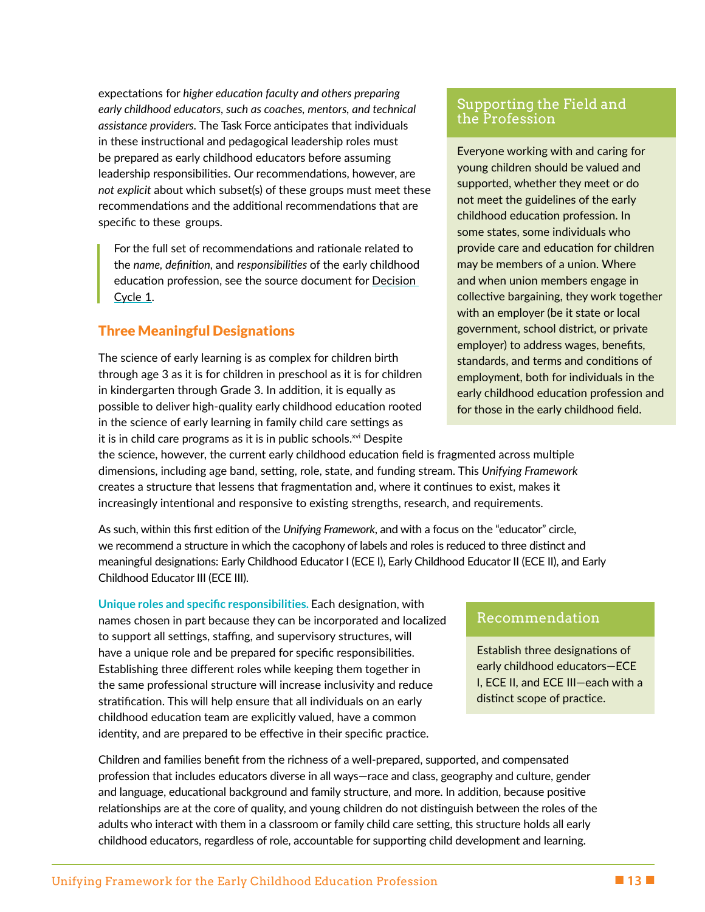expectations for *higher education faculty and others preparing early childhood educators, such as coaches, mentors, and technical assistance providers*. The Task Force anticipates that individuals in these instructional and pedagogical leadership roles must be prepared as early childhood educators before assuming leadership responsibilities. Our recommendations, however, are *not explicit* about which subset(s) of these groups must meet these recommendations and the additional recommendations that are specific to these groups.

> For the full set of recommendations and rationale related to the *name*, *definition*, and *responsibilities* of the early childhood education profession, see the source document for Decision Cycle 1.

### Supporting the Field and the Profession

Everyone working with and caring for young children should be valued and supported, whether they meet or do not meet the guidelines of the early childhood education profession. In some states, some individuals who provide care and education for children may be members of a union. Where and when union members engage in collective bargaining, they work together with an employer (be it state or local government, school district, or private employer) to address wages, benefits, standards, and terms and conditions of employment, both for individuals in the early childhood education profession and for those in the early childhood field.

## Three Meaningful Designations

The science of early learning is as complex for children birth through age 3 as it is for children in preschool as it is for children in kindergarten through Grade 3. In addition, it is equally as possible to deliver high-quality early childhood education rooted in the science of early learning in family child care settings as it is in child care programs as it is in public schools.[xvi] Despite the science, however, the current early childhood education field is fragmented across multiple dimensions, including age band, setting, role, state, and funding stream. This *Unifying Framework* creates a structure that lessens that fragmentation and, where it continues to exist, makes it increasingly intentional and responsive to existing strengths, research, and requirements.

As such, within this first edition of the *Unifying Framework*, and with a focus on the "educator" circle, we recommend a structure in which the cacophony of labels and roles is reduced to three distinct and meaningful designations: Early Childhood Educator I (ECE I), Early Childhood Educator II (ECE II), and Early Childhood Educator III (ECE III).

**Unique roles and specific responsibilities.** Each designation, with names chosen in part because they can be incorporated and localized to support all settings, staffing, and supervisory structures, will have a unique role and be prepared for specific responsibilities. Establishing three different roles while keeping them together in the same professional structure will increase inclusivity and reduce stratification. This will help ensure that all individuals on an early childhood education team are explicitly valued, have a common identity, and are prepared to be effective in their specific practice.

### Recommendation

Establish three designations of early childhood educators—ECE I, ECE II, and ECE III—each with a distinct scope of practice.

Children and families benefit from the richness of a well-prepared, supported, and compensated profession that includes educators diverse in all ways—race and class, geography and culture, gender and language, educational background and family structure, and more. In addition, because positive relationships are at the core of quality, and young children do not distinguish between the roles of the adults who interact with them in a classroom or family child care setting, this structure holds all early childhood educators, regardless of role, accountable for supporting child development and learning.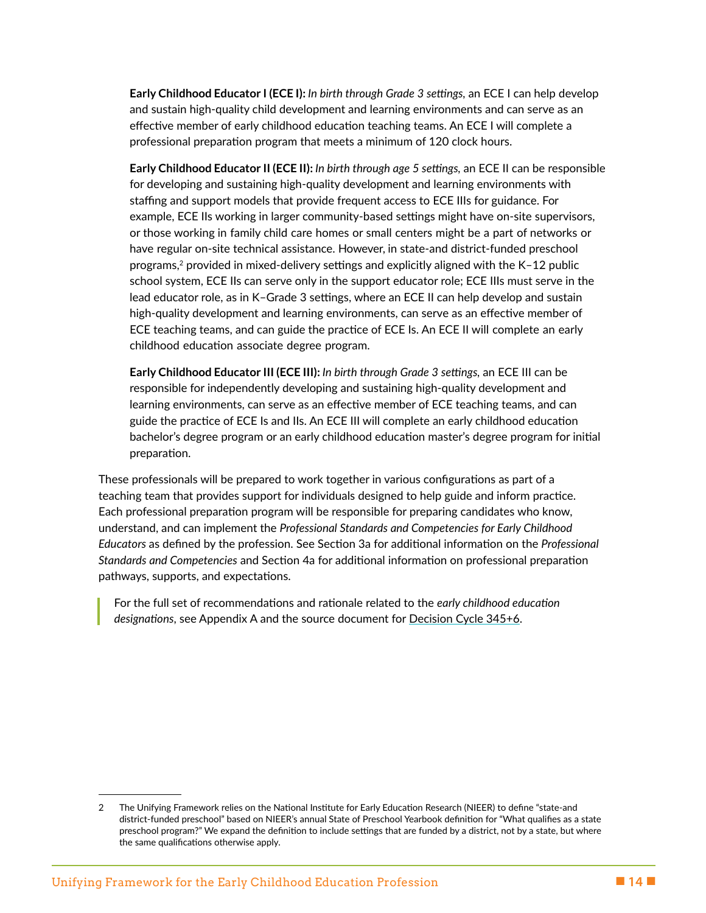**Early Childhood Educator I (ECE I):** *In birth through Grade 3 settings*, an ECE I can help develop and sustain high-quality child development and learning environments and can serve as an effective member of early childhood education teaching teams. An ECE I will complete a professional preparation program that meets a minimum of 120 clock hours.

**Early Childhood Educator II (ECE II):** *In birth through age 5 settings*, an ECE II can be responsible for developing and sustaining high-quality development and learning environments with staffing and support models that provide frequent access to ECE IIIs for guidance. For example, ECE IIs working in larger community-based settings might have on-site supervisors, or those working in family child care homes or small centers might be a part of networks or have regular on-site technical assistance. However, in state-and district-funded preschool programs,[2] provided in mixed-delivery settings and explicitly aligned with the K–12 public school system, ECE IIs can serve only in the support educator role; ECE IIIs must serve in the lead educator role, as in K–Grade 3 settings, where an ECE II can help develop and sustain high-quality development and learning environments, can serve as an effective member of ECE teaching teams, and can guide the practice of ECE Is. An ECE II will complete an early childhood education associate degree program.

**Early Childhood Educator III (ECE III):** *In birth through Grade 3 settings*, an ECE III can be responsible for independently developing and sustaining high-quality development and learning environments, can serve as an effective member of ECE teaching teams, and can guide the practice of ECE Is and IIs. An ECE III will complete an early childhood education bachelor's degree program or an early childhood education master's degree program for initial preparation.

These professionals will be prepared to work together in various configurations as part of a teaching team that provides support for individuals designed to help guide and inform practice. Each professional preparation program will be responsible for preparing candidates who know, understand, and can implement the *Professional Standards and Competencies for Early Childhood Educators* as defined by the profession. See Section 3a for additional information on the *Professional Standards and Competencies* and Section 4a for additional information on professional preparation pathways, supports, and expectations.

> For the full set of recommendations and rationale related to the *early childhood education designations*, see Appendix A and the source document for Decision Cycle 345+6.

---

2 The Unifying Framework relies on the National Institute for Early Education Research (NIEER) to define "state-and district-funded preschool" based on NIEER's annual State of Preschool Yearbook definition for "What qualifies as a state preschool program?" We expand the definition to include settings that are funded by a district, not by a state, but where the same qualifications otherwise apply.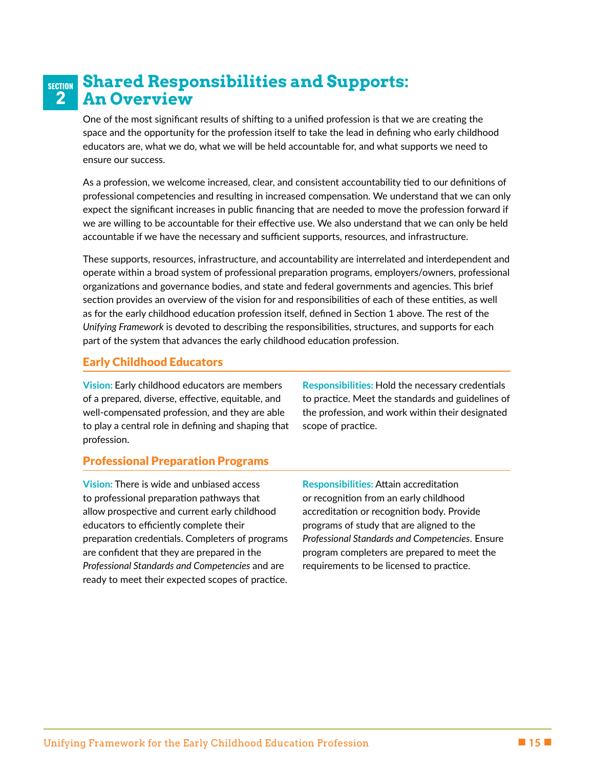# SECTION 2 Shared Responsibilities and Supports: An Overview

One of the most significant results of shifting to a unified profession is that we are creating the space and the opportunity for the profession itself to take the lead in defining who early childhood educators are, what we do, what we will be held accountable for, and what supports we need to ensure our success.

As a profession, we welcome increased, clear, and consistent accountability tied to our definitions of professional competencies and resulting in increased compensation. We understand that we can only expect the significant increases in public financing that are needed to move the profession forward if we are willing to be accountable for their effective use. We also understand that we can only be held accountable if we have the necessary and sufficient supports, resources, and infrastructure.

These supports, resources, infrastructure, and accountability are interrelated and interdependent and operate within a broad system of professional preparation programs, employers/owners, professional organizations and governance bodies, and state and federal governments and agencies. This brief section provides an overview of the vision for and responsibilities of each of these entities, as well as for the early childhood education profession itself, defined in Section 1 above. The rest of the *Unifying Framework* is devoted to describing the responsibilities, structures, and supports for each part of the system that advances the early childhood education profession.

## Early Childhood Educators

**Vision:** Early childhood educators are members of a prepared, diverse, effective, equitable, and well-compensated profession, and they are able to play a central role in defining and shaping that profession.

**Responsibilities:** Hold the necessary credentials to practice. Meet the standards and guidelines of the profession, and work within their designated scope of practice.

## Professional Preparation Programs

**Vision:** There is wide and unbiased access to professional preparation pathways that allow prospective and current early childhood educators to efficiently complete their preparation credentials. Completers of programs are confident that they are prepared in the *Professional Standards and Competencies* and are ready to meet their expected scopes of practice.

**Responsibilities:** Attain accreditation or recognition from an early childhood accreditation or recognition body. Provide programs of study that are aligned to the *Professional Standards and Competencies*. Ensure program completers are prepared to meet the requirements to be licensed to practice.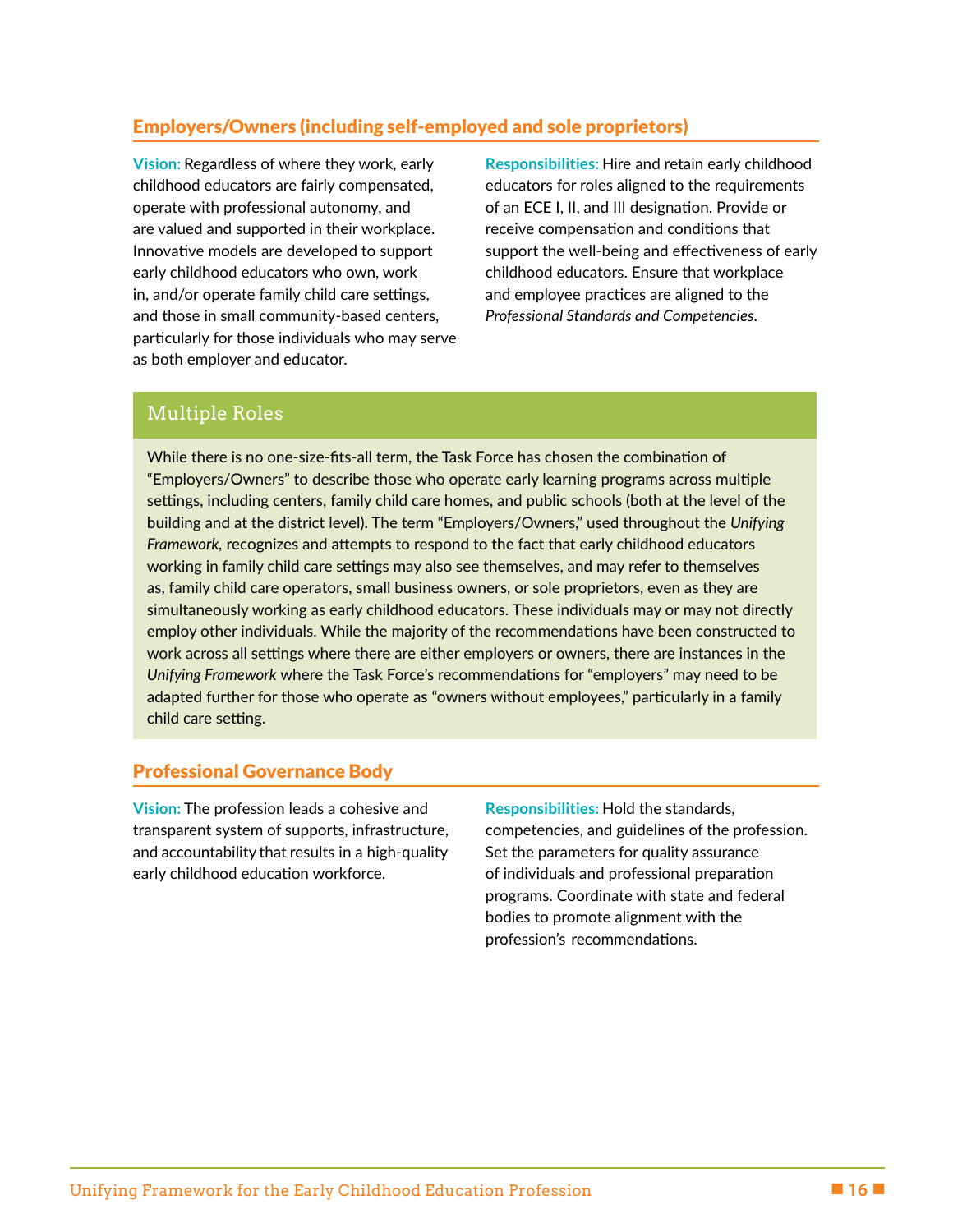## Employers/Owners (including self-employed and sole proprietors)

**Vision:** Regardless of where they work, early childhood educators are fairly compensated, operate with professional autonomy, and are valued and supported in their workplace. Innovative models are developed to support early childhood educators who own, work in, and/or operate family child care settings, and those in small community-based centers, particularly for those individuals who may serve as both employer and educator.

**Responsibilities:** Hire and retain early childhood educators for roles aligned to the requirements of an ECE I, II, and III designation. Provide or receive compensation and conditions that support the well-being and effectiveness of early childhood educators. Ensure that workplace and employee practices are aligned to the *Professional Standards and Competencies*.

### Multiple Roles

While there is no one-size-fits-all term, the Task Force has chosen the combination of "Employers/Owners" to describe those who operate early learning programs across multiple settings, including centers, family child care homes, and public schools (both at the level of the building and at the district level). The term "Employers/Owners," used throughout the *Unifying Framework*, recognizes and attempts to respond to the fact that early childhood educators working in family child care settings may also see themselves, and may refer to themselves as, family child care operators, small business owners, or sole proprietors, even as they are simultaneously working as early childhood educators. These individuals may or may not directly employ other individuals. While the majority of the recommendations have been constructed to work across all settings where there are either employers or owners, there are instances in the *Unifying Framework* where the Task Force's recommendations for "employers" may need to be adapted further for those who operate as "owners without employees," particularly in a family child care setting.

## Professional Governance Body

**Vision:** The profession leads a cohesive and transparent system of supports, infrastructure, and accountability that results in a high-quality early childhood education workforce.

**Responsibilities:** Hold the standards, competencies, and guidelines of the profession. Set the parameters for quality assurance of individuals and professional preparation programs. Coordinate with state and federal bodies to promote alignment with the profession's recommendations.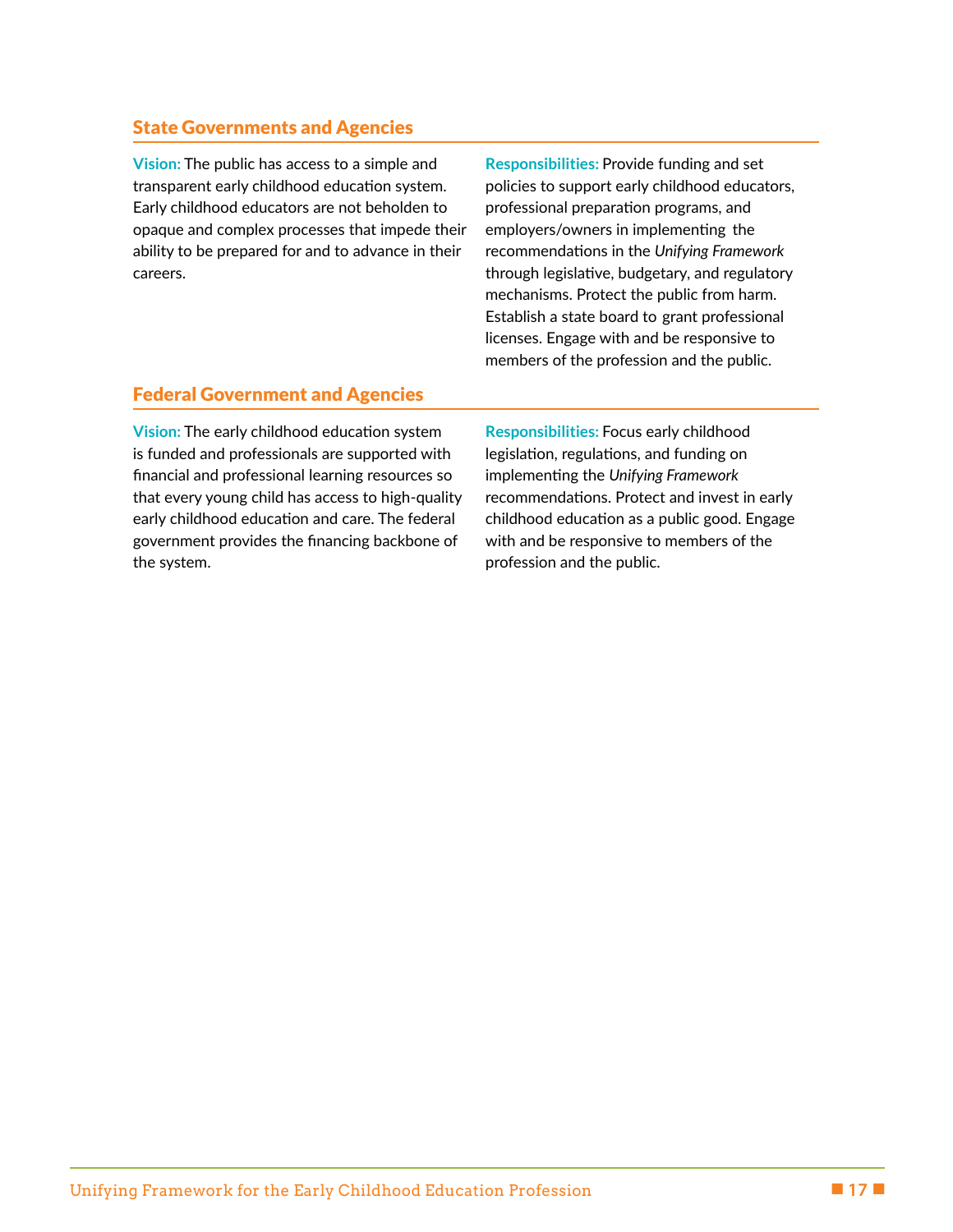## State Governments and Agencies

**Vision:** The public has access to a simple and transparent early childhood education system. Early childhood educators are not beholden to opaque and complex processes that impede their ability to be prepared for and to advance in their careers.

**Responsibilities:** Provide funding and set policies to support early childhood educators, professional preparation programs, and employers/owners in implementing the recommendations in the *Unifying Framework* through legislative, budgetary, and regulatory mechanisms. Protect the public from harm. Establish a state board to grant professional licenses. Engage with and be responsive to members of the profession and the public.

## Federal Government and Agencies

**Vision:** The early childhood education system is funded and professionals are supported with financial and professional learning resources so that every young child has access to high-quality early childhood education and care. The federal government provides the financing backbone of the system.

**Responsibilities:** Focus early childhood legislation, regulations, and funding on implementing the *Unifying Framework* recommendations. Protect and invest in early childhood education as a public good. Engage with and be responsive to members of the profession and the public.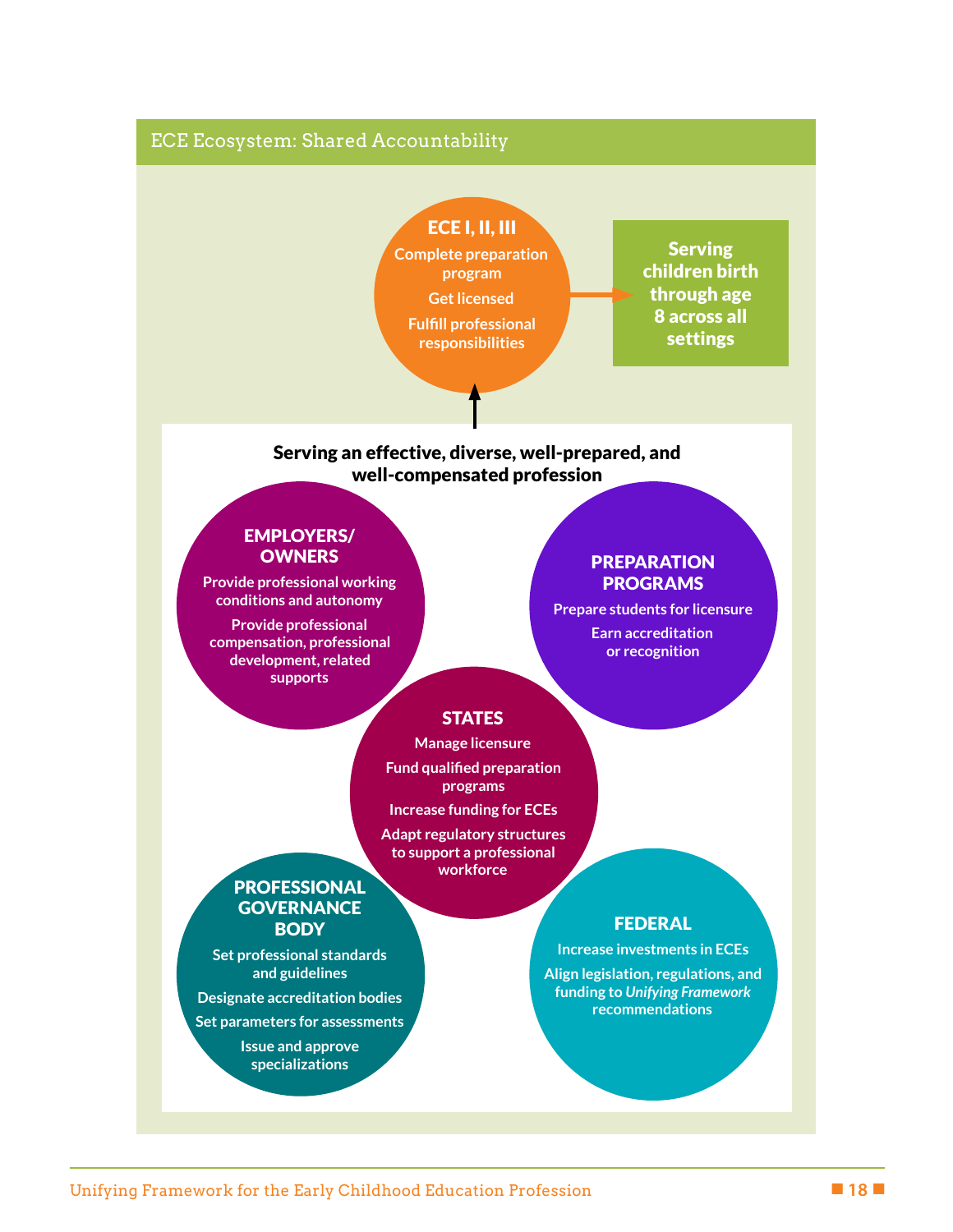## ECE Ecosystem: Shared Accountability

**ECE I, II, III**

Complete preparation program

Get licensed

Fulfill professional responsibilities

**Serving children birth through age 8 across all settings**

**Serving an effective, diverse, well-prepared, and well-compensated profession**

**EMPLOYERS/ OWNERS**

Provide professional working conditions and autonomy

Provide professional compensation, professional development, related supports

**PREPARATION PROGRAMS**

Prepare students for licensure

Earn accreditation or recognition

**STATES**

Manage licensure

Fund qualified preparation programs

Increase funding for ECEs

Adapt regulatory structures to support a professional workforce

**PROFESSIONAL GOVERNANCE BODY**

Set professional standards and guidelines

Designate accreditation bodies

Set parameters for assessments

Issue and approve specializations

**FEDERAL**

Increase investments in ECEs

Align legislation, regulations, and funding to *Unifying Framework* recommendations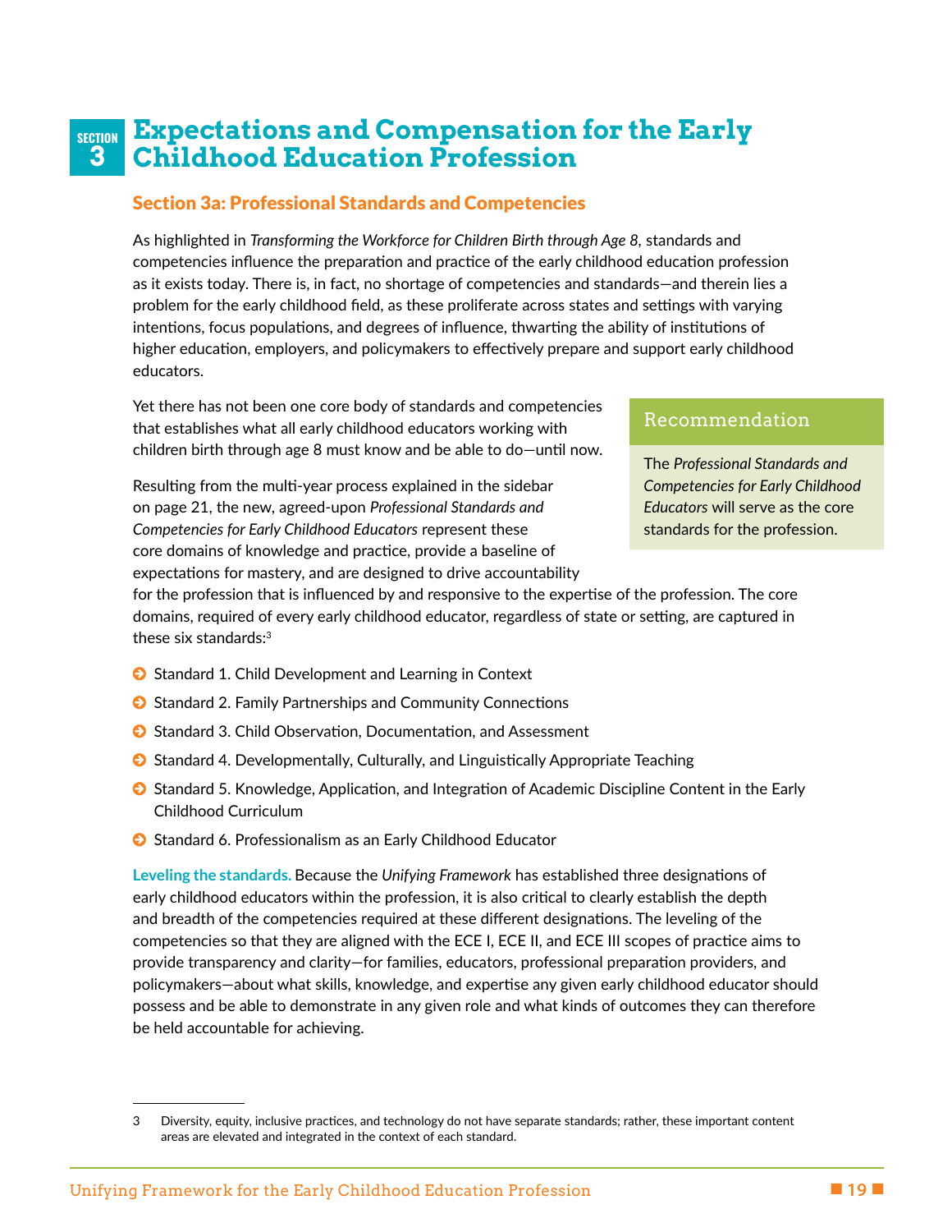# Section 3 Expectations and Compensation for the Early Childhood Education Profession

## Section 3a: Professional Standards and Competencies

As highlighted in *Transforming the Workforce for Children Birth through Age 8*, standards and competencies influence the preparation and practice of the early childhood education profession as it exists today. There is, in fact, no shortage of competencies and standards—and therein lies a problem for the early childhood field, as these proliferate across states and settings with varying intentions, focus populations, and degrees of influence, thwarting the ability of institutions of higher education, employers, and policymakers to effectively prepare and support early childhood educators.

Yet there has not been one core body of standards and competencies that establishes what all early childhood educators working with children birth through age 8 must know and be able to do—until now.

> **Recommendation**
>
> The *Professional Standards and Competencies for Early Childhood Educators* will serve as the core standards for the profession.

Resulting from the multi-year process explained in the sidebar on page 21, the new, agreed-upon *Professional Standards and Competencies for Early Childhood Educators* represent these core domains of knowledge and practice, provide a baseline of expectations for mastery, and are designed to drive accountability for the profession that is influenced by and responsive to the expertise of the profession. The core domains, required of every early childhood educator, regardless of state or setting, are captured in these six standards:[3]

- Standard 1. Child Development and Learning in Context
- Standard 2. Family Partnerships and Community Connections
- Standard 3. Child Observation, Documentation, and Assessment
- Standard 4. Developmentally, Culturally, and Linguistically Appropriate Teaching
- Standard 5. Knowledge, Application, and Integration of Academic Discipline Content in the Early Childhood Curriculum
- Standard 6. Professionalism as an Early Childhood Educator

**Leveling the standards.** Because the *Unifying Framework* has established three designations of early childhood educators within the profession, it is also critical to clearly establish the depth and breadth of the competencies required at these different designations. The leveling of the competencies so that they are aligned with the ECE I, ECE II, and ECE III scopes of practice aims to provide transparency and clarity—for families, educators, professional preparation providers, and policymakers—about what skills, knowledge, and expertise any given early childhood educator should possess and be able to demonstrate in any given role and what kinds of outcomes they can therefore be held accountable for achieving.

---

3 Diversity, equity, inclusive practices, and technology do not have separate standards; rather, these important content areas are elevated and integrated in the context of each standard.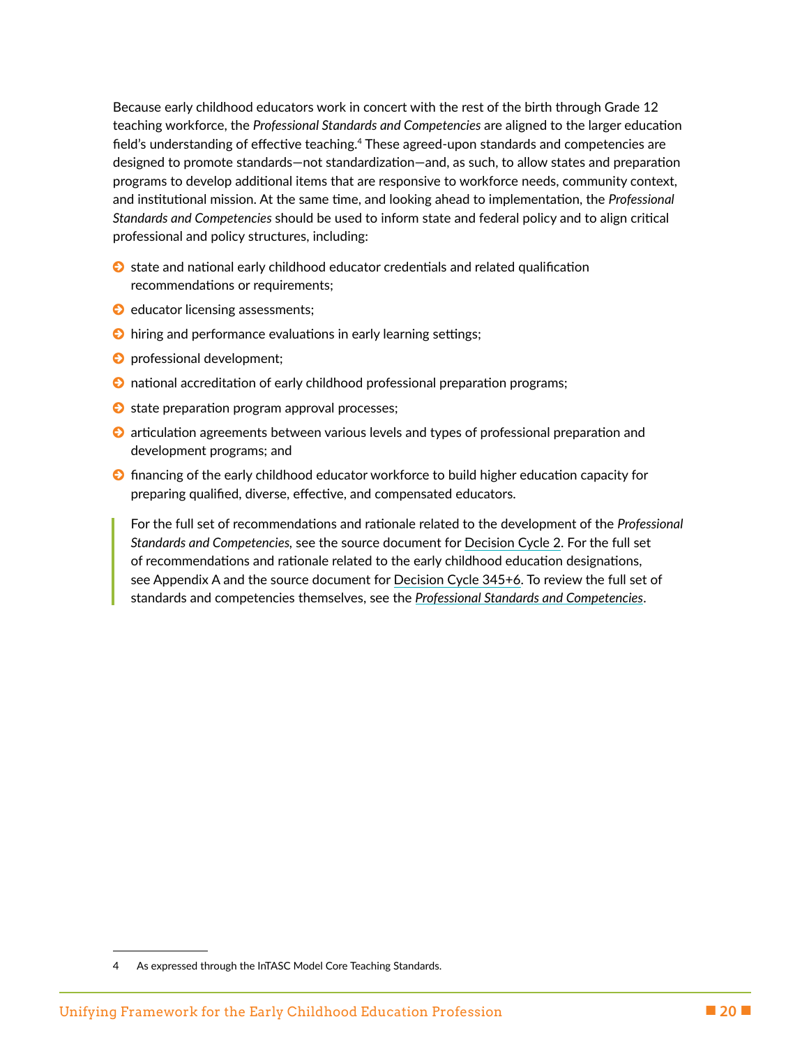Because early childhood educators work in concert with the rest of the birth through Grade 12 teaching workforce, the *Professional Standards and Competencies* are aligned to the larger education field's understanding of effective teaching.[4] These agreed-upon standards and competencies are designed to promote standards—not standardization—and, as such, to allow states and preparation programs to develop additional items that are responsive to workforce needs, community context, and institutional mission. At the same time, and looking ahead to implementation, the *Professional Standards and Competencies* should be used to inform state and federal policy and to align critical professional and policy structures, including:

- state and national early childhood educator credentials and related qualification recommendations or requirements;
- educator licensing assessments;
- hiring and performance evaluations in early learning settings;
- professional development;
- national accreditation of early childhood professional preparation programs;
- state preparation program approval processes;
- articulation agreements between various levels and types of professional preparation and development programs; and
- financing of the early childhood educator workforce to build higher education capacity for preparing qualified, diverse, effective, and compensated educators.

> For the full set of recommendations and rationale related to the development of the *Professional Standards and Competencies*, see the source document for Decision Cycle 2. For the full set of recommendations and rationale related to the early childhood education designations, see Appendix A and the source document for Decision Cycle 345+6. To review the full set of standards and competencies themselves, see the *Professional Standards and Competencies*.

4 As expressed through the InTASC Model Core Teaching Standards.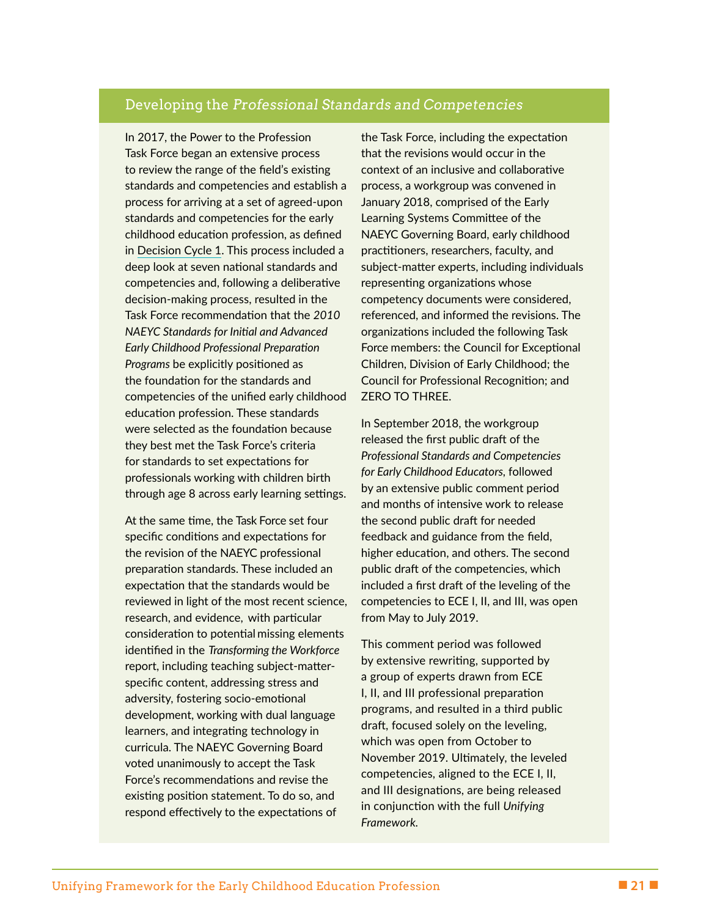## Developing the *Professional Standards and Competencies*

In 2017, the Power to the Profession Task Force began an extensive process to review the range of the field's existing standards and competencies and establish a process for arriving at a set of agreed-upon standards and competencies for the early childhood education profession, as defined in Decision Cycle 1. This process included a deep look at seven national standards and competencies and, following a deliberative decision-making process, resulted in the Task Force recommendation that the *2010 NAEYC Standards for Initial and Advanced Early Childhood Professional Preparation Programs* be explicitly positioned as the foundation for the standards and competencies of the unified early childhood education profession. These standards were selected as the foundation because they best met the Task Force's criteria for standards to set expectations for professionals working with children birth through age 8 across early learning settings.

At the same time, the Task Force set four specific conditions and expectations for the revision of the NAEYC professional preparation standards. These included an expectation that the standards would be reviewed in light of the most recent science, research, and evidence, with particular consideration to potential missing elements identified in the *Transforming the Workforce* report, including teaching subject-matter-specific content, addressing stress and adversity, fostering socio-emotional development, working with dual language learners, and integrating technology in curricula. The NAEYC Governing Board voted unanimously to accept the Task Force's recommendations and revise the existing position statement. To do so, and respond effectively to the expectations of the Task Force, including the expectation that the revisions would occur in the context of an inclusive and collaborative process, a workgroup was convened in January 2018, comprised of the Early Learning Systems Committee of the NAEYC Governing Board, early childhood practitioners, researchers, faculty, and subject-matter experts, including individuals representing organizations whose competency documents were considered, referenced, and informed the revisions. The organizations included the following Task Force members: the Council for Exceptional Children, Division of Early Childhood; the Council for Professional Recognition; and ZERO TO THREE.

In September 2018, the workgroup released the first public draft of the *Professional Standards and Competencies for Early Childhood Educators*, followed by an extensive public comment period and months of intensive work to release the second public draft for needed feedback and guidance from the field, higher education, and others. The second public draft of the competencies, which included a first draft of the leveling of the competencies to ECE I, II, and III, was open from May to July 2019.

This comment period was followed by extensive rewriting, supported by a group of experts drawn from ECE I, II, and III professional preparation programs, and resulted in a third public draft, focused solely on the leveling, which was open from October to November 2019. Ultimately, the leveled competencies, aligned to the ECE I, II, and III designations, are being released in conjunction with the full *Unifying Framework*.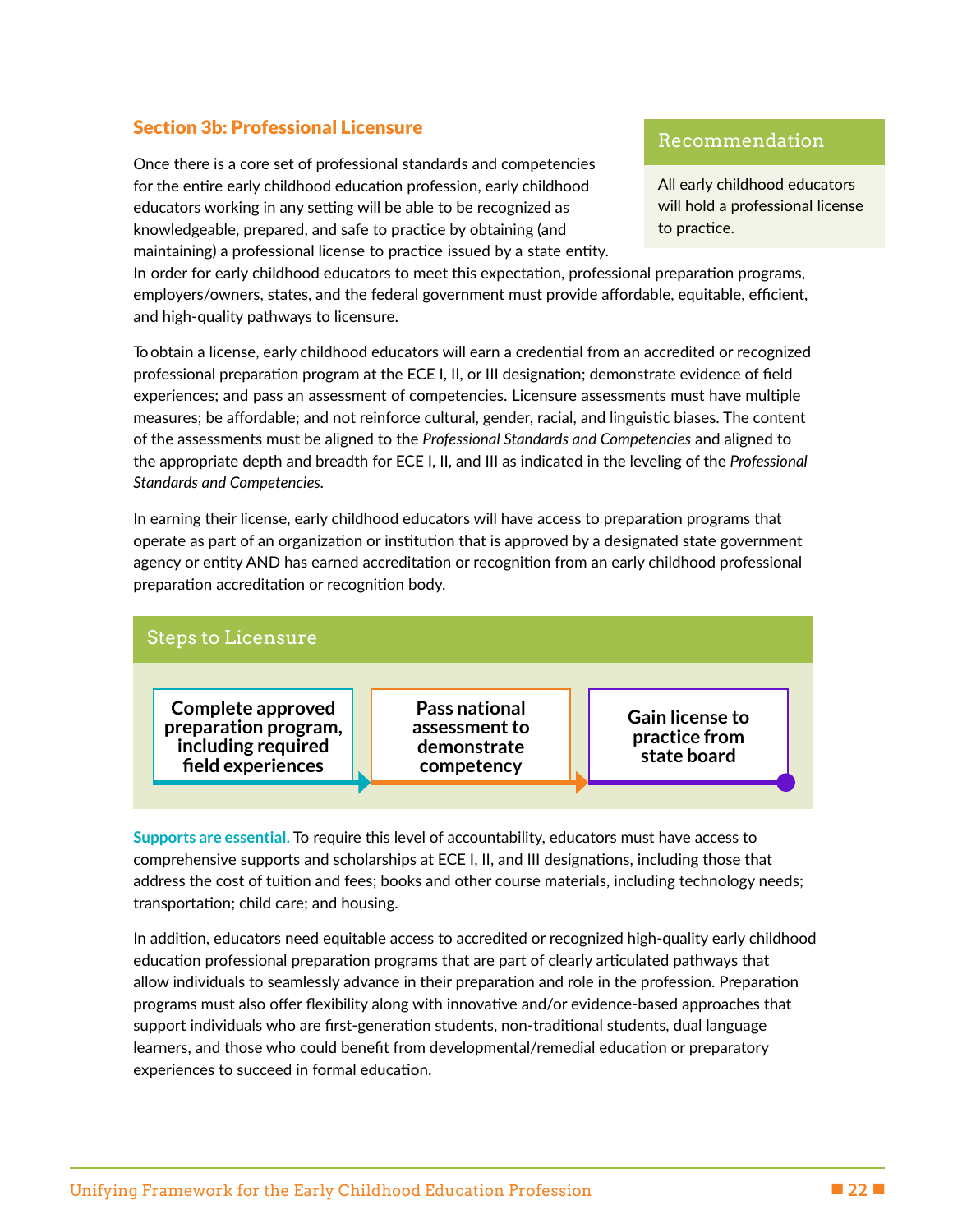## Section 3b: Professional Licensure

> **Recommendation**
>
> All early childhood educators will hold a professional license to practice.

Once there is a core set of professional standards and competencies for the entire early childhood education profession, early childhood educators working in any setting will be able to be recognized as knowledgeable, prepared, and safe to practice by obtaining (and maintaining) a professional license to practice issued by a state entity. In order for early childhood educators to meet this expectation, professional preparation programs, employers/owners, states, and the federal government must provide affordable, equitable, efficient, and high-quality pathways to licensure.

To obtain a license, early childhood educators will earn a credential from an accredited or recognized professional preparation program at the ECE I, II, or III designation; demonstrate evidence of field experiences; and pass an assessment of competencies. Licensure assessments must have multiple measures; be affordable; and not reinforce cultural, gender, racial, and linguistic biases. The content of the assessments must be aligned to the *Professional Standards and Competencies* and aligned to the appropriate depth and breadth for ECE I, II, and III as indicated in the leveling of the *Professional Standards and Competencies.*

In earning their license, early childhood educators will have access to preparation programs that operate as part of an organization or institution that is approved by a designated state government agency or entity AND has earned accreditation or recognition from an early childhood professional preparation accreditation or recognition body.

### Steps to Licensure

**Complete approved preparation program, including required field experiences** → **Pass national assessment to demonstrate competency** → **Gain license to practice from state board**

**Supports are essential.** To require this level of accountability, educators must have access to comprehensive supports and scholarships at ECE I, II, and III designations, including those that address the cost of tuition and fees; books and other course materials, including technology needs; transportation; child care; and housing.

In addition, educators need equitable access to accredited or recognized high-quality early childhood education professional preparation programs that are part of clearly articulated pathways that allow individuals to seamlessly advance in their preparation and role in the profession. Preparation programs must also offer flexibility along with innovative and/or evidence-based approaches that support individuals who are first-generation students, non-traditional students, dual language learners, and those who could benefit from developmental/remedial education or preparatory experiences to succeed in formal education.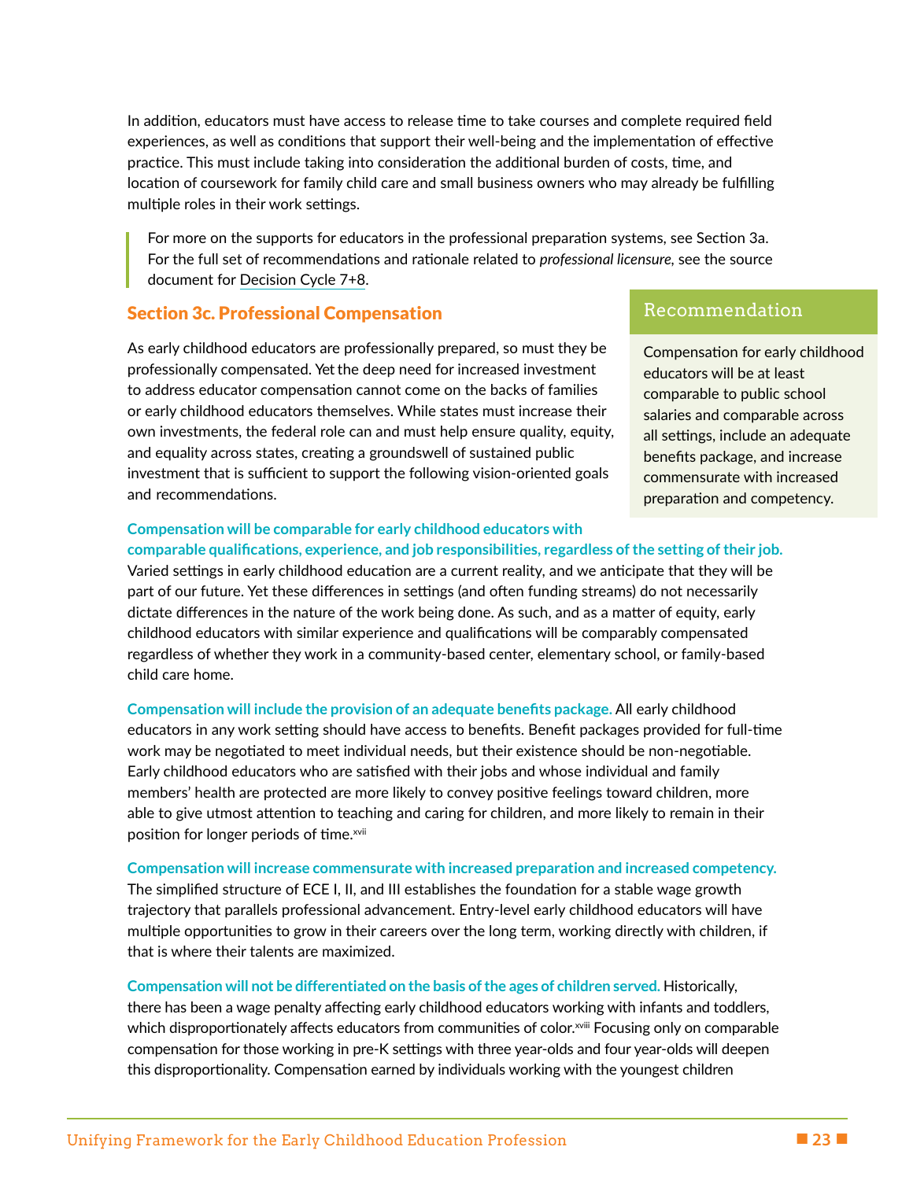In addition, educators must have access to release time to take courses and complete required field experiences, as well as conditions that support their well-being and the implementation of effective practice. This must include taking into consideration the additional burden of costs, time, and location of coursework for family child care and small business owners who may already be fulfilling multiple roles in their work settings.

> For more on the supports for educators in the professional preparation systems, see Section 3a. For the full set of recommendations and rationale related to *professional licensure*, see the source document for Decision Cycle 7+8.

### Section 3c. Professional Compensation

As early childhood educators are professionally prepared, so must they be professionally compensated. Yet the deep need for increased investment to address educator compensation cannot come on the backs of families or early childhood educators themselves. While states must increase their own investments, the federal role can and must help ensure quality, equity, and equality across states, creating a groundswell of sustained public investment that is sufficient to support the following vision-oriented goals and recommendations.

> **Recommendation**
>
> Compensation for early childhood educators will be at least comparable to public school salaries and comparable across all settings, include an adequate benefits package, and increase commensurate with increased preparation and competency.

**Compensation will be comparable for early childhood educators with comparable qualifications, experience, and job responsibilities, regardless of the setting of their job.** Varied settings in early childhood education are a current reality, and we anticipate that they will be part of our future. Yet these differences in settings (and often funding streams) do not necessarily dictate differences in the nature of the work being done. As such, and as a matter of equity, early childhood educators with similar experience and qualifications will be comparably compensated regardless of whether they work in a community-based center, elementary school, or family-based child care home.

**Compensation will include the provision of an adequate benefits package.** All early childhood educators in any work setting should have access to benefits. Benefit packages provided for full-time work may be negotiated to meet individual needs, but their existence should be non-negotiable. Early childhood educators who are satisfied with their jobs and whose individual and family members' health are protected are more likely to convey positive feelings toward children, more able to give utmost attention to teaching and caring for children, and more likely to remain in their position for longer periods of time.[xvii]

**Compensation will increase commensurate with increased preparation and increased competency.** The simplified structure of ECE I, II, and III establishes the foundation for a stable wage growth trajectory that parallels professional advancement. Entry-level early childhood educators will have multiple opportunities to grow in their careers over the long term, working directly with children, if that is where their talents are maximized.

**Compensation will not be differentiated on the basis of the ages of children served.** Historically, there has been a wage penalty affecting early childhood educators working with infants and toddlers, which disproportionately affects educators from communities of color.[xviii] Focusing only on comparable compensation for those working in pre-K settings with three year-olds and four year-olds will deepen this disproportionality. Compensation earned by individuals working with the youngest children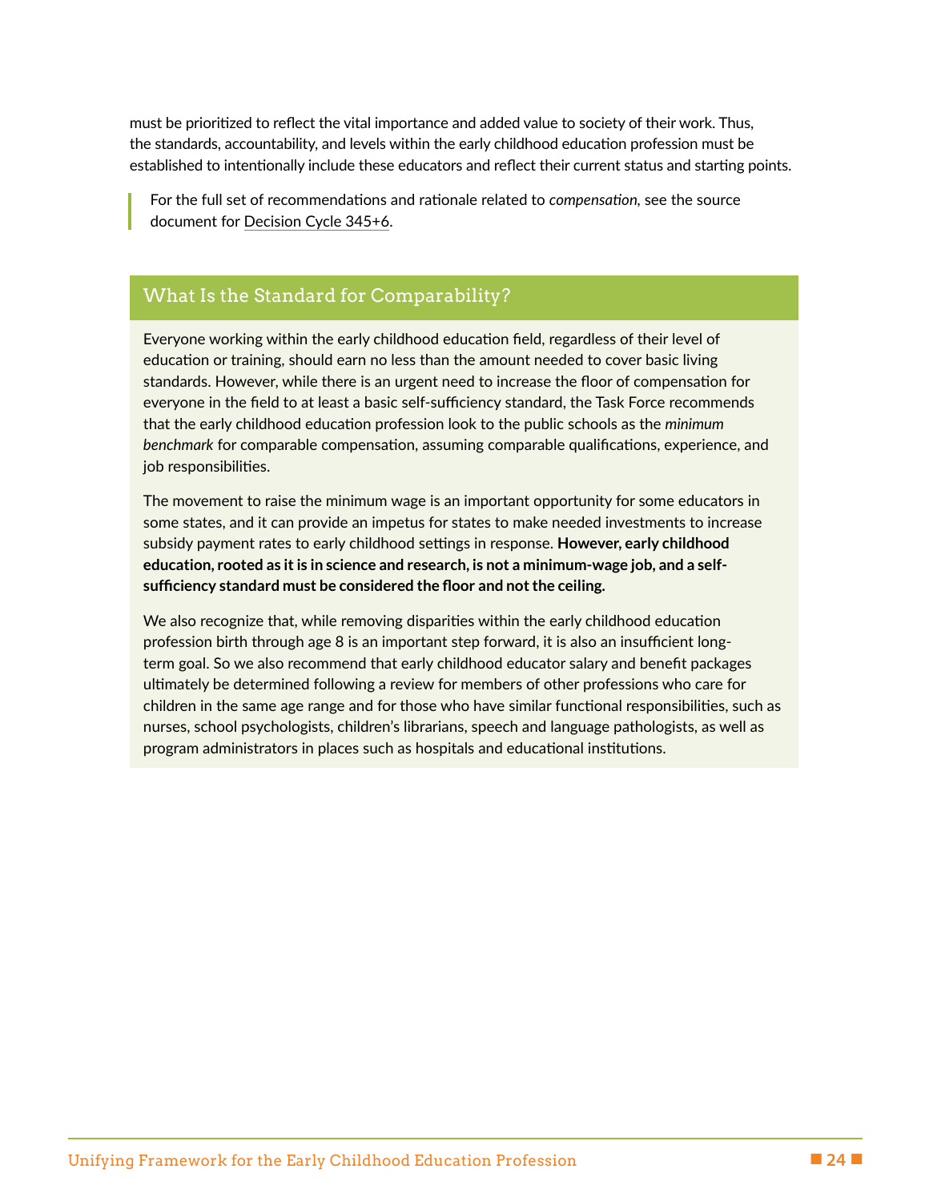must be prioritized to reflect the vital importance and added value to society of their work. Thus, the standards, accountability, and levels within the early childhood education profession must be established to intentionally include these educators and reflect their current status and starting points.

> For the full set of recommendations and rationale related to *compensation*, see the source document for Decision Cycle 345+6.

## What Is the Standard for Comparability?

Everyone working within the early childhood education field, regardless of their level of education or training, should earn no less than the amount needed to cover basic living standards. However, while there is an urgent need to increase the floor of compensation for everyone in the field to at least a basic self-sufficiency standard, the Task Force recommends that the early childhood education profession look to the public schools as the *minimum benchmark* for comparable compensation, assuming comparable qualifications, experience, and job responsibilities.

The movement to raise the minimum wage is an important opportunity for some educators in some states, and it can provide an impetus for states to make needed investments to increase subsidy payment rates to early childhood settings in response. **However, early childhood education, rooted as it is in science and research, is not a minimum-wage job, and a self-sufficiency standard must be considered the floor and not the ceiling.**

We also recognize that, while removing disparities within the early childhood education profession birth through age 8 is an important step forward, it is also an insufficient long-term goal. So we also recommend that early childhood educator salary and benefit packages ultimately be determined following a review for members of other professions who care for children in the same age range and for those who have similar functional responsibilities, such as nurses, school psychologists, children's librarians, speech and language pathologists, as well as program administrators in places such as hospitals and educational institutions.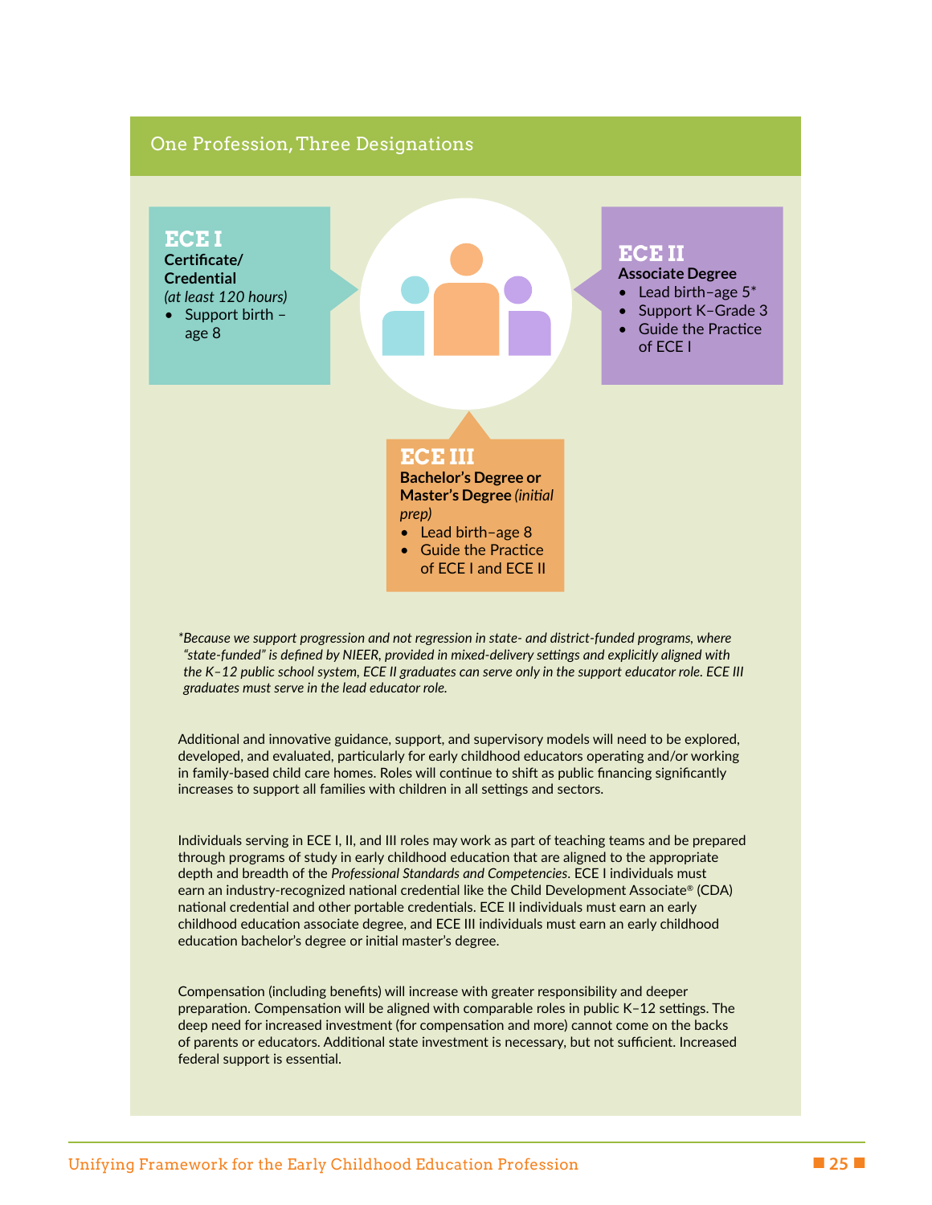## One Profession, Three Designations

### ECE I

**Certificate/ Credential**
*(at least 120 hours)*

- Support birth – age 8

### ECE II

**Associate Degree**

- Lead birth–age 5*
- Support K–Grade 3
- Guide the Practice of ECE I

### ECE III

**Bachelor's Degree or Master's Degree** *(initial prep)*

- Lead birth–age 8
- Guide the Practice of ECE I and ECE II

*\*Because we support progression and not regression in state- and district-funded programs, where "state-funded" is defined by NIEER, provided in mixed-delivery settings and explicitly aligned with the K–12 public school system, ECE II graduates can serve only in the support educator role. ECE III graduates must serve in the lead educator role.*

Additional and innovative guidance, support, and supervisory models will need to be explored, developed, and evaluated, particularly for early childhood educators operating and/or working in family-based child care homes. Roles will continue to shift as public financing significantly increases to support all families with children in all settings and sectors.

Individuals serving in ECE I, II, and III roles may work as part of teaching teams and be prepared through programs of study in early childhood education that are aligned to the appropriate depth and breadth of the *Professional Standards and Competencies*. ECE I individuals must earn an industry-recognized national credential like the Child Development Associate® (CDA) national credential and other portable credentials. ECE II individuals must earn an early childhood education associate degree, and ECE III individuals must earn an early childhood education bachelor's degree or initial master's degree.

Compensation (including benefits) will increase with greater responsibility and deeper preparation. Compensation will be aligned with comparable roles in public K–12 settings. The deep need for increased investment (for compensation and more) cannot come on the backs of parents or educators. Additional state investment is necessary, but not sufficient. Increased federal support is essential.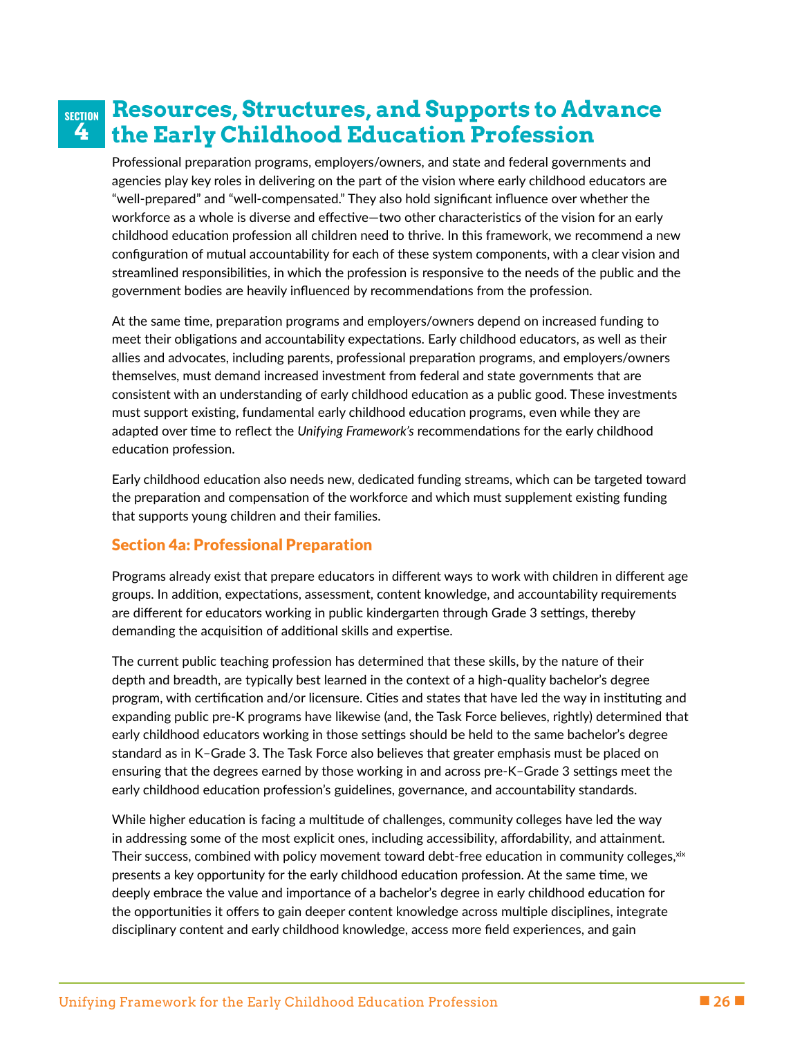# Section 4 Resources, Structures, and Supports to Advance the Early Childhood Education Profession

Professional preparation programs, employers/owners, and state and federal governments and agencies play key roles in delivering on the part of the vision where early childhood educators are "well-prepared" and "well-compensated." They also hold significant influence over whether the workforce as a whole is diverse and effective—two other characteristics of the vision for an early childhood education profession all children need to thrive. In this framework, we recommend a new configuration of mutual accountability for each of these system components, with a clear vision and streamlined responsibilities, in which the profession is responsive to the needs of the public and the government bodies are heavily influenced by recommendations from the profession.

At the same time, preparation programs and employers/owners depend on increased funding to meet their obligations and accountability expectations. Early childhood educators, as well as their allies and advocates, including parents, professional preparation programs, and employers/owners themselves, must demand increased investment from federal and state governments that are consistent with an understanding of early childhood education as a public good. These investments must support existing, fundamental early childhood education programs, even while they are adapted over time to reflect the *Unifying Framework's* recommendations for the early childhood education profession.

Early childhood education also needs new, dedicated funding streams, which can be targeted toward the preparation and compensation of the workforce and which must supplement existing funding that supports young children and their families.

## Section 4a: Professional Preparation

Programs already exist that prepare educators in different ways to work with children in different age groups. In addition, expectations, assessment, content knowledge, and accountability requirements are different for educators working in public kindergarten through Grade 3 settings, thereby demanding the acquisition of additional skills and expertise.

The current public teaching profession has determined that these skills, by the nature of their depth and breadth, are typically best learned in the context of a high-quality bachelor's degree program, with certification and/or licensure. Cities and states that have led the way in instituting and expanding public pre-K programs have likewise (and, the Task Force believes, rightly) determined that early childhood educators working in those settings should be held to the same bachelor's degree standard as in K–Grade 3. The Task Force also believes that greater emphasis must be placed on ensuring that the degrees earned by those working in and across pre-K–Grade 3 settings meet the early childhood education profession's guidelines, governance, and accountability standards.

While higher education is facing a multitude of challenges, community colleges have led the way in addressing some of the most explicit ones, including accessibility, affordability, and attainment. Their success, combined with policy movement toward debt-free education in community colleges,[xix] presents a key opportunity for the early childhood education profession. At the same time, we deeply embrace the value and importance of a bachelor's degree in early childhood education for the opportunities it offers to gain deeper content knowledge across multiple disciplines, integrate disciplinary content and early childhood knowledge, access more field experiences, and gain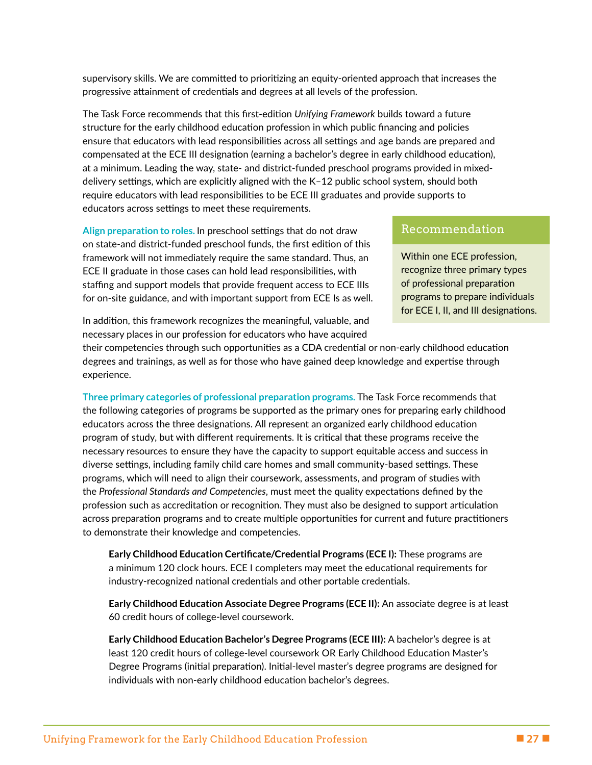supervisory skills. We are committed to prioritizing an equity-oriented approach that increases the progressive attainment of credentials and degrees at all levels of the profession.

The Task Force recommends that this first-edition *Unifying Framework* builds toward a future structure for the early childhood education profession in which public financing and policies ensure that educators with lead responsibilities across all settings and age bands are prepared and compensated at the ECE III designation (earning a bachelor's degree in early childhood education), at a minimum. Leading the way, state- and district-funded preschool programs provided in mixed-delivery settings, which are explicitly aligned with the K–12 public school system, should both require educators with lead responsibilities to be ECE III graduates and provide supports to educators across settings to meet these requirements.

**Recommendation**

Within one ECE profession, recognize three primary types of professional preparation programs to prepare individuals for ECE I, II, and III designations.

**Align preparation to roles.** In preschool settings that do not draw on state-and district-funded preschool funds, the first edition of this framework will not immediately require the same standard. Thus, an ECE II graduate in those cases can hold lead responsibilities, with staffing and support models that provide frequent access to ECE IIIs for on-site guidance, and with important support from ECE Is as well.

In addition, this framework recognizes the meaningful, valuable, and necessary places in our profession for educators who have acquired their competencies through such opportunities as a CDA credential or non-early childhood education degrees and trainings, as well as for those who have gained deep knowledge and expertise through experience.

**Three primary categories of professional preparation programs.** The Task Force recommends that the following categories of programs be supported as the primary ones for preparing early childhood educators across the three designations. All represent an organized early childhood education program of study, but with different requirements. It is critical that these programs receive the necessary resources to ensure they have the capacity to support equitable access and success in diverse settings, including family child care homes and small community-based settings. These programs, which will need to align their coursework, assessments, and program of studies with the *Professional Standards and Competencies*, must meet the quality expectations defined by the profession such as accreditation or recognition. They must also be designed to support articulation across preparation programs and to create multiple opportunities for current and future practitioners to demonstrate their knowledge and competencies.

**Early Childhood Education Certificate/Credential Programs (ECE I):** These programs are a minimum 120 clock hours. ECE I completers may meet the educational requirements for industry-recognized national credentials and other portable credentials.

**Early Childhood Education Associate Degree Programs (ECE II):** An associate degree is at least 60 credit hours of college-level coursework.

**Early Childhood Education Bachelor's Degree Programs (ECE III):** A bachelor's degree is at least 120 credit hours of college-level coursework OR Early Childhood Education Master's Degree Programs (initial preparation). Initial-level master's degree programs are designed for individuals with non-early childhood education bachelor's degrees.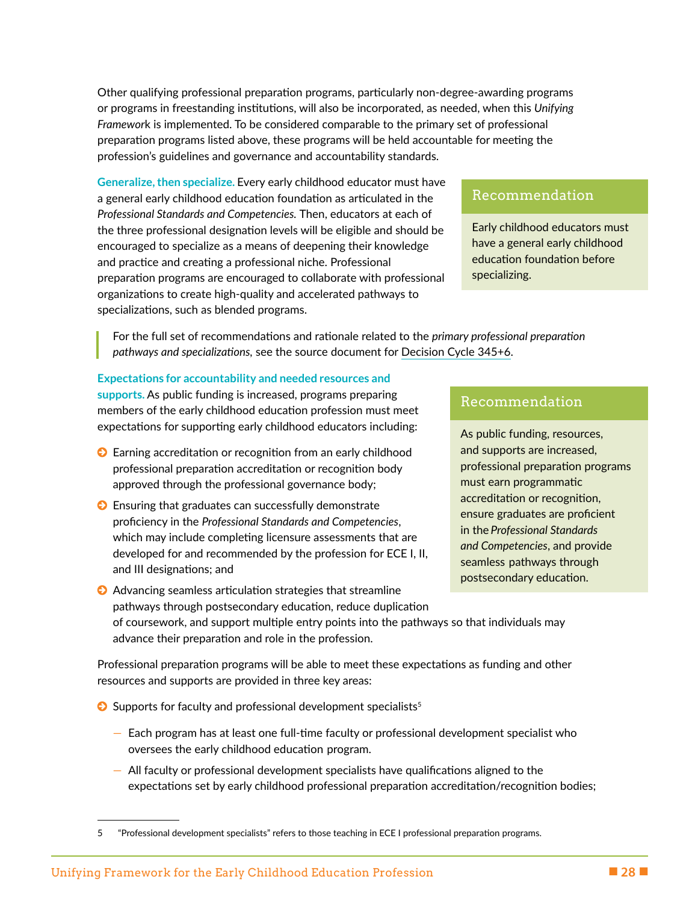Other qualifying professional preparation programs, particularly non-degree-awarding programs or programs in freestanding institutions, will also be incorporated, as needed, when this *Unifying Framework* is implemented. To be considered comparable to the primary set of professional preparation programs listed above, these programs will be held accountable for meeting the profession's guidelines and governance and accountability standards.

**Generalize, then specialize.** Every early childhood educator must have a general early childhood education foundation as articulated in the *Professional Standards and Competencies.* Then, educators at each of the three professional designation levels will be eligible and should be encouraged to specialize as a means of deepening their knowledge and practice and creating a professional niche. Professional preparation programs are encouraged to collaborate with professional organizations to create high-quality and accelerated pathways to specializations, such as blended programs.

> **Recommendation**
>
> Early childhood educators must have a general early childhood education foundation before specializing.

> For the full set of recommendations and rationale related to the *primary professional preparation pathways and specializations*, see the source document for Decision Cycle 345+6.

**Expectations for accountability and needed resources and supports.** As public funding is increased, programs preparing members of the early childhood education profession must meet expectations for supporting early childhood educators including:

- Earning accreditation or recognition from an early childhood professional preparation accreditation or recognition body approved through the professional governance body;
- Ensuring that graduates can successfully demonstrate proficiency in the *Professional Standards and Competencies*, which may include completing licensure assessments that are developed for and recommended by the profession for ECE I, II, and III designations; and
- Advancing seamless articulation strategies that streamline pathways through postsecondary education, reduce duplication of coursework, and support multiple entry points into the pathways so that individuals may advance their preparation and role in the profession.

> **Recommendation**
>
> As public funding, resources, and supports are increased, professional preparation programs must earn programmatic accreditation or recognition, ensure graduates are proficient in the *Professional Standards and Competencies*, and provide seamless pathways through postsecondary education.

Professional preparation programs will be able to meet these expectations as funding and other resources and supports are provided in three key areas:

- Supports for faculty and professional development specialists[5]
  - Each program has at least one full-time faculty or professional development specialist who oversees the early childhood education program.
  - All faculty or professional development specialists have qualifications aligned to the expectations set by early childhood professional preparation accreditation/recognition bodies;

5 "Professional development specialists" refers to those teaching in ECE I professional preparation programs.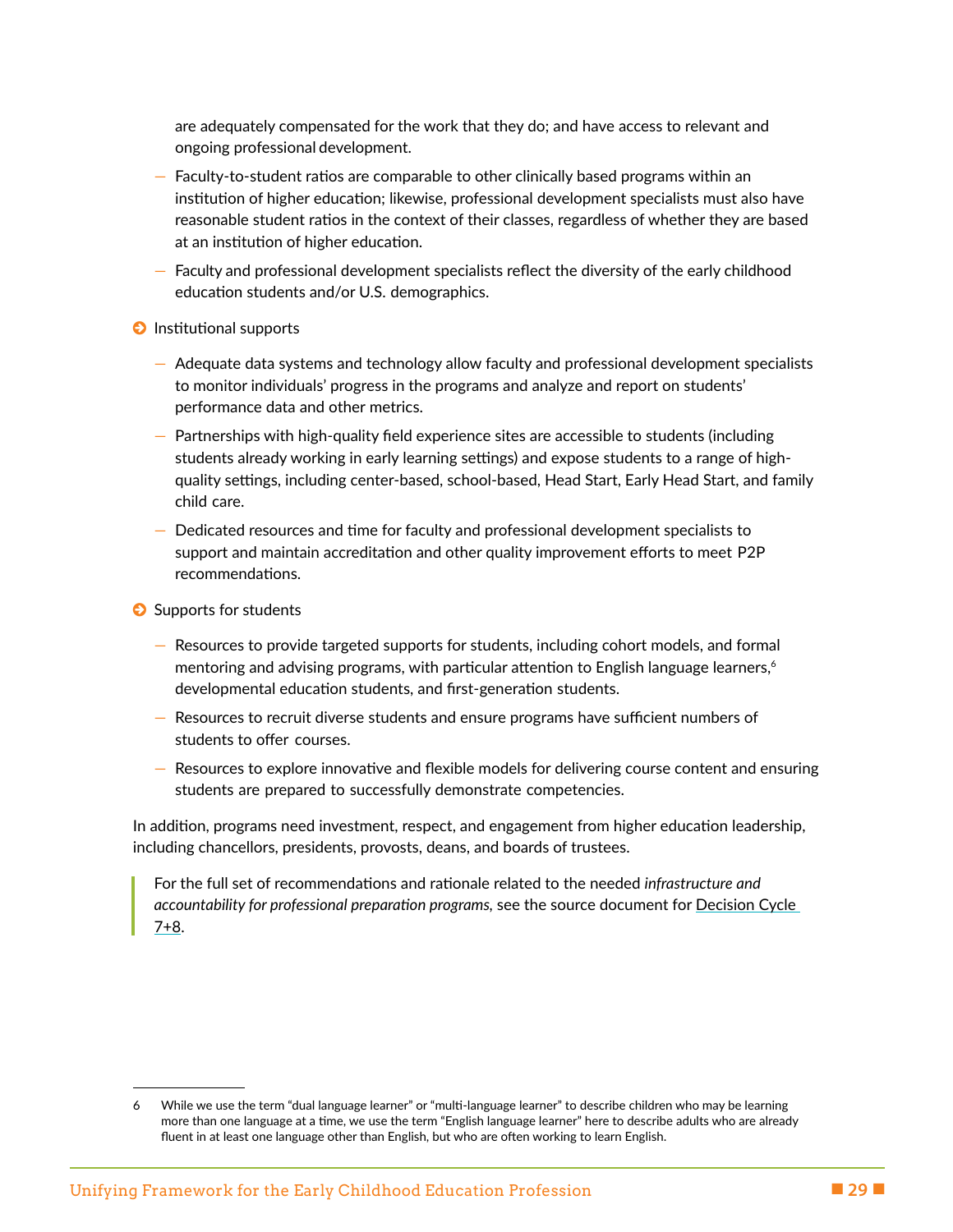are adequately compensated for the work that they do; and have access to relevant and ongoing professional development.

  - Faculty-to-student ratios are comparable to other clinically based programs within an institution of higher education; likewise, professional development specialists must also have reasonable student ratios in the context of their classes, regardless of whether they are based at an institution of higher education.
  - Faculty and professional development specialists reflect the diversity of the early childhood education students and/or U.S. demographics.

- Institutional supports
  - Adequate data systems and technology allow faculty and professional development specialists to monitor individuals' progress in the programs and analyze and report on students' performance data and other metrics.
  - Partnerships with high-quality field experience sites are accessible to students (including students already working in early learning settings) and expose students to a range of high-quality settings, including center-based, school-based, Head Start, Early Head Start, and family child care.
  - Dedicated resources and time for faculty and professional development specialists to support and maintain accreditation and other quality improvement efforts to meet P2P recommendations.

- Supports for students
  - Resources to provide targeted supports for students, including cohort models, and formal mentoring and advising programs, with particular attention to English language learners,[6] developmental education students, and first-generation students.
  - Resources to recruit diverse students and ensure programs have sufficient numbers of students to offer courses.
  - Resources to explore innovative and flexible models for delivering course content and ensuring students are prepared to successfully demonstrate competencies.

In addition, programs need investment, respect, and engagement from higher education leadership, including chancellors, presidents, provosts, deans, and boards of trustees.

> For the full set of recommendations and rationale related to the needed *infrastructure and accountability for professional preparation programs*, see the source document for Decision Cycle 7+8.

---

6 While we use the term "dual language learner" or "multi-language learner" to describe children who may be learning more than one language at a time, we use the term "English language learner" here to describe adults who are already fluent in at least one language other than English, but who are often working to learn English.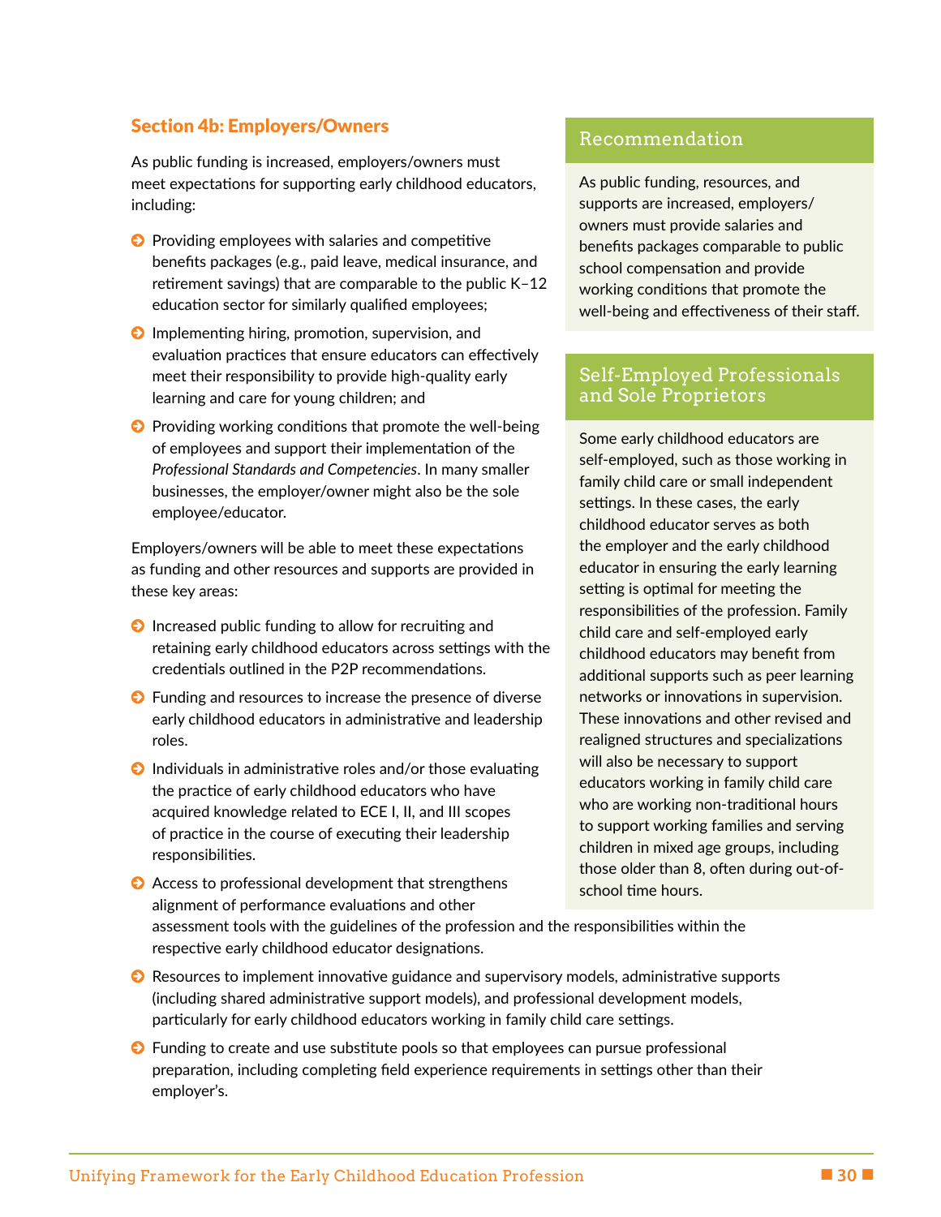### Section 4b: Employers/Owners

As public funding is increased, employers/owners must meet expectations for supporting early childhood educators, including:

- Providing employees with salaries and competitive benefits packages (e.g., paid leave, medical insurance, and retirement savings) that are comparable to the public K–12 education sector for similarly qualified employees;
- Implementing hiring, promotion, supervision, and evaluation practices that ensure educators can effectively meet their responsibility to provide high-quality early learning and care for young children; and
- Providing working conditions that promote the well-being of employees and support their implementation of the *Professional Standards and Competencies*. In many smaller businesses, the employer/owner might also be the sole employee/educator.

Employers/owners will be able to meet these expectations as funding and other resources and supports are provided in these key areas:

- Increased public funding to allow for recruiting and retaining early childhood educators across settings with the credentials outlined in the P2P recommendations.
- Funding and resources to increase the presence of diverse early childhood educators in administrative and leadership roles.
- Individuals in administrative roles and/or those evaluating the practice of early childhood educators who have acquired knowledge related to ECE I, II, and III scopes of practice in the course of executing their leadership responsibilities.
- Access to professional development that strengthens alignment of performance evaluations and other assessment tools with the guidelines of the profession and the responsibilities within the respective early childhood educator designations.
- Resources to implement innovative guidance and supervisory models, administrative supports (including shared administrative support models), and professional development models, particularly for early childhood educators working in family child care settings.
- Funding to create and use substitute pools so that employees can pursue professional preparation, including completing field experience requirements in settings other than their employer's.

#### Recommendation

As public funding, resources, and supports are increased, employers/owners must provide salaries and benefits packages comparable to public school compensation and provide working conditions that promote the well-being and effectiveness of their staff.

#### Self-Employed Professionals and Sole Proprietors

Some early childhood educators are self-employed, such as those working in family child care or small independent settings. In these cases, the early childhood educator serves as both the employer and the early childhood educator in ensuring the early learning setting is optimal for meeting the responsibilities of the profession. Family child care and self-employed early childhood educators may benefit from additional supports such as peer learning networks or innovations in supervision. These innovations and other revised and realigned structures and specializations will also be necessary to support educators working in family child care who are working non-traditional hours to support working families and serving children in mixed age groups, including those older than 8, often during out-of-school time hours.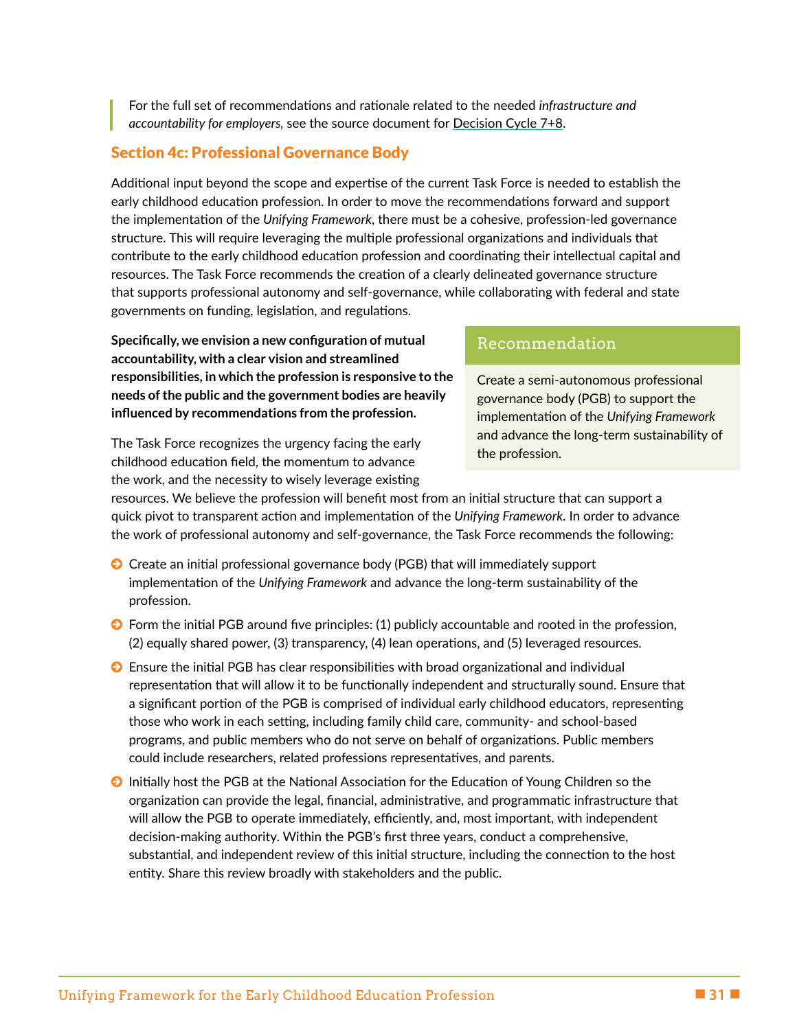> For the full set of recommendations and rationale related to the needed *infrastructure and accountability for employers*, see the source document for Decision Cycle 7+8.

## Section 4c: Professional Governance Body

Additional input beyond the scope and expertise of the current Task Force is needed to establish the early childhood education profession. In order to move the recommendations forward and support the implementation of the *Unifying Framework*, there must be a cohesive, profession-led governance structure. This will require leveraging the multiple professional organizations and individuals that contribute to the early childhood education profession and coordinating their intellectual capital and resources. The Task Force recommends the creation of a clearly delineated governance structure that supports professional autonomy and self-governance, while collaborating with federal and state governments on funding, legislation, and regulations.

**Specifically, we envision a new configuration of mutual accountability, with a clear vision and streamlined responsibilities, in which the profession is responsive to the needs of the public and the government bodies are heavily influenced by recommendations from the profession.**

> **Recommendation**
>
> Create a semi-autonomous professional governance body (PGB) to support the implementation of the *Unifying Framework* and advance the long-term sustainability of the profession.

The Task Force recognizes the urgency facing the early childhood education field, the momentum to advance the work, and the necessity to wisely leverage existing resources. We believe the profession will benefit most from an initial structure that can support a quick pivot to transparent action and implementation of the *Unifying Framework.* In order to advance the work of professional autonomy and self-governance, the Task Force recommends the following:

- Create an initial professional governance body (PGB) that will immediately support implementation of the *Unifying Framework* and advance the long-term sustainability of the profession.
- Form the initial PGB around five principles: (1) publicly accountable and rooted in the profession, (2) equally shared power, (3) transparency, (4) lean operations, and (5) leveraged resources.
- Ensure the initial PGB has clear responsibilities with broad organizational and individual representation that will allow it to be functionally independent and structurally sound. Ensure that a significant portion of the PGB is comprised of individual early childhood educators, representing those who work in each setting, including family child care, community- and school-based programs, and public members who do not serve on behalf of organizations. Public members could include researchers, related professions representatives, and parents.
- Initially host the PGB at the National Association for the Education of Young Children so the organization can provide the legal, financial, administrative, and programmatic infrastructure that will allow the PGB to operate immediately, efficiently, and, most important, with independent decision-making authority. Within the PGB's first three years, conduct a comprehensive, substantial, and independent review of this initial structure, including the connection to the host entity. Share this review broadly with stakeholders and the public.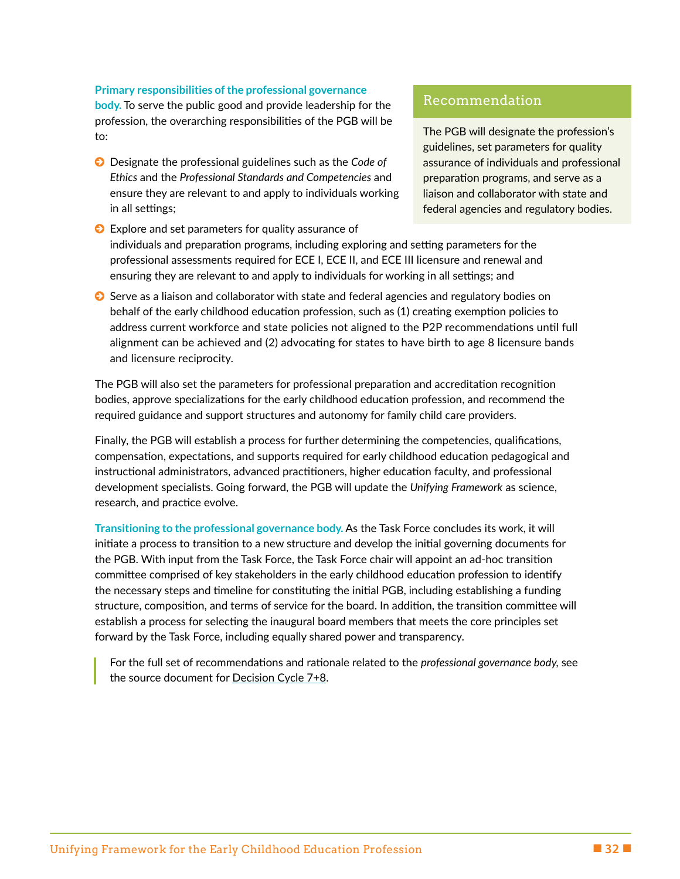**Primary responsibilities of the professional governance body.** To serve the public good and provide leadership for the profession, the overarching responsibilities of the PGB will be to:

- Designate the professional guidelines such as the *Code of Ethics* and the *Professional Standards and Competencies* and ensure they are relevant to and apply to individuals working in all settings;
- Explore and set parameters for quality assurance of individuals and preparation programs, including exploring and setting parameters for the professional assessments required for ECE I, ECE II, and ECE III licensure and renewal and ensuring they are relevant to and apply to individuals for working in all settings; and
- Serve as a liaison and collaborator with state and federal agencies and regulatory bodies on behalf of the early childhood education profession, such as (1) creating exemption policies to address current workforce and state policies not aligned to the P2P recommendations until full alignment can be achieved and (2) advocating for states to have birth to age 8 licensure bands and licensure reciprocity.

> **Recommendation**
>
> The PGB will designate the profession's guidelines, set parameters for quality assurance of individuals and professional preparation programs, and serve as a liaison and collaborator with state and federal agencies and regulatory bodies.

The PGB will also set the parameters for professional preparation and accreditation recognition bodies, approve specializations for the early childhood education profession, and recommend the required guidance and support structures and autonomy for family child care providers.

Finally, the PGB will establish a process for further determining the competencies, qualifications, compensation, expectations, and supports required for early childhood education pedagogical and instructional administrators, advanced practitioners, higher education faculty, and professional development specialists. Going forward, the PGB will update the *Unifying Framework* as science, research, and practice evolve.

**Transitioning to the professional governance body.** As the Task Force concludes its work, it will initiate a process to transition to a new structure and develop the initial governing documents for the PGB. With input from the Task Force, the Task Force chair will appoint an ad-hoc transition committee comprised of key stakeholders in the early childhood education profession to identify the necessary steps and timeline for constituting the initial PGB, including establishing a funding structure, composition, and terms of service for the board. In addition, the transition committee will establish a process for selecting the inaugural board members that meets the core principles set forward by the Task Force, including equally shared power and transparency.

> For the full set of recommendations and rationale related to the *professional governance body*, see the source document for Decision Cycle 7+8.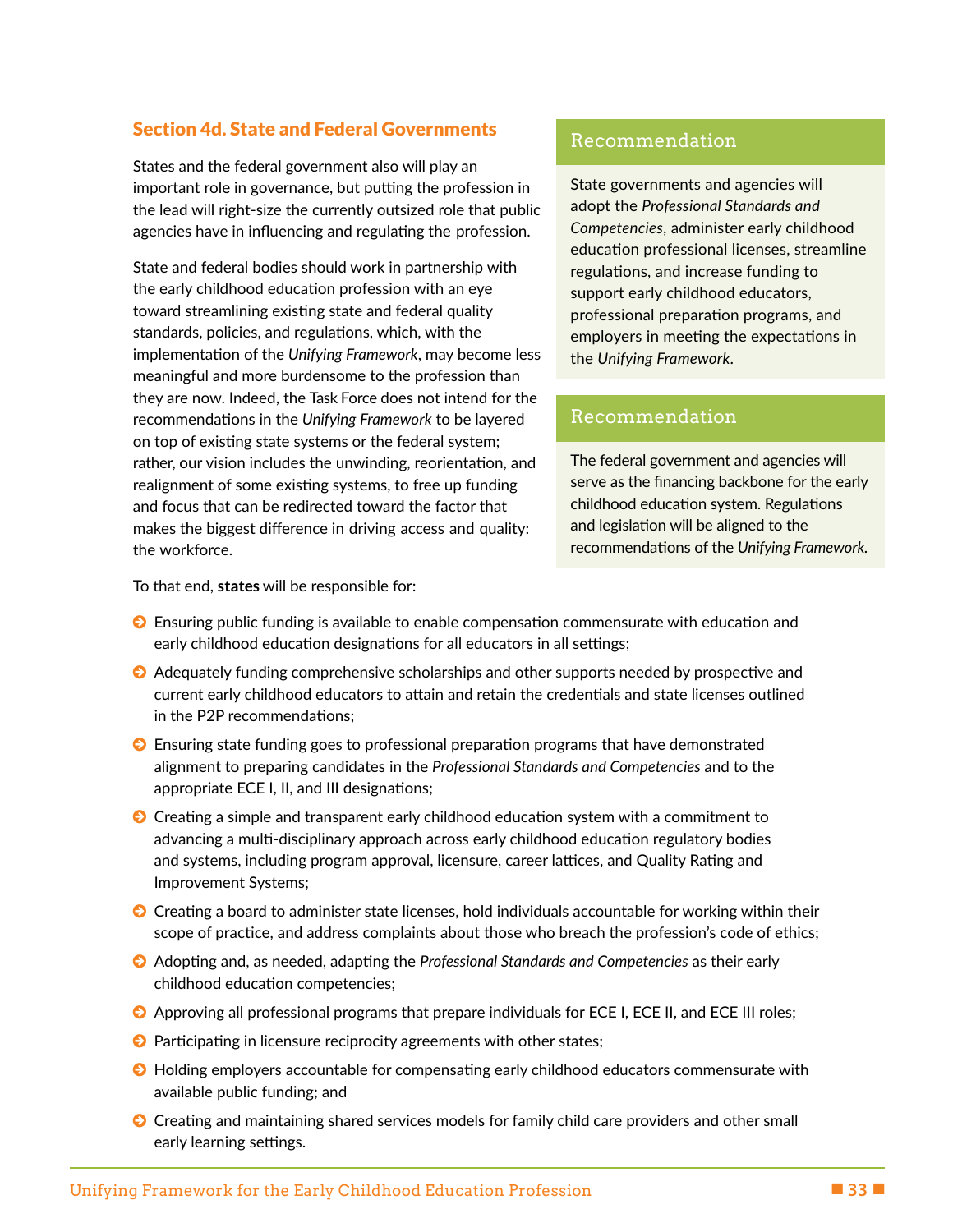### Section 4d. State and Federal Governments

States and the federal government also will play an important role in governance, but putting the profession in the lead will right-size the currently outsized role that public agencies have in influencing and regulating the profession.

State and federal bodies should work in partnership with the early childhood education profession with an eye toward streamlining existing state and federal quality standards, policies, and regulations, which, with the implementation of the *Unifying Framework*, may become less meaningful and more burdensome to the profession than they are now. Indeed, the Task Force does not intend for the recommendations in the *Unifying Framework* to be layered on top of existing state systems or the federal system; rather, our vision includes the unwinding, reorientation, and realignment of some existing systems, to free up funding and focus that can be redirected toward the factor that makes the biggest difference in driving access and quality: the workforce.

> **Recommendation**
>
> State governments and agencies will adopt the *Professional Standards and Competencies*, administer early childhood education professional licenses, streamline regulations, and increase funding to support early childhood educators, professional preparation programs, and employers in meeting the expectations in the *Unifying Framework*.

> **Recommendation**
>
> The federal government and agencies will serve as the financing backbone for the early childhood education system. Regulations and legislation will be aligned to the recommendations of the *Unifying Framework*.

To that end, **states** will be responsible for:

- Ensuring public funding is available to enable compensation commensurate with education and early childhood education designations for all educators in all settings;
- Adequately funding comprehensive scholarships and other supports needed by prospective and current early childhood educators to attain and retain the credentials and state licenses outlined in the P2P recommendations;
- Ensuring state funding goes to professional preparation programs that have demonstrated alignment to preparing candidates in the *Professional Standards and Competencies* and to the appropriate ECE I, II, and III designations;
- Creating a simple and transparent early childhood education system with a commitment to advancing a multi-disciplinary approach across early childhood education regulatory bodies and systems, including program approval, licensure, career lattices, and Quality Rating and Improvement Systems;
- Creating a board to administer state licenses, hold individuals accountable for working within their scope of practice, and address complaints about those who breach the profession's code of ethics;
- Adopting and, as needed, adapting the *Professional Standards and Competencies* as their early childhood education competencies;
- Approving all professional programs that prepare individuals for ECE I, ECE II, and ECE III roles;
- Participating in licensure reciprocity agreements with other states;
- Holding employers accountable for compensating early childhood educators commensurate with available public funding; and
- Creating and maintaining shared services models for family child care providers and other small early learning settings.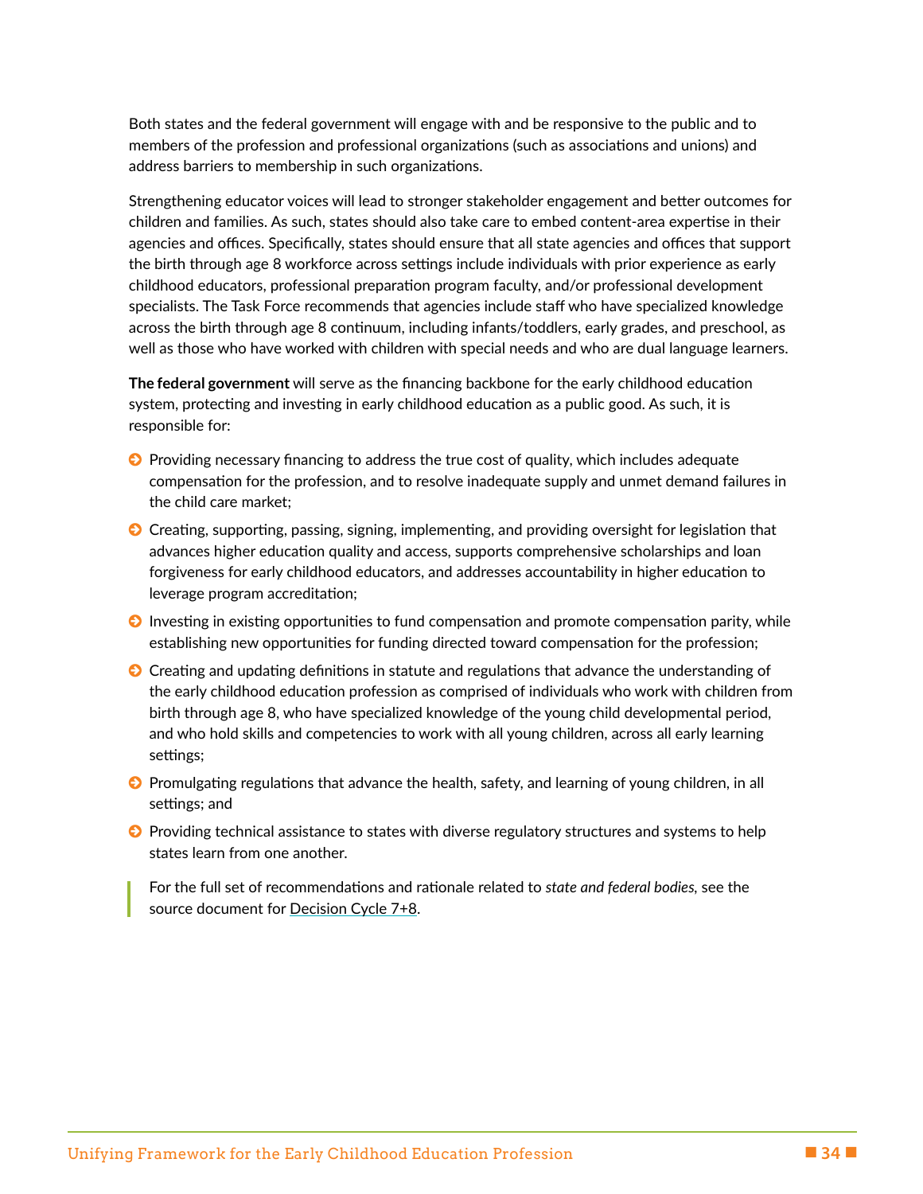Both states and the federal government will engage with and be responsive to the public and to members of the profession and professional organizations (such as associations and unions) and address barriers to membership in such organizations.

Strengthening educator voices will lead to stronger stakeholder engagement and better outcomes for children and families. As such, states should also take care to embed content-area expertise in their agencies and offices. Specifically, states should ensure that all state agencies and offices that support the birth through age 8 workforce across settings include individuals with prior experience as early childhood educators, professional preparation program faculty, and/or professional development specialists. The Task Force recommends that agencies include staff who have specialized knowledge across the birth through age 8 continuum, including infants/toddlers, early grades, and preschool, as well as those who have worked with children with special needs and who are dual language learners.

**The federal government** will serve as the financing backbone for the early childhood education system, protecting and investing in early childhood education as a public good. As such, it is responsible for:

- Providing necessary financing to address the true cost of quality, which includes adequate compensation for the profession, and to resolve inadequate supply and unmet demand failures in the child care market;
- Creating, supporting, passing, signing, implementing, and providing oversight for legislation that advances higher education quality and access, supports comprehensive scholarships and loan forgiveness for early childhood educators, and addresses accountability in higher education to leverage program accreditation;
- Investing in existing opportunities to fund compensation and promote compensation parity, while establishing new opportunities for funding directed toward compensation for the profession;
- Creating and updating definitions in statute and regulations that advance the understanding of the early childhood education profession as comprised of individuals who work with children from birth through age 8, who have specialized knowledge of the young child developmental period, and who hold skills and competencies to work with all young children, across all early learning settings;
- Promulgating regulations that advance the health, safety, and learning of young children, in all settings; and
- Providing technical assistance to states with diverse regulatory structures and systems to help states learn from one another.

> For the full set of recommendations and rationale related to *state and federal bodies*, see the source document for Decision Cycle 7+8.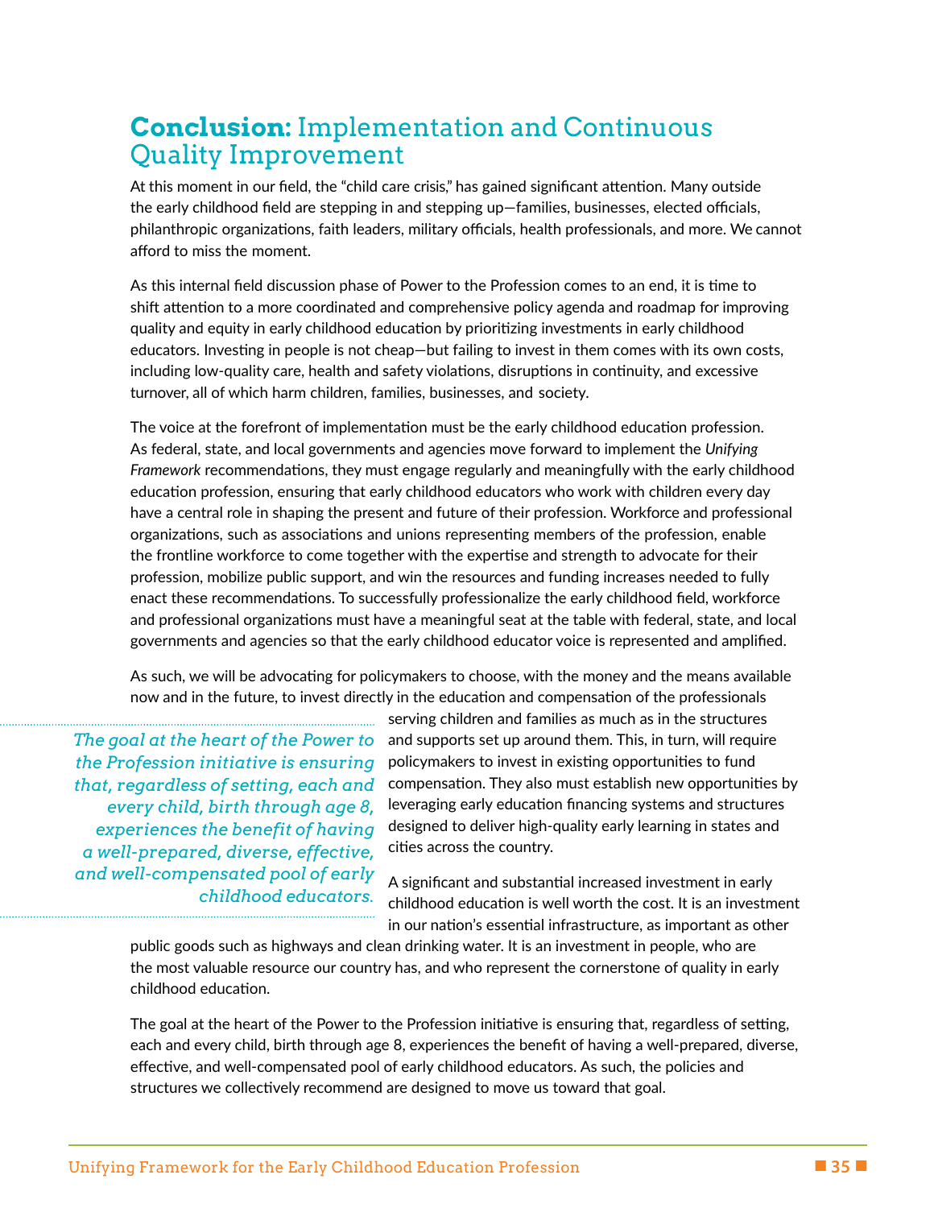## **Conclusion:** Implementation and Continuous Quality Improvement

At this moment in our field, the "child care crisis," has gained significant attention. Many outside the early childhood field are stepping in and stepping up—families, businesses, elected officials, philanthropic organizations, faith leaders, military officials, health professionals, and more. We cannot afford to miss the moment.

As this internal field discussion phase of Power to the Profession comes to an end, it is time to shift attention to a more coordinated and comprehensive policy agenda and roadmap for improving quality and equity in early childhood education by prioritizing investments in early childhood educators. Investing in people is not cheap—but failing to invest in them comes with its own costs, including low-quality care, health and safety violations, disruptions in continuity, and excessive turnover, all of which harm children, families, businesses, and society.

The voice at the forefront of implementation must be the early childhood education profession. As federal, state, and local governments and agencies move forward to implement the *Unifying Framework* recommendations, they must engage regularly and meaningfully with the early childhood education profession, ensuring that early childhood educators who work with children every day have a central role in shaping the present and future of their profession. Workforce and professional organizations, such as associations and unions representing members of the profession, enable the frontline workforce to come together with the expertise and strength to advocate for their profession, mobilize public support, and win the resources and funding increases needed to fully enact these recommendations. To successfully professionalize the early childhood field, workforce and professional organizations must have a meaningful seat at the table with federal, state, and local governments and agencies so that the early childhood educator voice is represented and amplified.

As such, we will be advocating for policymakers to choose, with the money and the means available now and in the future, to invest directly in the education and compensation of the professionals serving children and families as much as in the structures and supports set up around them. This, in turn, will require policymakers to invest in existing opportunities to fund compensation. They also must establish new opportunities by leveraging early education financing systems and structures designed to deliver high-quality early learning in states and cities across the country.

> *The goal at the heart of the Power to the Profession initiative is ensuring that, regardless of setting, each and every child, birth through age 8, experiences the benefit of having a well-prepared, diverse, effective, and well-compensated pool of early childhood educators.*

A significant and substantial increased investment in early childhood education is well worth the cost. It is an investment in our nation's essential infrastructure, as important as other public goods such as highways and clean drinking water. It is an investment in people, who are the most valuable resource our country has, and who represent the cornerstone of quality in early childhood education.

The goal at the heart of the Power to the Profession initiative is ensuring that, regardless of setting, each and every child, birth through age 8, experiences the benefit of having a well-prepared, diverse, effective, and well-compensated pool of early childhood educators. As such, the policies and structures we collectively recommend are designed to move us toward that goal.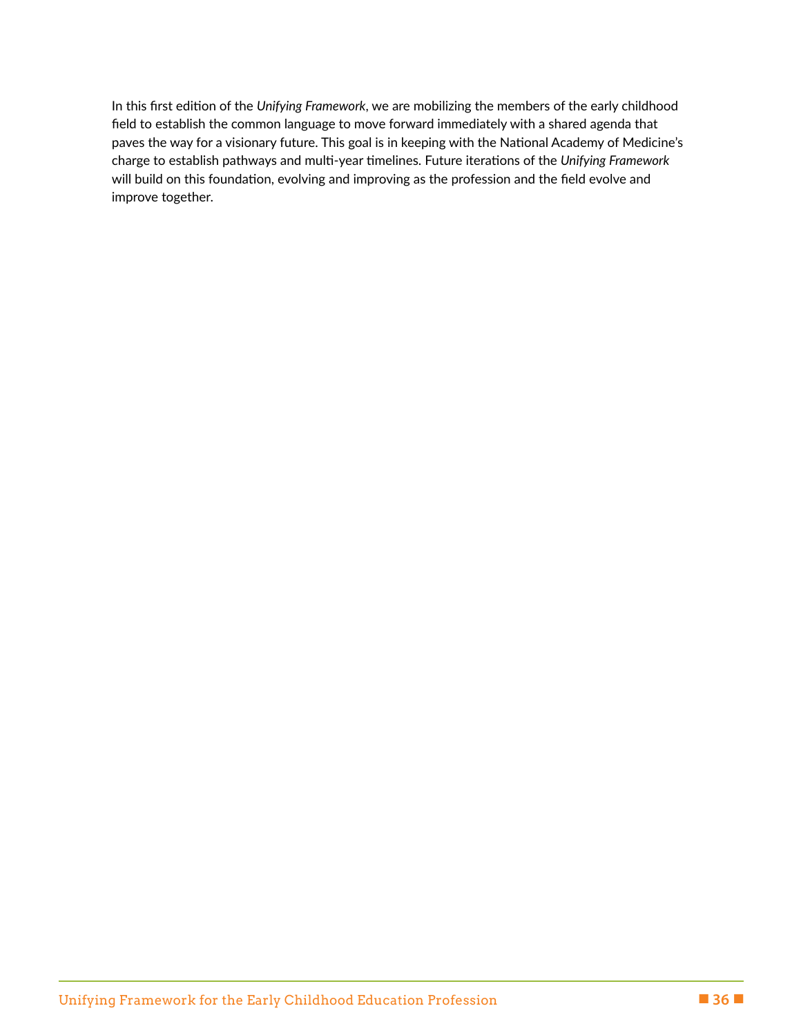In this first edition of the *Unifying Framework*, we are mobilizing the members of the early childhood field to establish the common language to move forward immediately with a shared agenda that paves the way for a visionary future. This goal is in keeping with the National Academy of Medicine's charge to establish pathways and multi-year timelines. Future iterations of the *Unifying Framework* will build on this foundation, evolving and improving as the profession and the field evolve and improve together.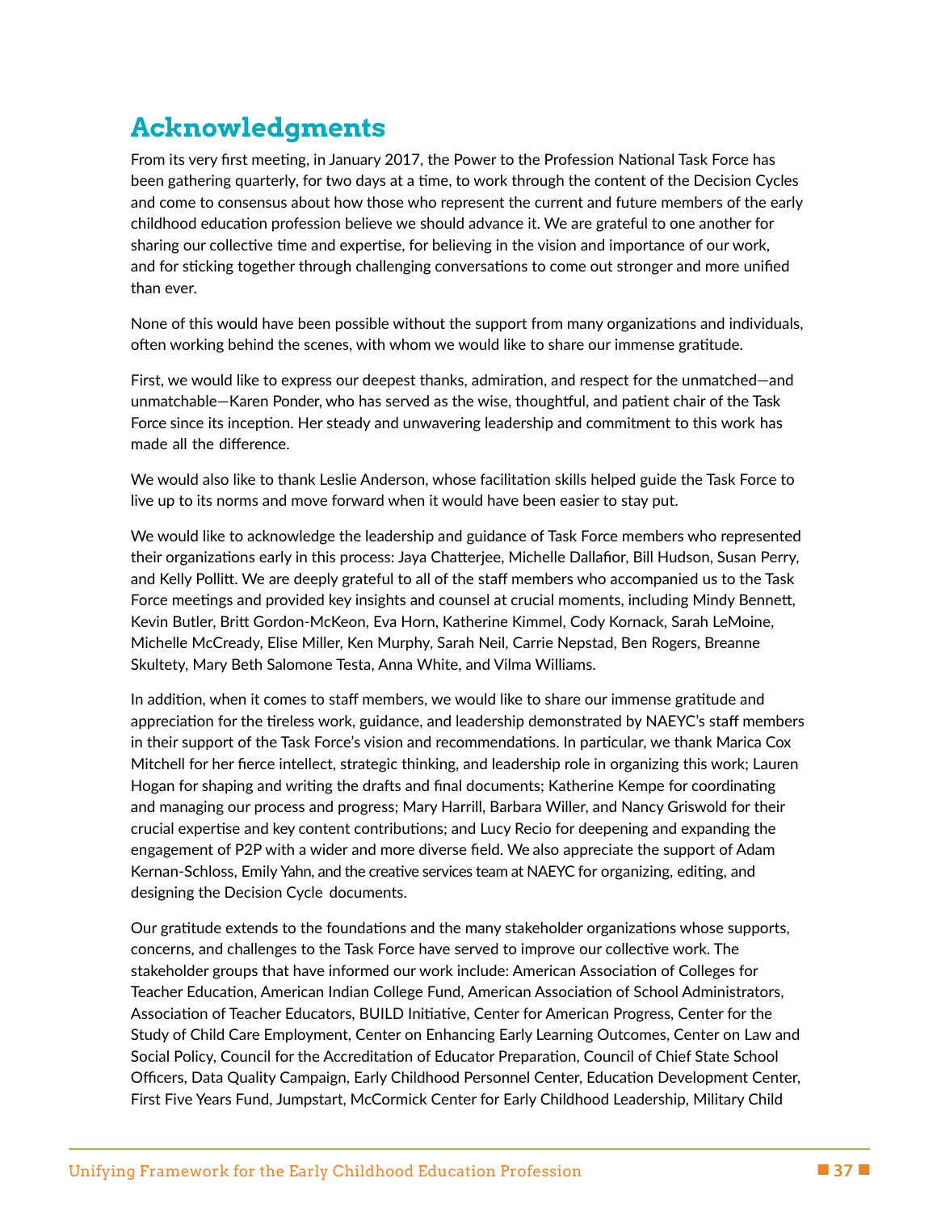## Acknowledgments

From its very first meeting, in January 2017, the Power to the Profession National Task Force has been gathering quarterly, for two days at a time, to work through the content of the Decision Cycles and come to consensus about how those who represent the current and future members of the early childhood education profession believe we should advance it. We are grateful to one another for sharing our collective time and expertise, for believing in the vision and importance of our work, and for sticking together through challenging conversations to come out stronger and more unified than ever.

None of this would have been possible without the support from many organizations and individuals, often working behind the scenes, with whom we would like to share our immense gratitude.

First, we would like to express our deepest thanks, admiration, and respect for the unmatched—and unmatchable—Karen Ponder, who has served as the wise, thoughtful, and patient chair of the Task Force since its inception. Her steady and unwavering leadership and commitment to this work has made all the difference.

We would also like to thank Leslie Anderson, whose facilitation skills helped guide the Task Force to live up to its norms and move forward when it would have been easier to stay put.

We would like to acknowledge the leadership and guidance of Task Force members who represented their organizations early in this process: Jaya Chatterjee, Michelle Dallafior, Bill Hudson, Susan Perry, and Kelly Pollitt. We are deeply grateful to all of the staff members who accompanied us to the Task Force meetings and provided key insights and counsel at crucial moments, including Mindy Bennett, Kevin Butler, Britt Gordon-McKeon, Eva Horn, Katherine Kimmel, Cody Kornack, Sarah LeMoine, Michelle McCready, Elise Miller, Ken Murphy, Sarah Neil, Carrie Nepstad, Ben Rogers, Breanne Skultety, Mary Beth Salomone Testa, Anna White, and Vilma Williams.

In addition, when it comes to staff members, we would like to share our immense gratitude and appreciation for the tireless work, guidance, and leadership demonstrated by NAEYC's staff members in their support of the Task Force's vision and recommendations. In particular, we thank Marica Cox Mitchell for her fierce intellect, strategic thinking, and leadership role in organizing this work; Lauren Hogan for shaping and writing the drafts and final documents; Katherine Kempe for coordinating and managing our process and progress; Mary Harrill, Barbara Willer, and Nancy Griswold for their crucial expertise and key content contributions; and Lucy Recio for deepening and expanding the engagement of P2P with a wider and more diverse field. We also appreciate the support of Adam Kernan-Schloss, Emily Yahn, and the creative services team at NAEYC for organizing, editing, and designing the Decision Cycle documents.

Our gratitude extends to the foundations and the many stakeholder organizations whose supports, concerns, and challenges to the Task Force have served to improve our collective work. The stakeholder groups that have informed our work include: American Association of Colleges for Teacher Education, American Indian College Fund, American Association of School Administrators, Association of Teacher Educators, BUILD Initiative, Center for American Progress, Center for the Study of Child Care Employment, Center on Enhancing Early Learning Outcomes, Center on Law and Social Policy, Council for the Accreditation of Educator Preparation, Council of Chief State School Officers, Data Quality Campaign, Early Childhood Personnel Center, Education Development Center, First Five Years Fund, Jumpstart, McCormick Center for Early Childhood Leadership, Military Child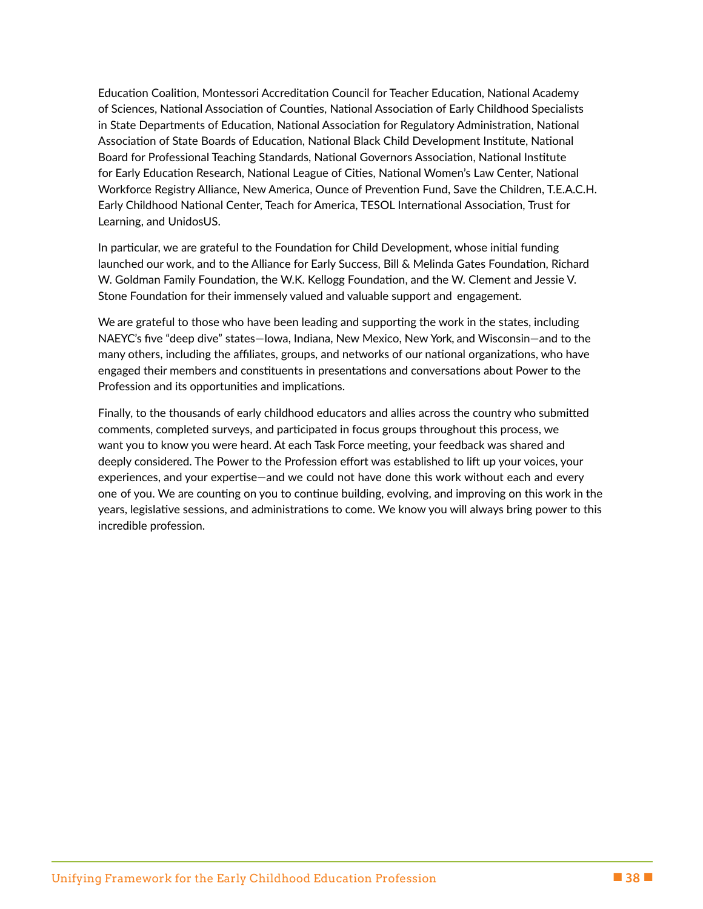Education Coalition, Montessori Accreditation Council for Teacher Education, National Academy of Sciences, National Association of Counties, National Association of Early Childhood Specialists in State Departments of Education, National Association for Regulatory Administration, National Association of State Boards of Education, National Black Child Development Institute, National Board for Professional Teaching Standards, National Governors Association, National Institute for Early Education Research, National League of Cities, National Women's Law Center, National Workforce Registry Alliance, New America, Ounce of Prevention Fund, Save the Children, T.E.A.C.H. Early Childhood National Center, Teach for America, TESOL International Association, Trust for Learning, and UnidosUS.

In particular, we are grateful to the Foundation for Child Development, whose initial funding launched our work, and to the Alliance for Early Success, Bill & Melinda Gates Foundation, Richard W. Goldman Family Foundation, the W.K. Kellogg Foundation, and the W. Clement and Jessie V. Stone Foundation for their immensely valued and valuable support and engagement.

We are grateful to those who have been leading and supporting the work in the states, including NAEYC's five "deep dive" states—Iowa, Indiana, New Mexico, New York, and Wisconsin—and to the many others, including the affiliates, groups, and networks of our national organizations, who have engaged their members and constituents in presentations and conversations about Power to the Profession and its opportunities and implications.

Finally, to the thousands of early childhood educators and allies across the country who submitted comments, completed surveys, and participated in focus groups throughout this process, we want you to know you were heard. At each Task Force meeting, your feedback was shared and deeply considered. The Power to the Profession effort was established to lift up your voices, your experiences, and your expertise—and we could not have done this work without each and every one of you. We are counting on you to continue building, evolving, and improving on this work in the years, legislative sessions, and administrations to come. We know you will always bring power to this incredible profession.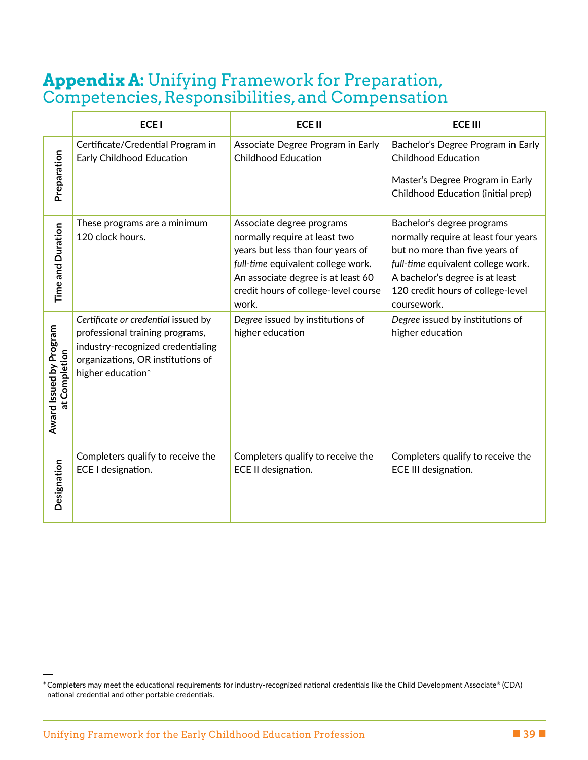## **Appendix A:** Unifying Framework for Preparation, Competencies, Responsibilities, and Compensation

| | ECE I | ECE II | ECE III |
|---|---|---|---|
| **Preparation** | Certificate/Credential Program in Early Childhood Education | Associate Degree Program in Early Childhood Education | Bachelor's Degree Program in Early Childhood Education<br><br>Master's Degree Program in Early Childhood Education (initial prep) |
| **Time and Duration** | These programs are a minimum 120 clock hours. | Associate degree programs normally require at least two years but less than four years of *full-time* equivalent college work. An associate degree is at least 60 credit hours of college-level course work. | Bachelor's degree programs normally require at least four years but no more than five years of *full-time* equivalent college work. A bachelor's degree is at least 120 credit hours of college-level coursework. |
| **Award Issued by Program at Completion** | *Certificate or credential* issued by professional training programs, industry-recognized credentialing organizations, OR institutions of higher education* | *Degree* issued by institutions of higher education | *Degree* issued by institutions of higher education |
| **Designation** | Completers qualify to receive the ECE I designation. | Completers qualify to receive the ECE II designation. | Completers qualify to receive the ECE III designation. |

* Completers may meet the educational requirements for industry-recognized national credentials like the Child Development Associate® (CDA) national credential and other portable credentials.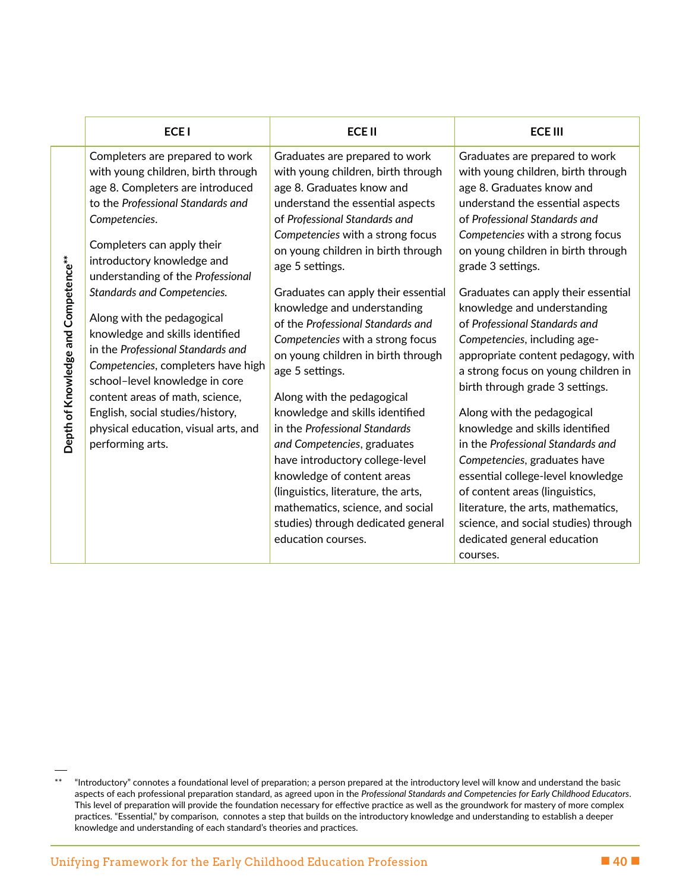| | ECE I | ECE II | ECE III |
|---|---|---|---|
| **Depth of Knowledge and Competence**** | Completers are prepared to work with young children, birth through age 8. Completers are introduced to the *Professional Standards and Competencies*.<br><br>Completers can apply their introductory knowledge and understanding of the *Professional Standards and Competencies.*<br><br>Along with the pedagogical knowledge and skills identified in the *Professional Standards and Competencies*, completers have high school–level knowledge in core content areas of math, science, English, social studies/history, physical education, visual arts, and performing arts. | Graduates are prepared to work with young children, birth through age 8. Graduates know and understand the essential aspects of *Professional Standards and Competencies* with a strong focus on young children in birth through age 5 settings.<br><br>Graduates can apply their essential knowledge and understanding of the *Professional Standards and Competencies* with a strong focus on young children in birth through age 5 settings.<br><br>Along with the pedagogical knowledge and skills identified in the *Professional Standards and Competencies*, graduates have introductory college-level knowledge of content areas (linguistics, literature, the arts, mathematics, science, and social studies) through dedicated general education courses. | Graduates are prepared to work with young children, birth through age 8. Graduates know and understand the essential aspects of *Professional Standards and Competencies* with a strong focus on young children in birth through grade 3 settings.<br><br>Graduates can apply their essential knowledge and understanding of *Professional Standards and Competencies*, including age-appropriate content pedagogy, with a strong focus on young children in birth through grade 3 settings.<br><br>Along with the pedagogical knowledge and skills identified in the *Professional Standards and Competencies*, graduates have essential college-level knowledge of content areas (linguistics, literature, the arts, mathematics, science, and social studies) through dedicated general education courses. |

** "Introductory" connotes a foundational level of preparation; a person prepared at the introductory level will know and understand the basic aspects of each professional preparation standard, as agreed upon in the *Professional Standards and Competencies for Early Childhood Educators*. This level of preparation will provide the foundation necessary for effective practice as well as the groundwork for mastery of more complex practices. "Essential," by comparison, connotes a step that builds on the introductory knowledge and understanding to establish a deeper knowledge and understanding of each standard's theories and practices.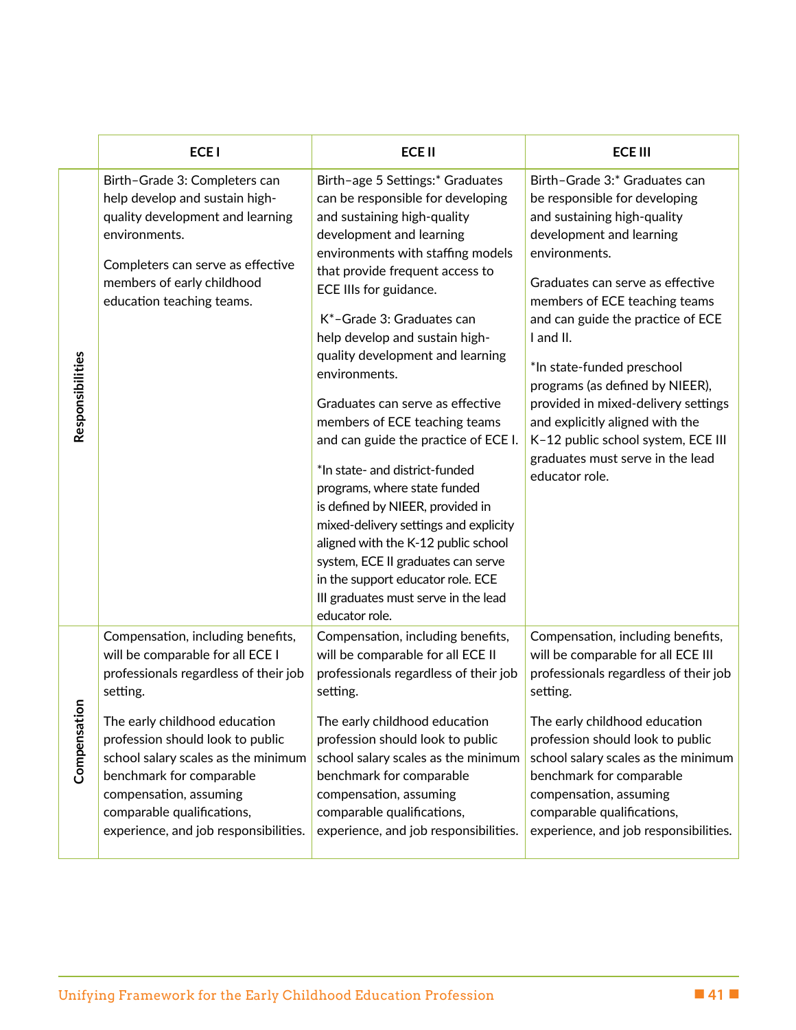| | ECE I | ECE II | ECE III |
|---|---|---|---|
| Responsibilities | Birth–Grade 3: Completers can help develop and sustain high-quality development and learning environments.<br><br>Completers can serve as effective members of early childhood education teaching teams. | Birth–age 5 Settings:* Graduates can be responsible for developing and sustaining high-quality development and learning environments with staffing models that provide frequent access to ECE IIIs for guidance.<br><br>K*–Grade 3: Graduates can help develop and sustain high-quality development and learning environments.<br><br>Graduates can serve as effective members of ECE teaching teams and can guide the practice of ECE I.<br><br>*In state- and district-funded programs, where state funded is defined by NIEER, provided in mixed-delivery settings and explicity aligned with the K-12 public school system, ECE II graduates can serve in the support educator role. ECE III graduates must serve in the lead educator role. | Birth–Grade 3:* Graduates can be responsible for developing and sustaining high-quality development and learning environments.<br><br>Graduates can serve as effective members of ECE teaching teams and can guide the practice of ECE I and II.<br><br>*In state-funded preschool programs (as defined by NIEER), provided in mixed-delivery settings and explicitly aligned with the K–12 public school system, ECE III graduates must serve in the lead educator role. |
| Compensation | Compensation, including benefits, will be comparable for all ECE I professionals regardless of their job setting.<br><br>The early childhood education profession should look to public school salary scales as the minimum benchmark for comparable compensation, assuming comparable qualifications, experience, and job responsibilities. | Compensation, including benefits, will be comparable for all ECE II professionals regardless of their job setting.<br><br>The early childhood education profession should look to public school salary scales as the minimum benchmark for comparable compensation, assuming comparable qualifications, experience, and job responsibilities. | Compensation, including benefits, will be comparable for all ECE III professionals regardless of their job setting.<br><br>The early childhood education profession should look to public school salary scales as the minimum benchmark for comparable compensation, assuming comparable qualifications, experience, and job responsibilities. |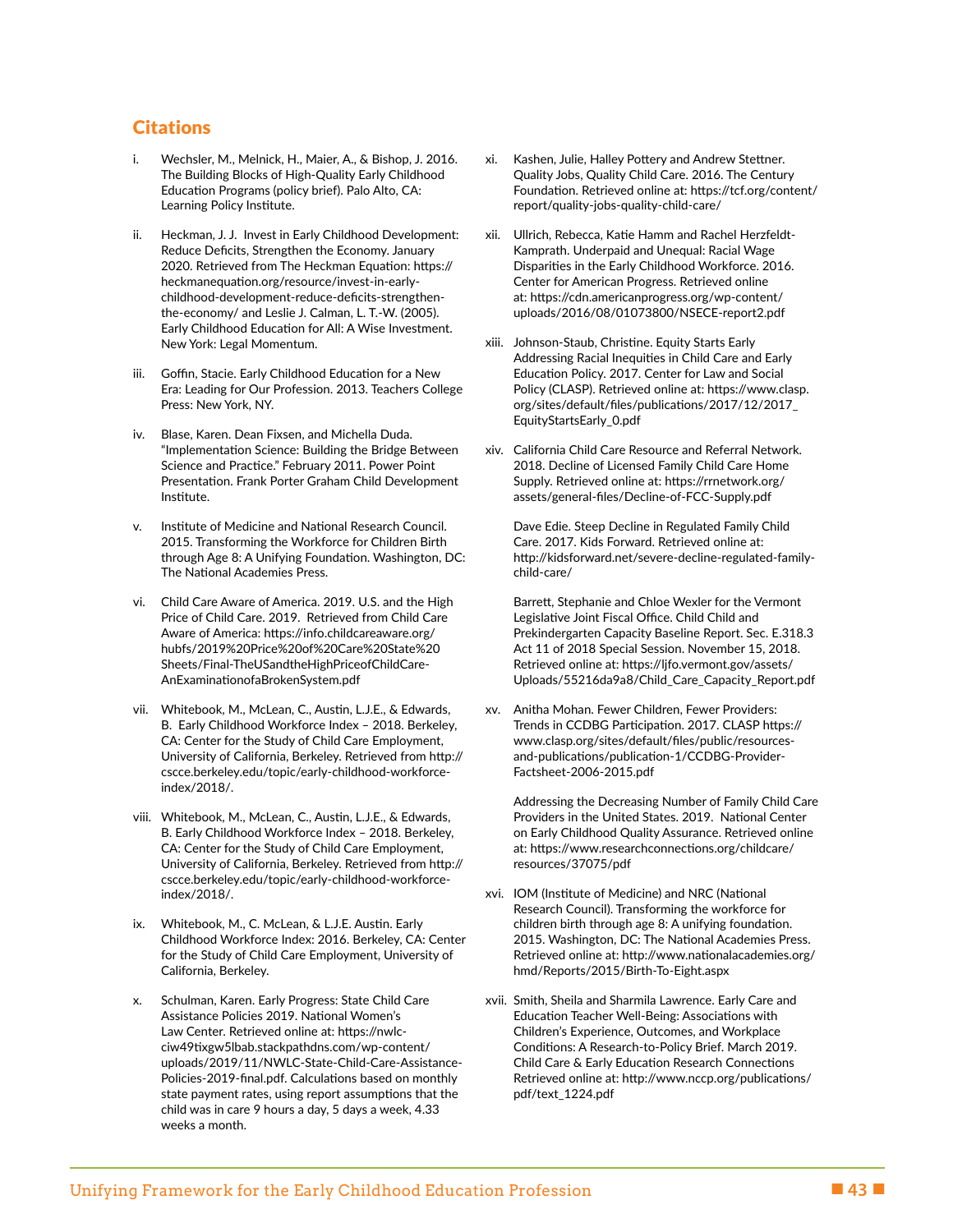## Citations

i. Wechsler, M., Melnick, H., Maier, A., & Bishop, J. 2016. The Building Blocks of High-Quality Early Childhood Education Programs (policy brief). Palo Alto, CA: Learning Policy Institute.

ii. Heckman, J. J. Invest in Early Childhood Development: Reduce Deficits, Strengthen the Economy. January 2020. Retrieved from The Heckman Equation: https://heckmanequation.org/resource/invest-in-early-childhood-development-reduce-deficits-strengthen-the-economy/ and Leslie J. Calman, L. T.-W. (2005). Early Childhood Education for All: A Wise Investment. New York: Legal Momentum.

iii. Goffin, Stacie. Early Childhood Education for a New Era: Leading for Our Profession. 2013. Teachers College Press: New York, NY.

iv. Blase, Karen. Dean Fixsen, and Michella Duda. "Implementation Science: Building the Bridge Between Science and Practice." February 2011. Power Point Presentation. Frank Porter Graham Child Development Institute.

v. Institute of Medicine and National Research Council. 2015. Transforming the Workforce for Children Birth through Age 8: A Unifying Foundation. Washington, DC: The National Academies Press.

vi. Child Care Aware of America. 2019. U.S. and the High Price of Child Care. 2019. Retrieved from Child Care Aware of America: https://info.childcareaware.org/hubfs/2019%20Price%20of%20Care%20State%20Sheets/Final-TheUSandtheHighPriceofChildCare-AnExaminationofaBrokenSystem.pdf

vii. Whitebook, M., McLean, C., Austin, L.J.E., & Edwards, B. Early Childhood Workforce Index – 2018. Berkeley, CA: Center for the Study of Child Care Employment, University of California, Berkeley. Retrieved from http://cscce.berkeley.edu/topic/early-childhood-workforce-index/2018/.

viii. Whitebook, M., McLean, C., Austin, L.J.E., & Edwards, B. Early Childhood Workforce Index – 2018. Berkeley, CA: Center for the Study of Child Care Employment, University of California, Berkeley. Retrieved from http://cscce.berkeley.edu/topic/early-childhood-workforce-index/2018/.

ix. Whitebook, M., C. McLean, & L.J.E. Austin. Early Childhood Workforce Index: 2016. Berkeley, CA: Center for the Study of Child Care Employment, University of California, Berkeley.

x. Schulman, Karen. Early Progress: State Child Care Assistance Policies 2019. National Women's Law Center. Retrieved online at: https://nwlc-ciw49tixgw5lbab.stackpathdns.com/wp-content/uploads/2019/11/NWLC-State-Child-Care-Assistance-Policies-2019-final.pdf. Calculations based on monthly state payment rates, using report assumptions that the child was in care 9 hours a day, 5 days a week, 4.33 weeks a month.

xi. Kashen, Julie, Halley Pottery and Andrew Stettner. Quality Jobs, Quality Child Care. 2016. The Century Foundation. Retrieved online at: https://tcf.org/content/report/quality-jobs-quality-child-care/

xii. Ullrich, Rebecca, Katie Hamm and Rachel Herzfeldt-Kamprath. Underpaid and Unequal: Racial Wage Disparities in the Early Childhood Workforce. 2016. Center for American Progress. Retrieved online at: https://cdn.americanprogress.org/wp-content/uploads/2016/08/01073800/NSECE-report2.pdf

xiii. Johnson-Staub, Christine. Equity Starts Early Addressing Racial Inequities in Child Care and Early Education Policy. 2017. Center for Law and Social Policy (CLASP). Retrieved online at: https://www.clasp.org/sites/default/files/publications/2017/12/2017_EquityStartsEarly_0.pdf

xiv. California Child Care Resource and Referral Network. 2018. Decline of Licensed Family Child Care Home Supply. Retrieved online at: https://rrnetwork.org/assets/general-files/Decline-of-FCC-Supply.pdf

Dave Edie. Steep Decline in Regulated Family Child Care. 2017. Kids Forward. Retrieved online at: http://kidsforward.net/severe-decline-regulated-family-child-care/

Barrett, Stephanie and Chloe Wexler for the Vermont Legislative Joint Fiscal Office. Child Child and Prekindergarten Capacity Baseline Report. Sec. E.318.3 Act 11 of 2018 Special Session. November 15, 2018. Retrieved online at: https://ljfo.vermont.gov/assets/Uploads/55216da9a8/Child_Care_Capacity_Report.pdf

xv. Anitha Mohan. Fewer Children, Fewer Providers: Trends in CCDBG Participation. 2017. CLASP https://www.clasp.org/sites/default/files/public/resources-and-publications/publication-1/CCDBG-Provider-Factsheet-2006-2015.pdf

Addressing the Decreasing Number of Family Child Care Providers in the United States. 2019. National Center on Early Childhood Quality Assurance. Retrieved online at: https://www.researchconnections.org/childcare/resources/37075/pdf

xvi. IOM (Institute of Medicine) and NRC (National Research Council). Transforming the workforce for children birth through age 8: A unifying foundation. 2015. Washington, DC: The National Academies Press. Retrieved online at: http://www.nationalacademies.org/hmd/Reports/2015/Birth-To-Eight.aspx

xvii. Smith, Sheila and Sharmila Lawrence. Early Care and Education Teacher Well-Being: Associations with Children's Experience, Outcomes, and Workplace Conditions: A Research-to-Policy Brief. March 2019. Child Care & Early Education Research Connections Retrieved online at: http://www.nccp.org/publications/pdf/text_1224.pdf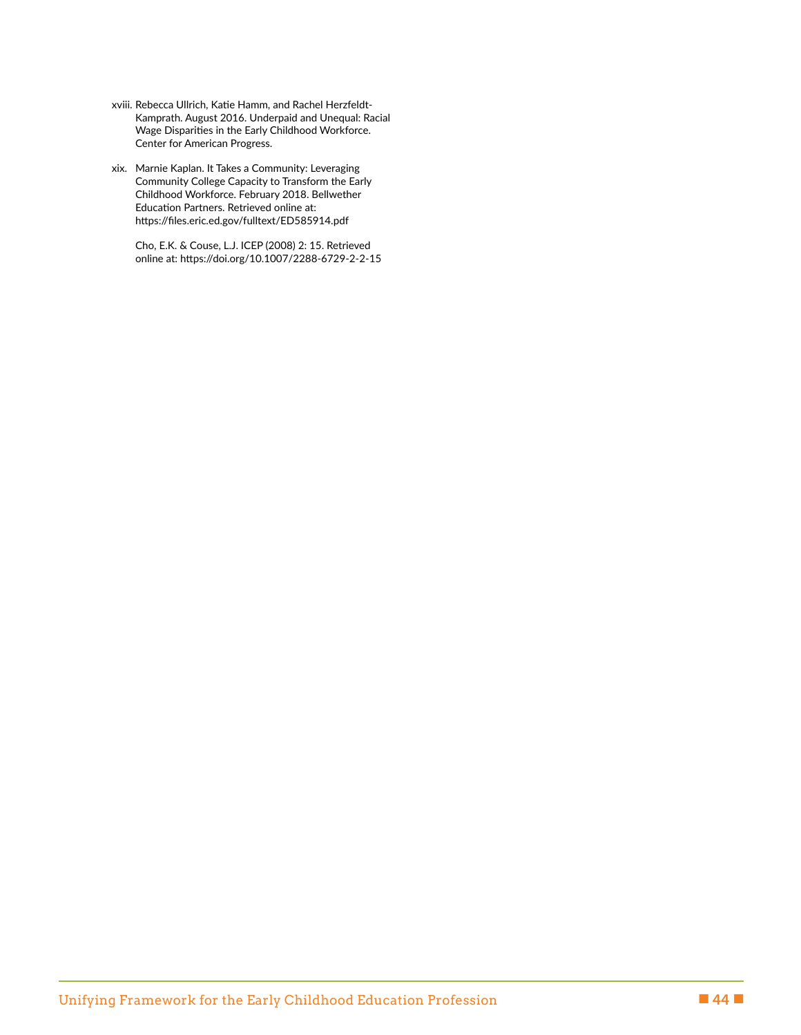xviii. Rebecca Ullrich, Katie Hamm, and Rachel Herzfeldt-Kamprath. August 2016. Underpaid and Unequal: Racial Wage Disparities in the Early Childhood Workforce. Center for American Progress.

xix. Marnie Kaplan. It Takes a Community: Leveraging Community College Capacity to Transform the Early Childhood Workforce. February 2018. Bellwether Education Partners. Retrieved online at: https://files.eric.ed.gov/fulltext/ED585914.pdf

Cho, E.K. & Couse, L.J. ICEP (2008) 2: 15. Retrieved online at: https://doi.org/10.1007/2288-6729-2-2-15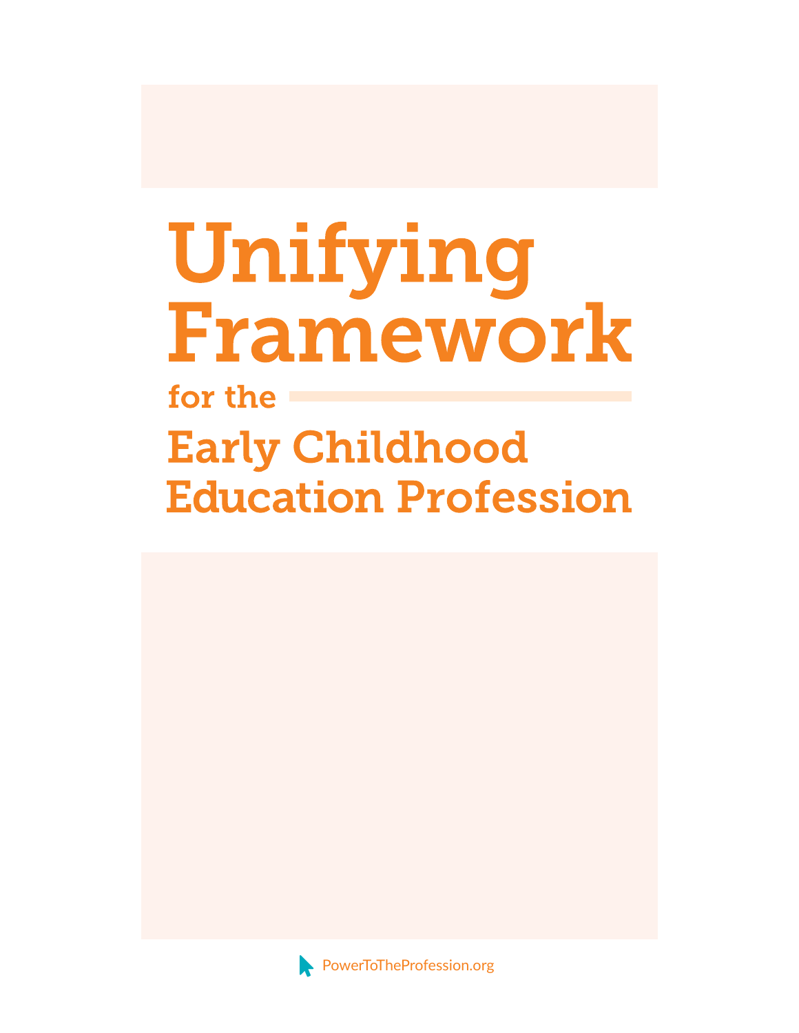# Unifying Framework

for the

## Early Childhood Education Profession

PowerToTheProfession.org